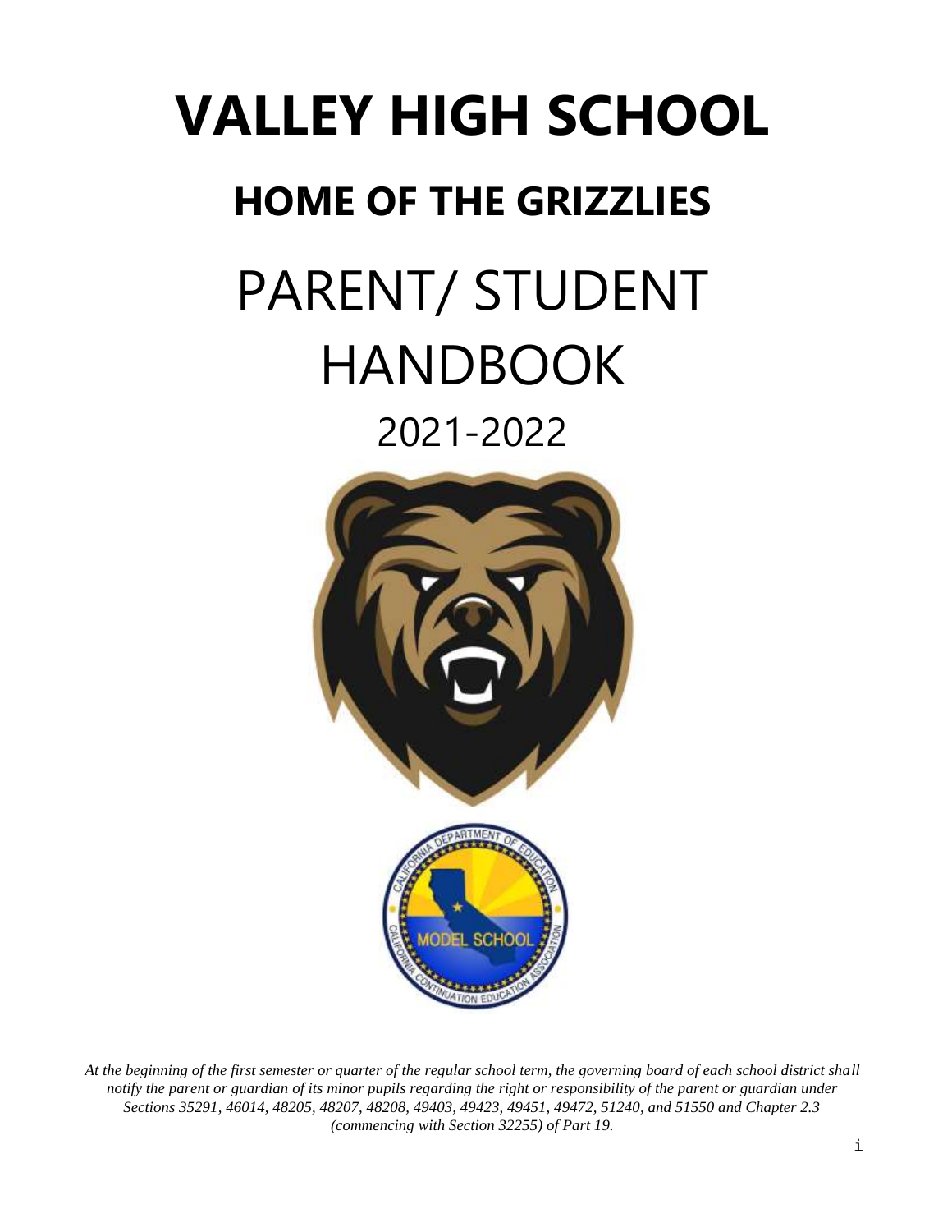# VALLEY HIGH SCHOOL

## HOME OF THE GRIZZLIES

# PARENT/ STUDENT HANDBOOK

## 2021-2022

*At the beginning of the first semester or quarter of the regular school term, the governing board of each school district shall notify the parent or guardian of its minor pupils regarding the right or responsibility of the parent or guardian under Sections 35291, 46014, 48205, 48207, 48208, 49403, 49423, 49451, 49472, 51240, and 51550 and Chapter 2.3 (commencing with Section 32255) of Part 19.*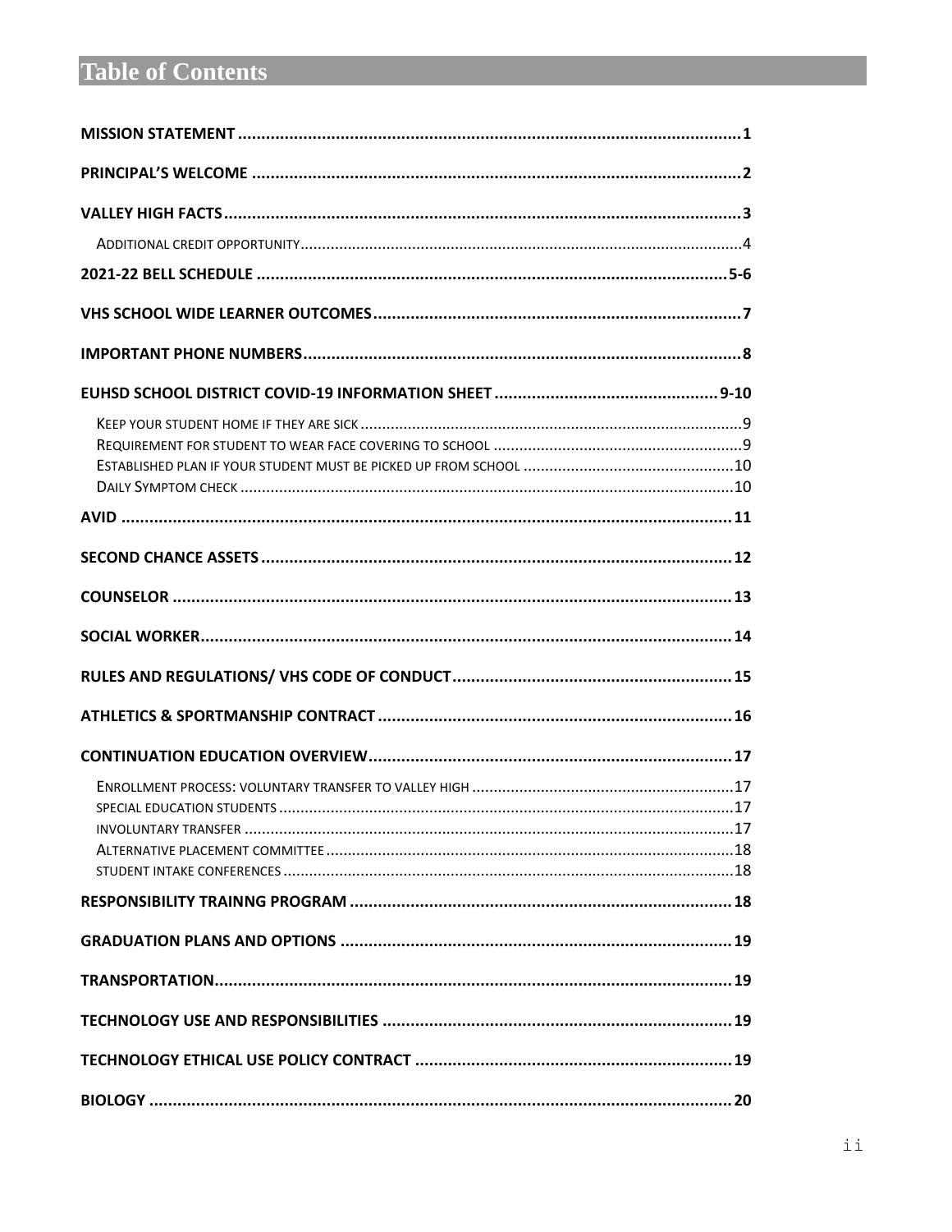# Table of Contents

**MISSION STATEMENT** ........ 1

**PRINCIPAL'S WELCOME** ........ 2

**VALLEY HIGH FACTS** ........ 3

- ADDITIONAL CREDIT OPPORTUNITY ........ 4

**2021-22 BELL SCHEDULE** ........ 5-6

**VHS SCHOOL WIDE LEARNER OUTCOMES** ........ 7

**IMPORTANT PHONE NUMBERS** ........ 8

**EUHSD SCHOOL DISTRICT COVID-19 INFORMATION SHEET** ........ 9-10

- KEEP YOUR STUDENT HOME IF THEY ARE SICK ........ 9
- REQUIREMENT FOR STUDENT TO WEAR FACE COVERING TO SCHOOL ........ 9
- ESTABLISHED PLAN IF YOUR STUDENT MUST BE PICKED UP FROM SCHOOL ........ 10
- DAILY SYMPTOM CHECK ........ 10

**AVID** ........ 11

**SECOND CHANCE ASSETS** ........ 12

**COUNSELOR** ........ 13

**SOCIAL WORKER** ........ 14

**RULES AND REGULATIONS/ VHS CODE OF CONDUCT** ........ 15

**ATHLETICS & SPORTMANSHIP CONTRACT** ........ 16

**CONTINUATION EDUCATION OVERVIEW** ........ 17

- ENROLLMENT PROCESS: VOLUNTARY TRANSFER TO VALLEY HIGH ........ 17
- SPECIAL EDUCATION STUDENTS ........ 17
- INVOLUNTARY TRANSFER ........ 17
- ALTERNATIVE PLACEMENT COMMITTEE ........ 18
- STUDENT INTAKE CONFERENCES ........ 18

**RESPONSIBILITY TRAINNG PROGRAM** ........ 18

**GRADUATION PLANS AND OPTIONS** ........ 19

**TRANSPORTATION** ........ 19

**TECHNOLOGY USE AND RESPONSIBILITIES** ........ 19

**TECHNOLOGY ETHICAL USE POLICY CONTRACT** ........ 19

**BIOLOGY** ........ 20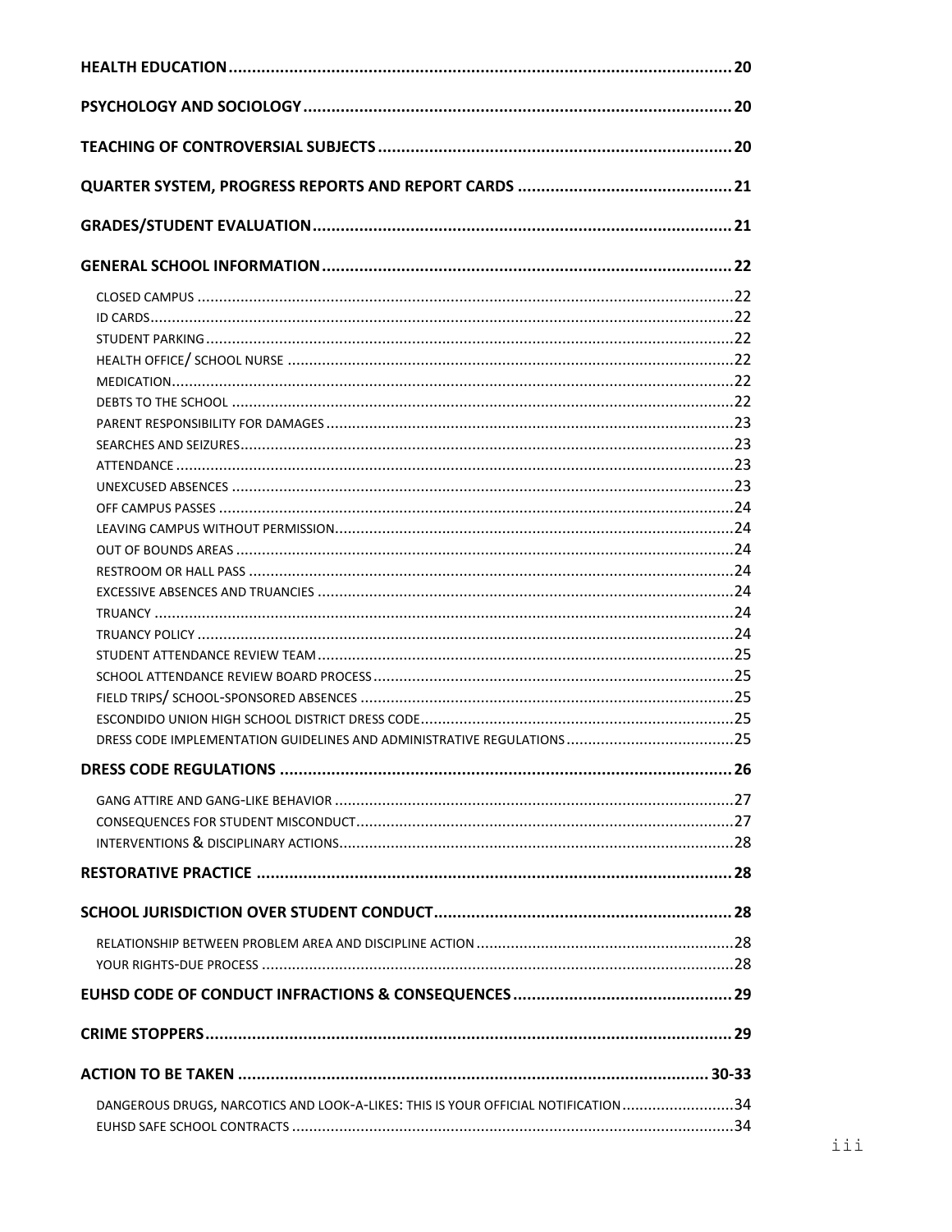**HEALTH EDUCATION** ........................................................................................................ 20

**PSYCHOLOGY AND SOCIOLOGY** ........................................................................................ 20

**TEACHING OF CONTROVERSIAL SUBJECTS** ........................................................................ 20

**QUARTER SYSTEM, PROGRESS REPORTS AND REPORT CARDS** ........................................... 21

**GRADES/STUDENT EVALUATION** ...................................................................................... 21

**GENERAL SCHOOL INFORMATION** ................................................................................... 22

- CLOSED CAMPUS ........................................................................................................ 22
- ID CARDS ................................................................................................................. 22
- STUDENT PARKING ..................................................................................................... 22
- HEALTH OFFICE/ SCHOOL NURSE .................................................................................. 22
- MEDICATION ............................................................................................................. 22
- DEBTS TO THE SCHOOL ............................................................................................... 22
- PARENT RESPONSIBILITY FOR DAMAGES ......................................................................... 23
- SEARCHES AND SEIZURES ............................................................................................. 23
- ATTENDANCE ............................................................................................................ 23
- UNEXCUSED ABSENCES ................................................................................................ 23
- OFF CAMPUS PASSES ................................................................................................... 24
- LEAVING CAMPUS WITHOUT PERMISSION ........................................................................ 24
- OUT OF BOUNDS AREAS ............................................................................................... 24
- RESTROOM OR HALL PASS ............................................................................................ 24
- EXCESSIVE ABSENCES AND TRUANCIES ............................................................................ 24
- TRUANCY ................................................................................................................. 24
- TRUANCY POLICY ....................................................................................................... 24
- STUDENT ATTENDANCE REVIEW TEAM ............................................................................ 25
- SCHOOL ATTENDANCE REVIEW BOARD PROCESS ............................................................... 25
- FIELD TRIPS/ SCHOOL-SPONSORED ABSENCES .................................................................. 25
- ESCONDIDO UNION HIGH SCHOOL DISTRICT DRESS CODE ..................................................... 25
- DRESS CODE IMPLEMENTATION GUIDELINES AND ADMINISTRATIVE REGULATIONS ....................... 25

**DRESS CODE REGULATIONS** ............................................................................................ 26

- GANG ATTIRE AND GANG-LIKE BEHAVIOR ........................................................................ 27
- CONSEQUENCES FOR STUDENT MISCONDUCT ................................................................... 27
- INTERVENTIONS & DISCIPLINARY ACTIONS ....................................................................... 28

**RESTORATIVE PRACTICE** ................................................................................................. 28

**SCHOOL JURISDICTION OVER STUDENT CONDUCT** ............................................................ 28

- RELATIONSHIP BETWEEN PROBLEM AREA AND DISCIPLINE ACTION ....................................... 28
- YOUR RIGHTS-DUE PROCESS ......................................................................................... 28

**EUHSD CODE OF CONDUCT INFRACTIONS & CONSEQUENCES** ............................................ 29

**CRIME STOPPERS** ............................................................................................................ 29

**ACTION TO BE TAKEN** ................................................................................................ 30-33

- DANGEROUS DRUGS, NARCOTICS AND LOOK-A-LIKES: THIS IS YOUR OFFICIAL NOTIFICATION ......... 34
- EUHSD SAFE SCHOOL CONTRACTS .................................................................................. 34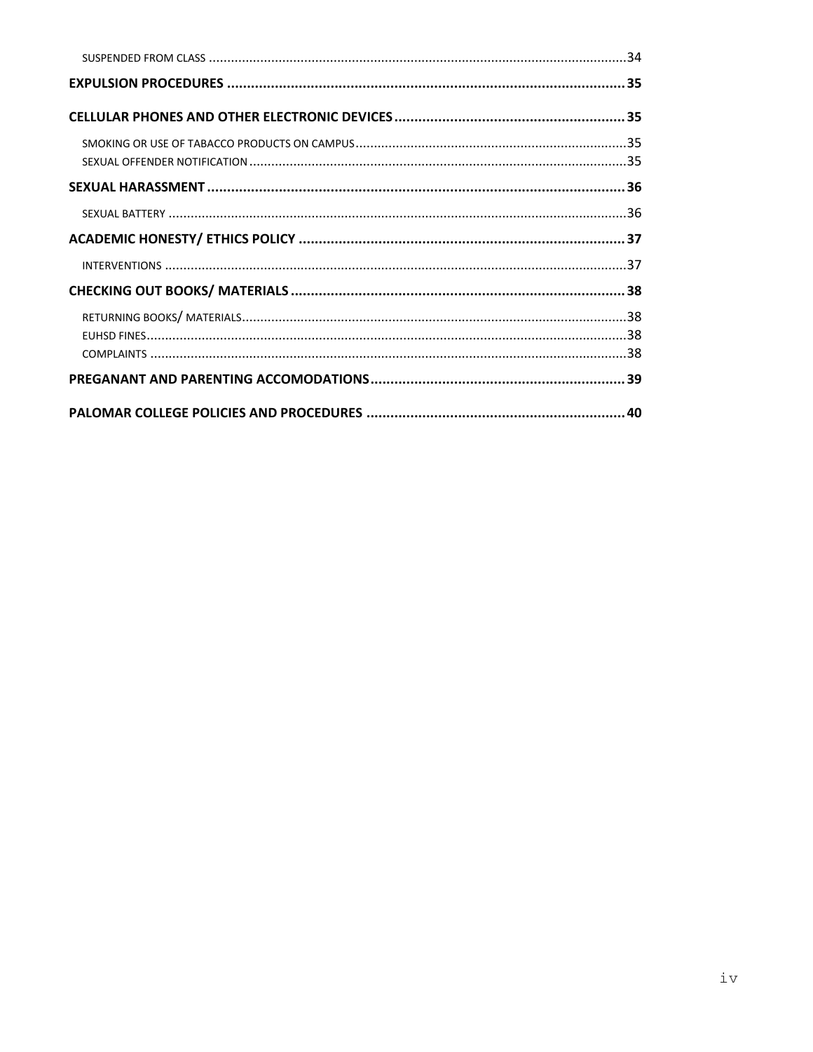SUSPENDED FROM CLASS ....................................................................................................................34

**EXPULSION PROCEDURES ....................................................................................................35**

**CELLULAR PHONES AND OTHER ELECTRONIC DEVICES .........................................................35**

SMOKING OR USE OF TABACCO PRODUCTS ON CAMPUS.........................................................................35
SEXUAL OFFENDER NOTIFICATION ........................................................................................................35

**SEXUAL HARASSMENT ........................................................................................................36**

SEXUAL BATTERY ....................................................................................................................................36

**ACADEMIC HONESTY/ ETHICS POLICY .................................................................................37**

INTERVENTIONS .......................................................................................................................................37

**CHECKING OUT BOOKS/ MATERIALS ....................................................................................38**

RETURNING BOOKS/ MATERIALS.............................................................................................................38
EUHSD FINES.............................................................................................................................................38
COMPLAINTS ............................................................................................................................................38

**PREGANANT AND PARENTING ACCOMODATIONS ...............................................................39**

**PALOMAR COLLEGE POLICIES AND PROCEDURES ................................................................40**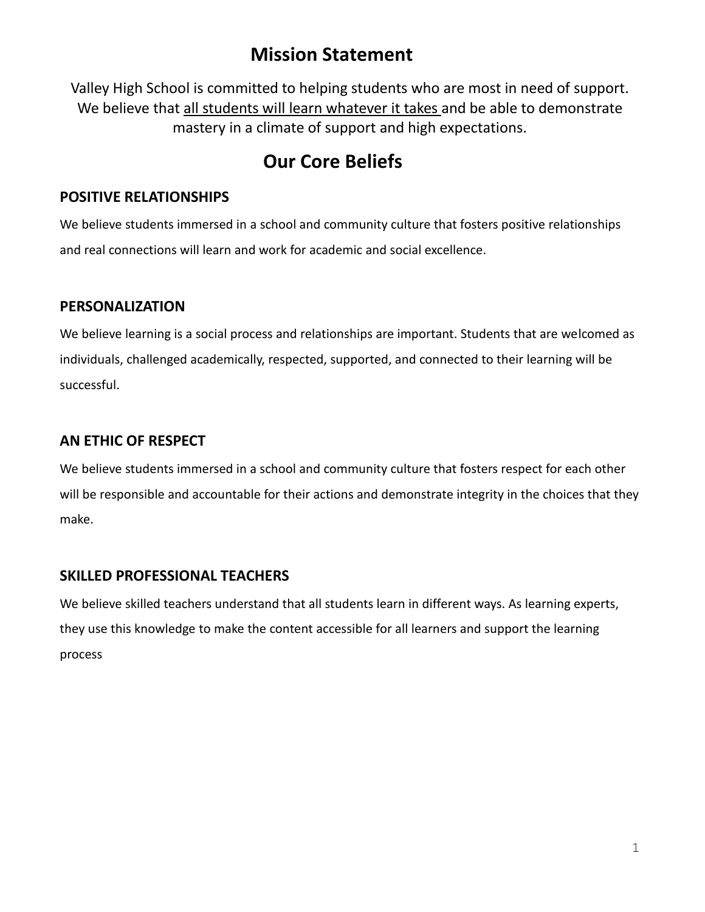# Mission Statement

Valley High School is committed to helping students who are most in need of support. We believe that <u>all students will learn whatever it takes</u> and be able to demonstrate mastery in a climate of support and high expectations.

# Our Core Beliefs

## POSITIVE RELATIONSHIPS

We believe students immersed in a school and community culture that fosters positive relationships and real connections will learn and work for academic and social excellence.

## PERSONALIZATION

We believe learning is a social process and relationships are important. Students that are welcomed as individuals, challenged academically, respected, supported, and connected to their learning will be successful.

## AN ETHIC OF RESPECT

We believe students immersed in a school and community culture that fosters respect for each other will be responsible and accountable for their actions and demonstrate integrity in the choices that they make.

## SKILLED PROFESSIONAL TEACHERS

We believe skilled teachers understand that all students learn in different ways. As learning experts, they use this knowledge to make the content accessible for all learners and support the learning process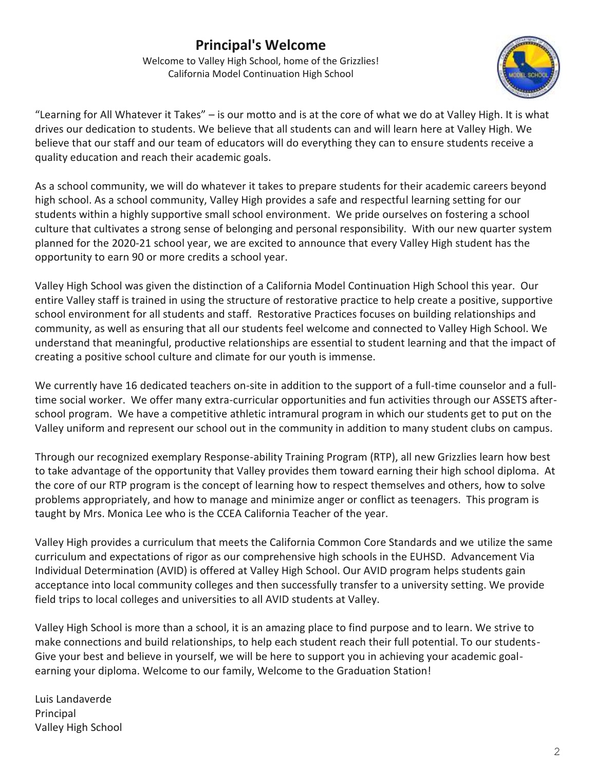# Principal's Welcome

Welcome to Valley High School, home of the Grizzlies!
California Model Continuation High School

"Learning for All Whatever it Takes" – is our motto and is at the core of what we do at Valley High. It is what drives our dedication to students. We believe that all students can and will learn here at Valley High. We believe that our staff and our team of educators will do everything they can to ensure students receive a quality education and reach their academic goals.

As a school community, we will do whatever it takes to prepare students for their academic careers beyond high school. As a school community, Valley High provides a safe and respectful learning setting for our students within a highly supportive small school environment. We pride ourselves on fostering a school culture that cultivates a strong sense of belonging and personal responsibility. With our new quarter system planned for the 2020-21 school year, we are excited to announce that every Valley High student has the opportunity to earn 90 or more credits a school year.

Valley High School was given the distinction of a California Model Continuation High School this year. Our entire Valley staff is trained in using the structure of restorative practice to help create a positive, supportive school environment for all students and staff. Restorative Practices focuses on building relationships and community, as well as ensuring that all our students feel welcome and connected to Valley High School. We understand that meaningful, productive relationships are essential to student learning and that the impact of creating a positive school culture and climate for our youth is immense.

We currently have 16 dedicated teachers on-site in addition to the support of a full-time counselor and a full-time social worker. We offer many extra-curricular opportunities and fun activities through our ASSETS after-school program. We have a competitive athletic intramural program in which our students get to put on the Valley uniform and represent our school out in the community in addition to many student clubs on campus.

Through our recognized exemplary Response-ability Training Program (RTP), all new Grizzlies learn how best to take advantage of the opportunity that Valley provides them toward earning their high school diploma. At the core of our RTP program is the concept of learning how to respect themselves and others, how to solve problems appropriately, and how to manage and minimize anger or conflict as teenagers. This program is taught by Mrs. Monica Lee who is the CCEA California Teacher of the year.

Valley High provides a curriculum that meets the California Common Core Standards and we utilize the same curriculum and expectations of rigor as our comprehensive high schools in the EUHSD. Advancement Via Individual Determination (AVID) is offered at Valley High School. Our AVID program helps students gain acceptance into local community colleges and then successfully transfer to a university setting. We provide field trips to local colleges and universities to all AVID students at Valley.

Valley High School is more than a school, it is an amazing place to find purpose and to learn. We strive to make connections and build relationships, to help each student reach their full potential. To our students- Give your best and believe in yourself, we will be here to support you in achieving your academic goal- earning your diploma. Welcome to our family, Welcome to the Graduation Station!

Luis Landaverde
Principal
Valley High School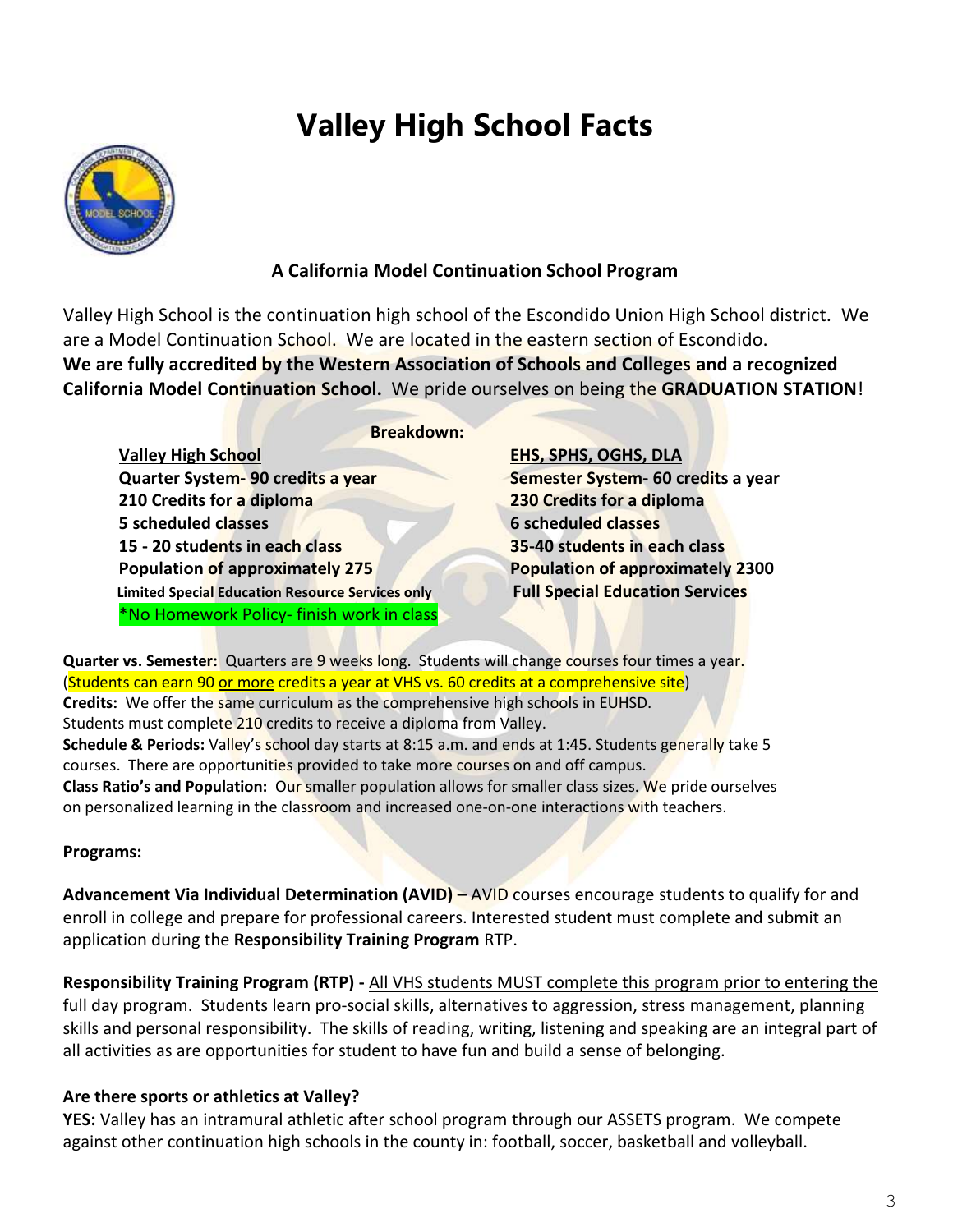# Valley High School Facts

**A California Model Continuation School Program**

Valley High School is the continuation high school of the Escondido Union High School district. We are a Model Continuation School. We are located in the eastern section of Escondido.
**We are fully accredited by the Western Association of Schools and Colleges and a recognized California Model Continuation School.** We pride ourselves on being the **GRADUATION STATION**!

**Breakdown:**

| Valley High School | EHS, SPHS, OGHS, DLA |
|---|---|
| **Quarter System- 90 credits a year** | **Semester System- 60 credits a year** |
| **210 Credits for a diploma** | **230 Credits for a diploma** |
| **5 scheduled classes** | **6 scheduled classes** |
| **15 - 20 students in each class** | **35-40 students in each class** |
| **Population of approximately 275** | **Population of approximately 2300** |
| **Limited Special Education Resource Services only** | **Full Special Education Services** |
| *No Homework Policy- finish work in class | |

**Quarter vs. Semester:** Quarters are 9 weeks long. Students will change courses four times a year. (Students can earn 90 or more credits a year at VHS vs. 60 credits at a comprehensive site)
**Credits:** We offer the same curriculum as the comprehensive high schools in EUHSD. Students must complete 210 credits to receive a diploma from Valley.
**Schedule & Periods:** Valley's school day starts at 8:15 a.m. and ends at 1:45. Students generally take 5 courses. There are opportunities provided to take more courses on and off campus.
**Class Ratio's and Population:** Our smaller population allows for smaller class sizes. We pride ourselves on personalized learning in the classroom and increased one-on-one interactions with teachers.

**Programs:**

**Advancement Via Individual Determination (AVID)** – AVID courses encourage students to qualify for and enroll in college and prepare for professional careers. Interested student must complete and submit an application during the **Responsibility Training Program** RTP.

**Responsibility Training Program (RTP) -** All VHS students MUST complete this program prior to entering the full day program. Students learn pro-social skills, alternatives to aggression, stress management, planning skills and personal responsibility. The skills of reading, writing, listening and speaking are an integral part of all activities as are opportunities for student to have fun and build a sense of belonging.

**Are there sports or athletics at Valley?**
**YES:** Valley has an intramural athletic after school program through our ASSETS program. We compete against other continuation high schools in the county in: football, soccer, basketball and volleyball.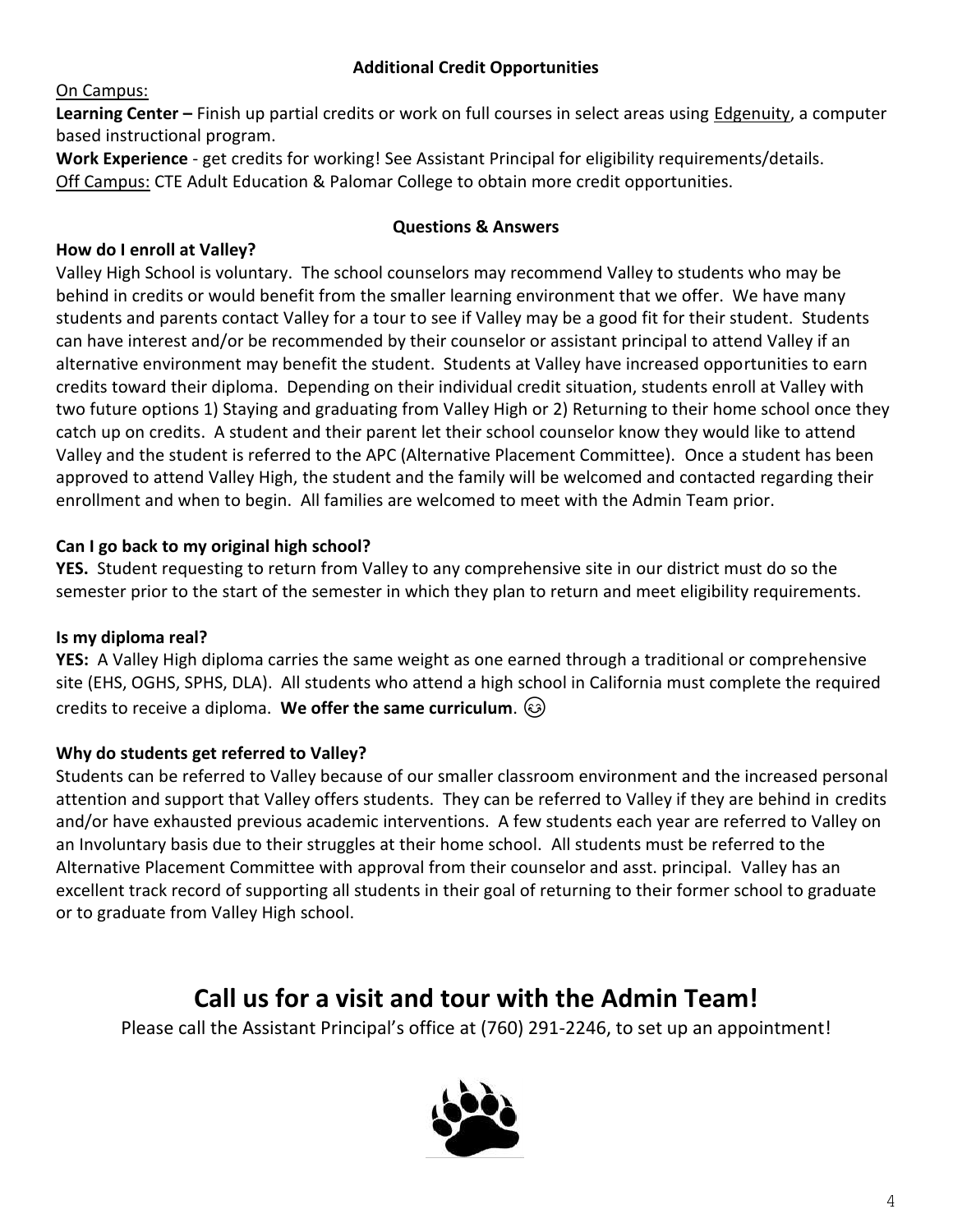### Additional Credit Opportunities

On Campus:

**Learning Center –** Finish up partial credits or work on full courses in select areas using Edgenuity, a computer based instructional program.

**Work Experience** - get credits for working! See Assistant Principal for eligibility requirements/details.

Off Campus: CTE Adult Education & Palomar College to obtain more credit opportunities.

### Questions & Answers

**How do I enroll at Valley?**

Valley High School is voluntary. The school counselors may recommend Valley to students who may be behind in credits or would benefit from the smaller learning environment that we offer. We have many students and parents contact Valley for a tour to see if Valley may be a good fit for their student. Students can have interest and/or be recommended by their counselor or assistant principal to attend Valley if an alternative environment may benefit the student. Students at Valley have increased opportunities to earn credits toward their diploma. Depending on their individual credit situation, students enroll at Valley with two future options 1) Staying and graduating from Valley High or 2) Returning to their home school once they catch up on credits. A student and their parent let their school counselor know they would like to attend Valley and the student is referred to the APC (Alternative Placement Committee). Once a student has been approved to attend Valley High, the student and the family will be welcomed and contacted regarding their enrollment and when to begin. All families are welcomed to meet with the Admin Team prior.

**Can I go back to my original high school?**

**YES.** Student requesting to return from Valley to any comprehensive site in our district must do so the semester prior to the start of the semester in which they plan to return and meet eligibility requirements.

**Is my diploma real?**

**YES:** A Valley High diploma carries the same weight as one earned through a traditional or comprehensive site (EHS, OGHS, SPHS, DLA). All students who attend a high school in California must complete the required credits to receive a diploma. **We offer the same curriculum**. 😊

**Why do students get referred to Valley?**

Students can be referred to Valley because of our smaller classroom environment and the increased personal attention and support that Valley offers students. They can be referred to Valley if they are behind in credits and/or have exhausted previous academic interventions. A few students each year are referred to Valley on an Involuntary basis due to their struggles at their home school. All students must be referred to the Alternative Placement Committee with approval from their counselor and asst. principal. Valley has an excellent track record of supporting all students in their goal of returning to their former school to graduate or to graduate from Valley High school.

## Call us for a visit and tour with the Admin Team!

Please call the Assistant Principal's office at (760) 291-2246, to set up an appointment!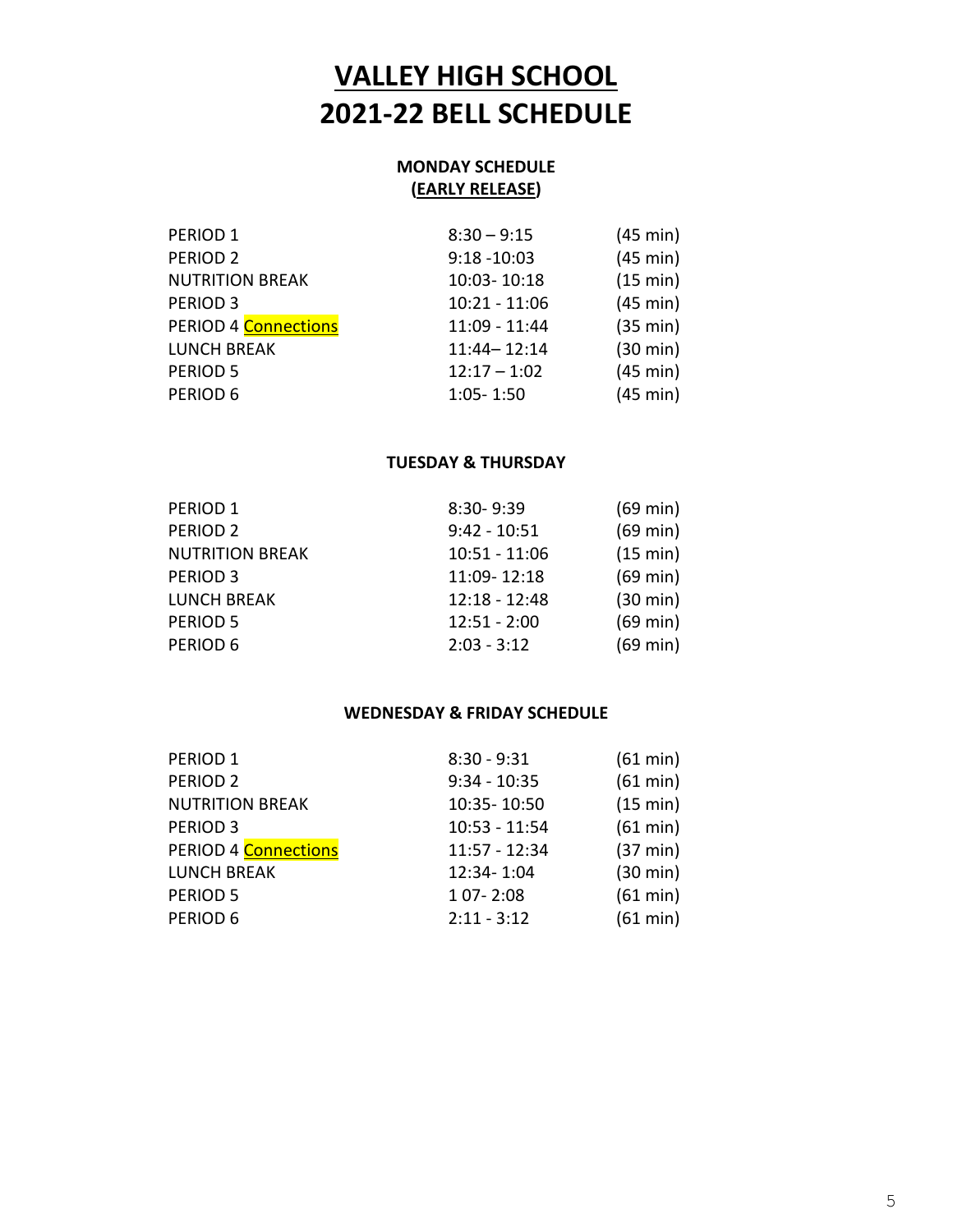# VALLEY HIGH SCHOOL
# 2021-22 BELL SCHEDULE

### MONDAY SCHEDULE
### (EARLY RELEASE)

| | | |
|---|---|---|
| PERIOD 1 | 8:30 – 9:15 | (45 min) |
| PERIOD 2 | 9:18 -10:03 | (45 min) |
| NUTRITION BREAK | 10:03- 10:18 | (15 min) |
| PERIOD 3 | 10:21 - 11:06 | (45 min) |
| PERIOD 4 Connections | 11:09 - 11:44 | (35 min) |
| LUNCH BREAK | 11:44– 12:14 | (30 min) |
| PERIOD 5 | 12:17 – 1:02 | (45 min) |
| PERIOD 6 | 1:05- 1:50 | (45 min) |

### TUESDAY & THURSDAY

| | | |
|---|---|---|
| PERIOD 1 | 8:30- 9:39 | (69 min) |
| PERIOD 2 | 9:42 - 10:51 | (69 min) |
| NUTRITION BREAK | 10:51 - 11:06 | (15 min) |
| PERIOD 3 | 11:09- 12:18 | (69 min) |
| LUNCH BREAK | 12:18 - 12:48 | (30 min) |
| PERIOD 5 | 12:51 - 2:00 | (69 min) |
| PERIOD 6 | 2:03 - 3:12 | (69 min) |

### WEDNESDAY & FRIDAY SCHEDULE

| | | |
|---|---|---|
| PERIOD 1 | 8:30 - 9:31 | (61 min) |
| PERIOD 2 | 9:34 - 10:35 | (61 min) |
| NUTRITION BREAK | 10:35- 10:50 | (15 min) |
| PERIOD 3 | 10:53 - 11:54 | (61 min) |
| PERIOD 4 Connections | 11:57 - 12:34 | (37 min) |
| LUNCH BREAK | 12:34- 1:04 | (30 min) |
| PERIOD 5 | 1 07- 2:08 | (61 min) |
| PERIOD 6 | 2:11 - 3:12 | (61 min) |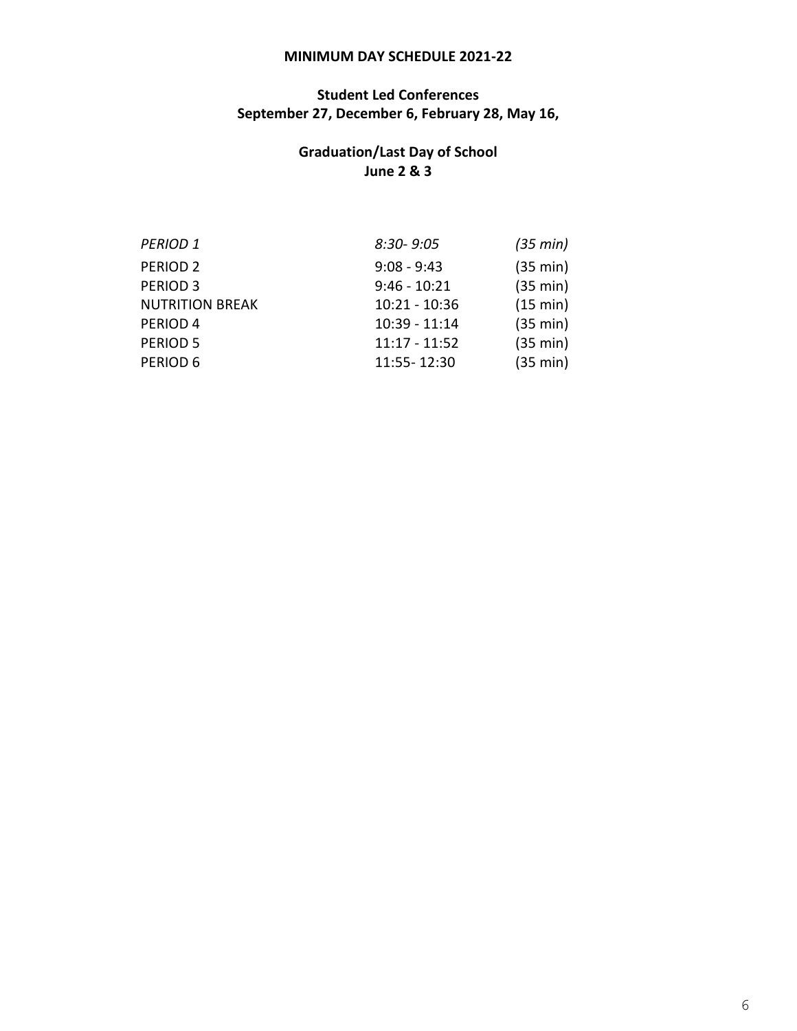# MINIMUM DAY SCHEDULE 2021-22

## Student Led Conferences
## September 27, December 6, February 28, May 16,

## Graduation/Last Day of School
## June 2 & 3

| | | |
|---|---|---|
| *PERIOD 1* | *8:30- 9:05* | *(35 min)* |
| PERIOD 2 | 9:08 - 9:43 | (35 min) |
| PERIOD 3 | 9:46 - 10:21 | (35 min) |
| NUTRITION BREAK | 10:21 - 10:36 | (15 min) |
| PERIOD 4 | 10:39 - 11:14 | (35 min) |
| PERIOD 5 | 11:17 - 11:52 | (35 min) |
| PERIOD 6 | 11:55- 12:30 | (35 min) |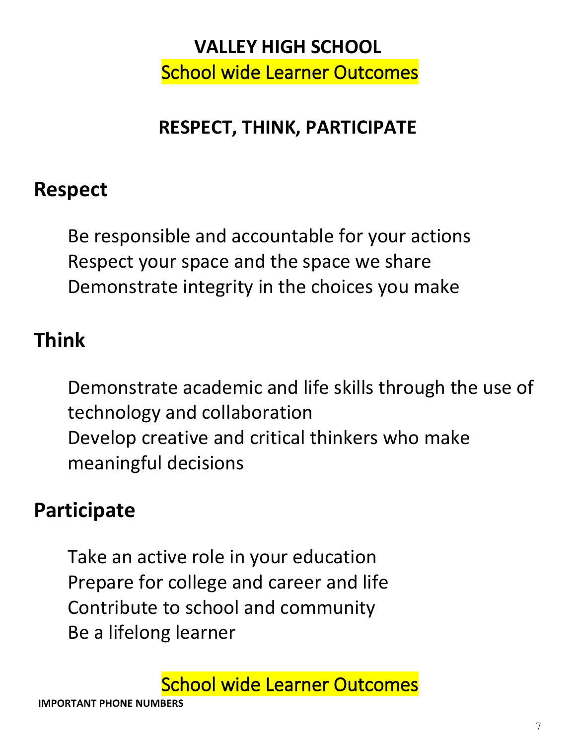# VALLEY HIGH SCHOOL

School wide Learner Outcomes

## RESPECT, THINK, PARTICIPATE

## Respect

Be responsible and accountable for your actions
Respect your space and the space we share
Demonstrate integrity in the choices you make

## Think

Demonstrate academic and life skills through the use of technology and collaboration
Develop creative and critical thinkers who make meaningful decisions

## Participate

Take an active role in your education
Prepare for college and career and life
Contribute to school and community
Be a lifelong learner

School wide Learner Outcomes

**IMPORTANT PHONE NUMBERS**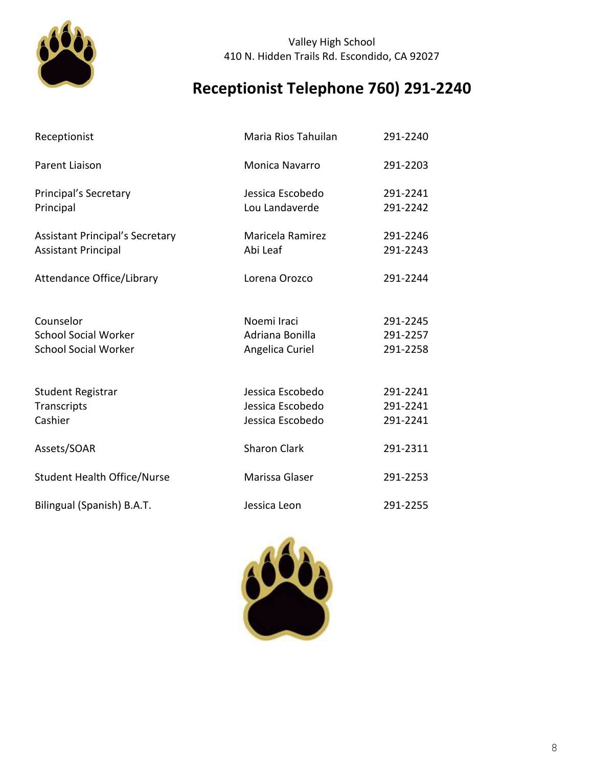Valley High School
410 N. Hidden Trails Rd. Escondido, CA 92027

# Receptionist Telephone 760) 291-2240

| | | |
|---|---|---|
| Receptionist | Maria Rios Tahuilan | 291-2240 |
| Parent Liaison | Monica Navarro | 291-2203 |
| Principal's Secretary | Jessica Escobedo | 291-2241 |
| Principal | Lou Landaverde | 291-2242 |
| Assistant Principal's Secretary | Maricela Ramirez | 291-2246 |
| Assistant Principal | Abi Leaf | 291-2243 |
| Attendance Office/Library | Lorena Orozco | 291-2244 |
| Counselor | Noemi Iraci | 291-2245 |
| School Social Worker | Adriana Bonilla | 291-2257 |
| School Social Worker | Angelica Curiel | 291-2258 |
| Student Registrar | Jessica Escobedo | 291-2241 |
| Transcripts | Jessica Escobedo | 291-2241 |
| Cashier | Jessica Escobedo | 291-2241 |
| Assets/SOAR | Sharon Clark | 291-2311 |
| Student Health Office/Nurse | Marissa Glaser | 291-2253 |
| Bilingual (Spanish) B.A.T. | Jessica Leon | 291-2255 |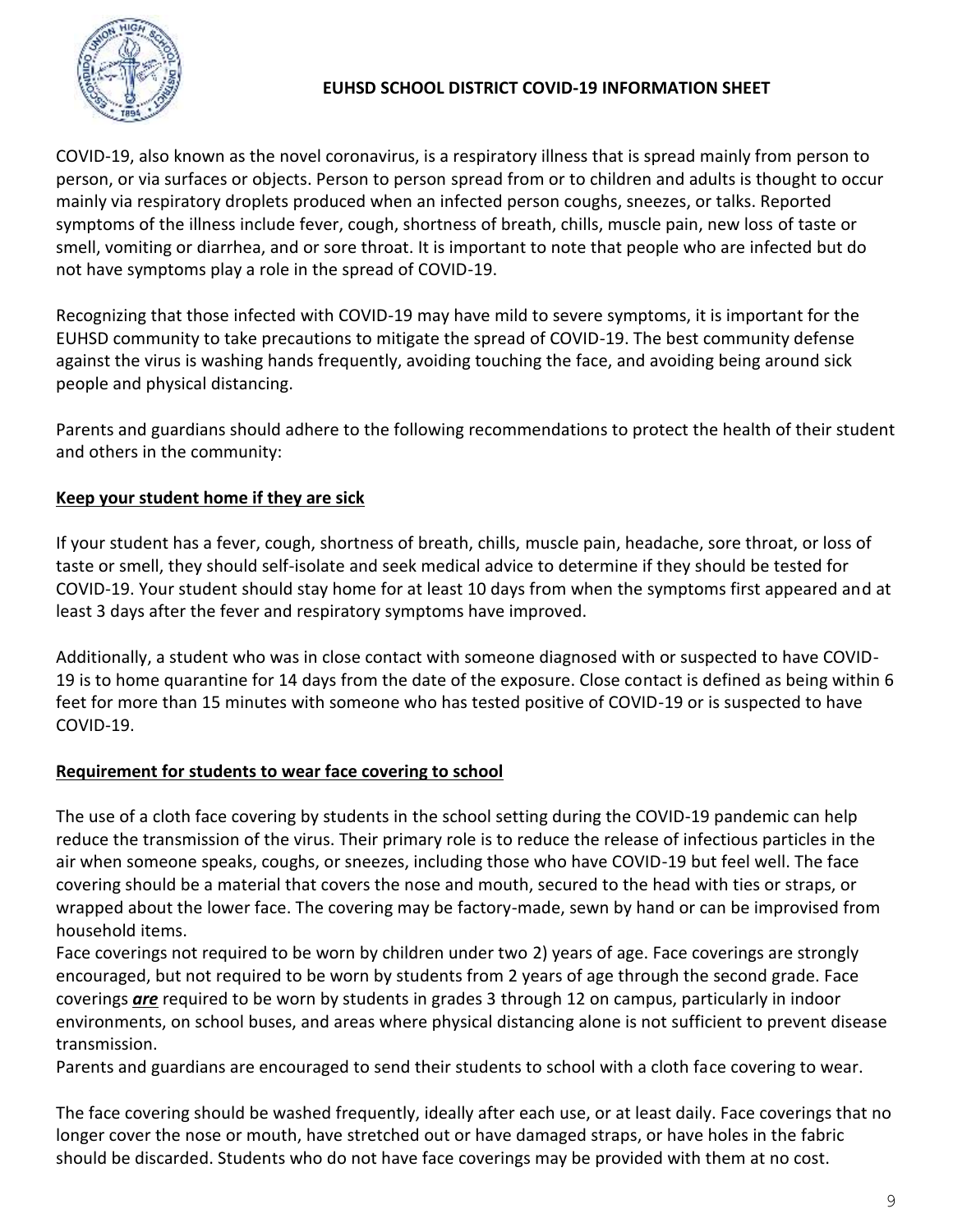# EUHSD SCHOOL DISTRICT COVID-19 INFORMATION SHEET

COVID-19, also known as the novel coronavirus, is a respiratory illness that is spread mainly from person to person, or via surfaces or objects. Person to person spread from or to children and adults is thought to occur mainly via respiratory droplets produced when an infected person coughs, sneezes, or talks. Reported symptoms of the illness include fever, cough, shortness of breath, chills, muscle pain, new loss of taste or smell, vomiting or diarrhea, and or sore throat. It is important to note that people who are infected but do not have symptoms play a role in the spread of COVID-19.

Recognizing that those infected with COVID-19 may have mild to severe symptoms, it is important for the EUHSD community to take precautions to mitigate the spread of COVID-19. The best community defense against the virus is washing hands frequently, avoiding touching the face, and avoiding being around sick people and physical distancing.

Parents and guardians should adhere to the following recommendations to protect the health of their student and others in the community:

## Keep your student home if they are sick

If your student has a fever, cough, shortness of breath, chills, muscle pain, headache, sore throat, or loss of taste or smell, they should self-isolate and seek medical advice to determine if they should be tested for COVID-19. Your student should stay home for at least 10 days from when the symptoms first appeared and at least 3 days after the fever and respiratory symptoms have improved.

Additionally, a student who was in close contact with someone diagnosed with or suspected to have COVID-19 is to home quarantine for 14 days from the date of the exposure. Close contact is defined as being within 6 feet for more than 15 minutes with someone who has tested positive of COVID-19 or is suspected to have COVID-19.

## Requirement for students to wear face covering to school

The use of a cloth face covering by students in the school setting during the COVID-19 pandemic can help reduce the transmission of the virus. Their primary role is to reduce the release of infectious particles in the air when someone speaks, coughs, or sneezes, including those who have COVID-19 but feel well. The face covering should be a material that covers the nose and mouth, secured to the head with ties or straps, or wrapped about the lower face. The covering may be factory-made, sewn by hand or can be improvised from household items.

Face coverings not required to be worn by children under two 2) years of age. Face coverings are strongly encouraged, but not required to be worn by students from 2 years of age through the second grade. Face coverings ***are*** required to be worn by students in grades 3 through 12 on campus, particularly in indoor environments, on school buses, and areas where physical distancing alone is not sufficient to prevent disease transmission.

Parents and guardians are encouraged to send their students to school with a cloth face covering to wear.

The face covering should be washed frequently, ideally after each use, or at least daily. Face coverings that no longer cover the nose or mouth, have stretched out or have damaged straps, or have holes in the fabric should be discarded. Students who do not have face coverings may be provided with them at no cost.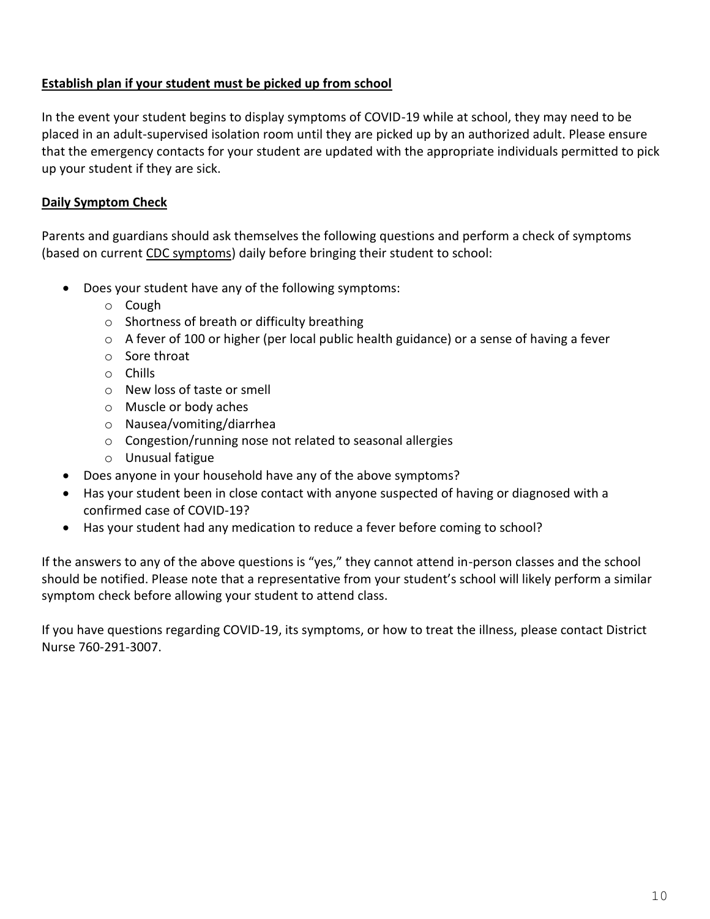**<u>Establish plan if your student must be picked up from school</u>**

In the event your student begins to display symptoms of COVID-19 while at school, they may need to be placed in an adult-supervised isolation room until they are picked up by an authorized adult. Please ensure that the emergency contacts for your student are updated with the appropriate individuals permitted to pick up your student if they are sick.

**<u>Daily Symptom Check</u>**

Parents and guardians should ask themselves the following questions and perform a check of symptoms (based on current CDC symptoms) daily before bringing their student to school:

- Does your student have any of the following symptoms:
  - Cough
  - Shortness of breath or difficulty breathing
  - A fever of 100 or higher (per local public health guidance) or a sense of having a fever
  - Sore throat
  - Chills
  - New loss of taste or smell
  - Muscle or body aches
  - Nausea/vomiting/diarrhea
  - Congestion/running nose not related to seasonal allergies
  - Unusual fatigue
- Does anyone in your household have any of the above symptoms?
- Has your student been in close contact with anyone suspected of having or diagnosed with a confirmed case of COVID-19?
- Has your student had any medication to reduce a fever before coming to school?

If the answers to any of the above questions is "yes," they cannot attend in-person classes and the school should be notified. Please note that a representative from your student's school will likely perform a similar symptom check before allowing your student to attend class.

If you have questions regarding COVID-19, its symptoms, or how to treat the illness, please contact District Nurse 760-291-3007.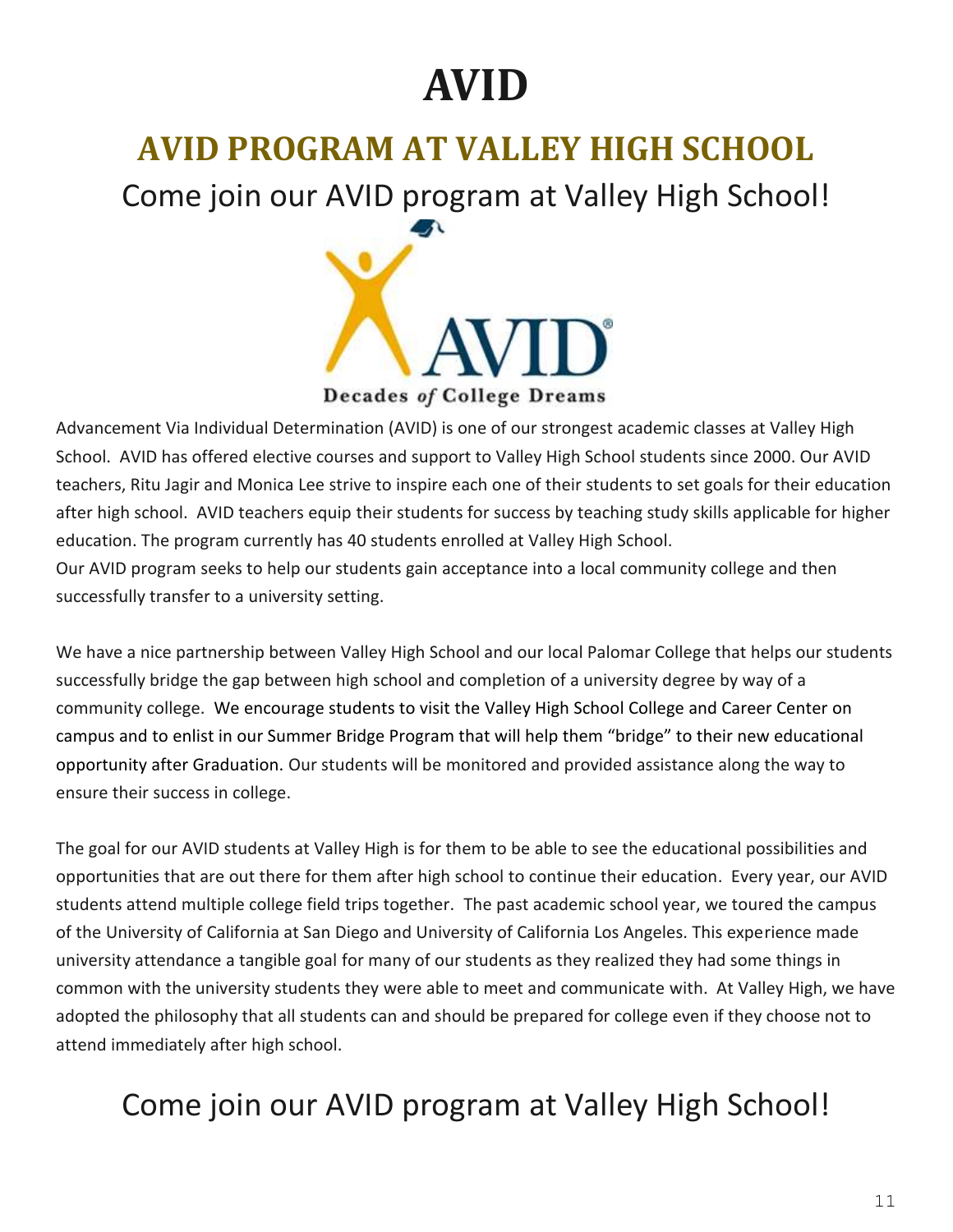# AVID

## AVID PROGRAM AT VALLEY HIGH SCHOOL

Come join our AVID program at Valley High School!

Advancement Via Individual Determination (AVID) is one of our strongest academic classes at Valley High School. AVID has offered elective courses and support to Valley High School students since 2000. Our AVID teachers, Ritu Jagir and Monica Lee strive to inspire each one of their students to set goals for their education after high school. AVID teachers equip their students for success by teaching study skills applicable for higher education. The program currently has 40 students enrolled at Valley High School.
Our AVID program seeks to help our students gain acceptance into a local community college and then successfully transfer to a university setting.

We have a nice partnership between Valley High School and our local Palomar College that helps our students successfully bridge the gap between high school and completion of a university degree by way of a community college. We encourage students to visit the Valley High School College and Career Center on campus and to enlist in our Summer Bridge Program that will help them "bridge" to their new educational opportunity after Graduation. Our students will be monitored and provided assistance along the way to ensure their success in college.

The goal for our AVID students at Valley High is for them to be able to see the educational possibilities and opportunities that are out there for them after high school to continue their education. Every year, our AVID students attend multiple college field trips together. The past academic school year, we toured the campus of the University of California at San Diego and University of California Los Angeles. This experience made university attendance a tangible goal for many of our students as they realized they had some things in common with the university students they were able to meet and communicate with. At Valley High, we have adopted the philosophy that all students can and should be prepared for college even if they choose not to attend immediately after high school.

Come join our AVID program at Valley High School!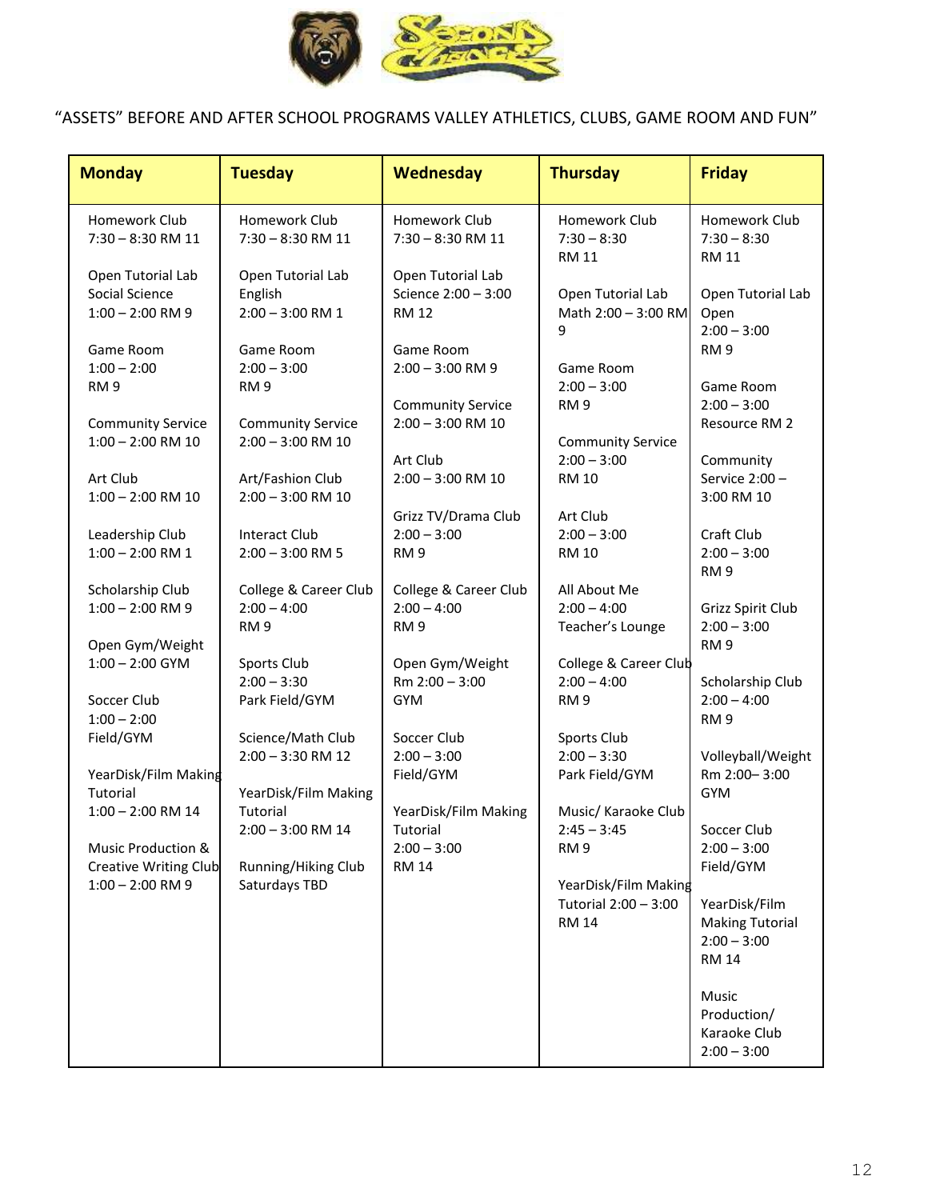"ASSETS" BEFORE AND AFTER SCHOOL PROGRAMS VALLEY ATHLETICS, CLUBS, GAME ROOM AND FUN"

| Monday | Tuesday | Wednesday | Thursday | Friday |
|---|---|---|---|---|
| Homework Club 7:30 – 8:30 RM 11<br><br>Open Tutorial Lab Social Science 1:00 – 2:00 RM 9<br><br>Game Room 1:00 – 2:00 RM 9<br><br>Community Service 1:00 – 2:00 RM 10<br><br>Art Club 1:00 – 2:00 RM 10<br><br>Leadership Club 1:00 – 2:00 RM 1<br><br>Scholarship Club 1:00 – 2:00 RM 9<br><br>Open Gym/Weight 1:00 – 2:00 GYM<br><br>Soccer Club 1:00 – 2:00 Field/GYM<br><br>YearDisk/Film Making Tutorial 1:00 – 2:00 RM 14<br><br>Music Production & Creative Writing Club 1:00 – 2:00 RM 9 | Homework Club 7:30 – 8:30 RM 11<br><br>Open Tutorial Lab English 2:00 – 3:00 RM 1<br><br>Game Room 2:00 – 3:00 RM 9<br><br>Community Service 2:00 – 3:00 RM 10<br><br>Art/Fashion Club 2:00 – 3:00 RM 10<br><br>Interact Club 2:00 – 3:00 RM 5<br><br>College & Career Club 2:00 – 4:00 RM 9<br><br>Sports Club 2:00 – 3:30 Park Field/GYM<br><br>Science/Math Club 2:00 – 3:30 RM 12<br><br>YearDisk/Film Making Tutorial 2:00 – 3:00 RM 14<br><br>Running/Hiking Club Saturdays TBD | Homework Club 7:30 – 8:30 RM 11<br><br>Open Tutorial Lab Science 2:00 – 3:00 RM 12<br><br>Game Room 2:00 – 3:00 RM 9<br><br>Community Service 2:00 – 3:00 RM 10<br><br>Art Club 2:00 – 3:00 RM 10<br><br>Grizz TV/Drama Club 2:00 – 3:00 RM 9<br><br>College & Career Club 2:00 – 4:00 RM 9<br><br>Open Gym/Weight Rm 2:00 – 3:00 GYM<br><br>Soccer Club 2:00 – 3:00 Field/GYM<br><br>YearDisk/Film Making Tutorial 2:00 – 3:00 RM 14 | Homework Club 7:30 – 8:30 RM 11<br><br>Open Tutorial Lab Math 2:00 – 3:00 RM 9<br><br>Game Room 2:00 – 3:00 RM 9<br><br>Community Service 2:00 – 3:00 RM 10<br><br>Art Club 2:00 – 3:00 RM 10<br><br>All About Me 2:00 – 4:00 Teacher's Lounge<br><br>College & Career Club 2:00 – 4:00 RM 9<br><br>Sports Club 2:00 – 3:30 Park Field/GYM<br><br>Music/ Karaoke Club 2:45 – 3:45 RM 9<br><br>YearDisk/Film Making Tutorial 2:00 – 3:00 RM 14 | Homework Club 7:30 – 8:30 RM 11<br><br>Open Tutorial Lab Open 2:00 – 3:00 RM 9<br><br>Game Room 2:00 – 3:00 Resource RM 2<br><br>Community Service 2:00 – 3:00 RM 10<br><br>Craft Club 2:00 – 3:00 RM 9<br><br>Grizz Spirit Club 2:00 – 3:00 RM 9<br><br>Scholarship Club 2:00 – 4:00 RM 9<br><br>Volleyball/Weight Rm 2:00– 3:00 GYM<br><br>Soccer Club 2:00 – 3:00 Field/GYM<br><br>YearDisk/Film Making Tutorial 2:00 – 3:00 RM 14<br><br>Music Production/ Karaoke Club 2:00 – 3:00 |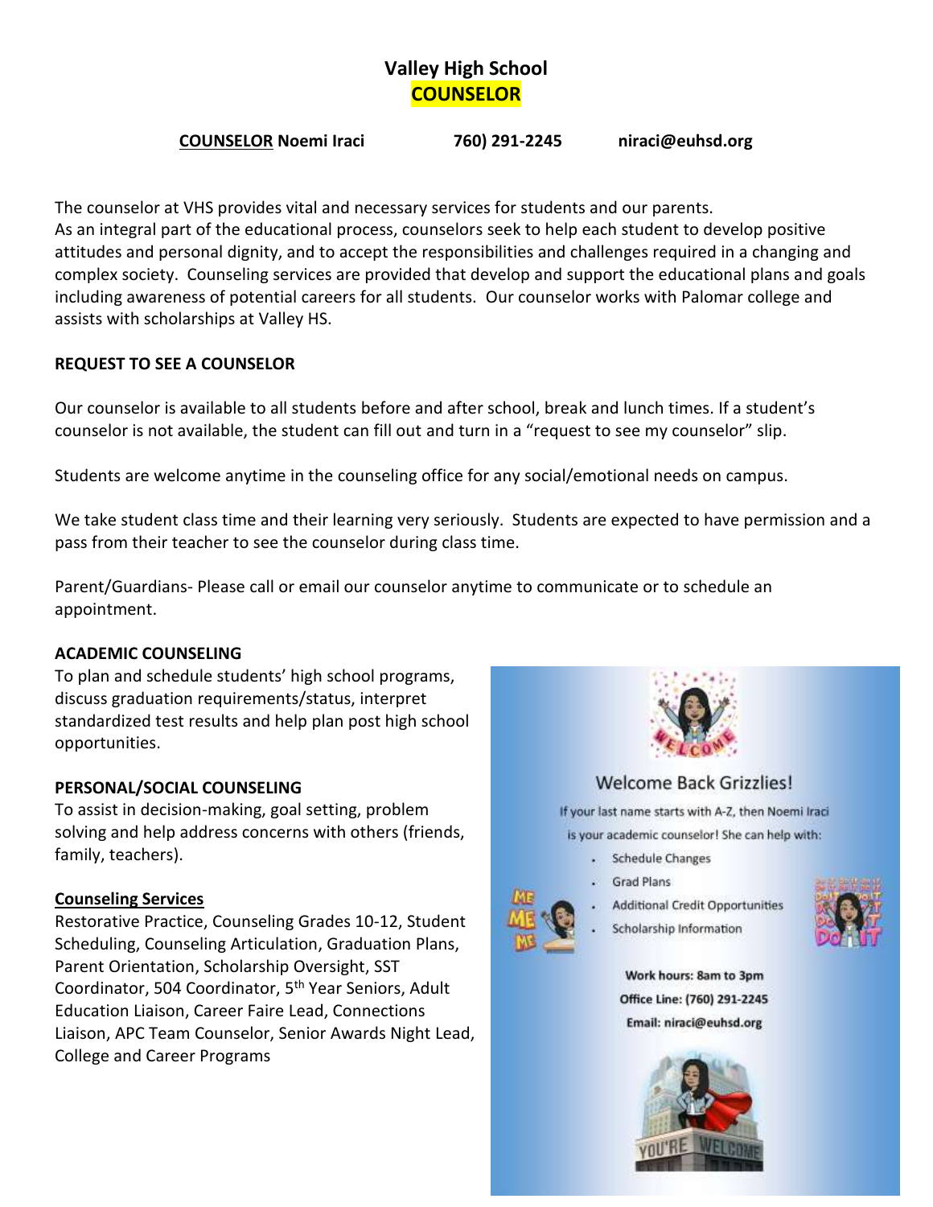# Valley High School
## COUNSELOR

**COUNSELOR Noemi Iraci** **760) 291-2245** **niraci@euhsd.org**

The counselor at VHS provides vital and necessary services for students and our parents. As an integral part of the educational process, counselors seek to help each student to develop positive attitudes and personal dignity, and to accept the responsibilities and challenges required in a changing and complex society. Counseling services are provided that develop and support the educational plans and goals including awareness of potential careers for all students. Our counselor works with Palomar college and assists with scholarships at Valley HS.

**REQUEST TO SEE A COUNSELOR**

Our counselor is available to all students before and after school, break and lunch times. If a student's counselor is not available, the student can fill out and turn in a "request to see my counselor" slip.

Students are welcome anytime in the counseling office for any social/emotional needs on campus.

We take student class time and their learning very seriously. Students are expected to have permission and a pass from their teacher to see the counselor during class time.

Parent/Guardians- Please call or email our counselor anytime to communicate or to schedule an appointment.

**ACADEMIC COUNSELING**

To plan and schedule students' high school programs, discuss graduation requirements/status, interpret standardized test results and help plan post high school opportunities.

**PERSONAL/SOCIAL COUNSELING**

To assist in decision-making, goal setting, problem solving and help address concerns with others (friends, family, teachers).

**Counseling Services**

Restorative Practice, Counseling Grades 10-12, Student Scheduling, Counseling Articulation, Graduation Plans, Parent Orientation, Scholarship Oversight, SST Coordinator, 504 Coordinator, 5th Year Seniors, Adult Education Liaison, Career Faire Lead, Connections Liaison, APC Team Counselor, Senior Awards Night Lead, College and Career Programs

Welcome Back Grizzlies!

If your last name starts with A-Z, then Noemi Iraci is your academic counselor! She can help with:

- Schedule Changes
- Grad Plans
- Additional Credit Opportunities
- Scholarship Information

**Work hours: 8am to 3pm**
**Office Line: (760) 291-2245**
**Email: niraci@euhsd.org**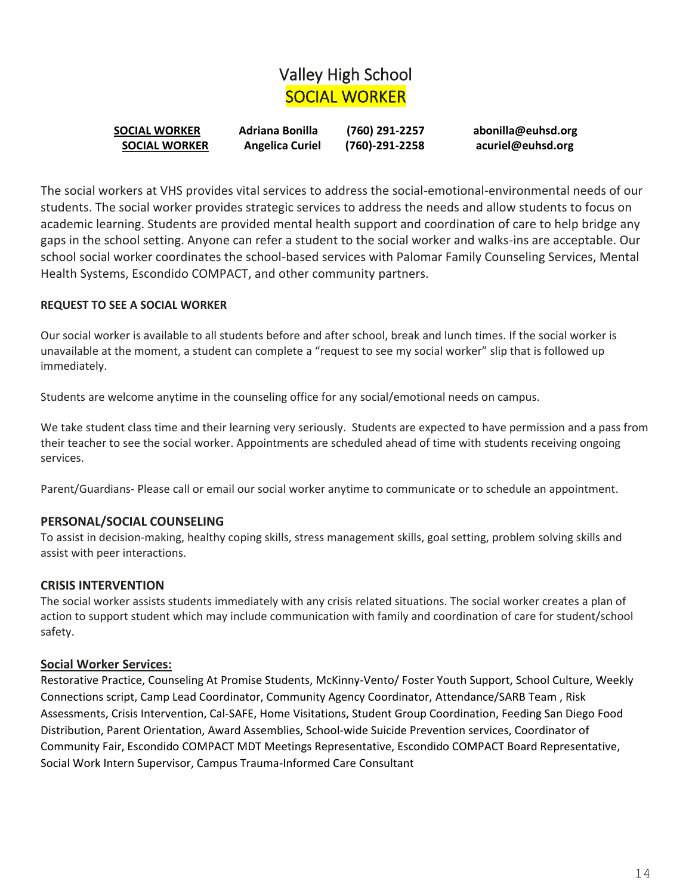# Valley High School

## SOCIAL WORKER

| SOCIAL WORKER | Adriana Bonilla | (760) 291-2257 | abonilla@euhsd.org |
|---|---|---|---|
| SOCIAL WORKER | Angelica Curiel | (760)-291-2258 | acuriel@euhsd.org |

The social workers at VHS provides vital services to address the social-emotional-environmental needs of our students. The social worker provides strategic services to address the needs and allow students to focus on academic learning. Students are provided mental health support and coordination of care to help bridge any gaps in the school setting. Anyone can refer a student to the social worker and walks-ins are acceptable. Our school social worker coordinates the school-based services with Palomar Family Counseling Services, Mental Health Systems, Escondido COMPACT, and other community partners.

**REQUEST TO SEE A SOCIAL WORKER**

Our social worker is available to all students before and after school, break and lunch times. If the social worker is unavailable at the moment, a student can complete a "request to see my social worker" slip that is followed up immediately.

Students are welcome anytime in the counseling office for any social/emotional needs on campus.

We take student class time and their learning very seriously. Students are expected to have permission and a pass from their teacher to see the social worker. Appointments are scheduled ahead of time with students receiving ongoing services.

Parent/Guardians- Please call or email our social worker anytime to communicate or to schedule an appointment.

### PERSONAL/SOCIAL COUNSELING

To assist in decision-making, healthy coping skills, stress management skills, goal setting, problem solving skills and assist with peer interactions.

### CRISIS INTERVENTION

The social worker assists students immediately with any crisis related situations. The social worker creates a plan of action to support student which may include communication with family and coordination of care for student/school safety.

### Social Worker Services:

Restorative Practice, Counseling At Promise Students, McKinny-Vento/ Foster Youth Support, School Culture, Weekly Connections script, Camp Lead Coordinator, Community Agency Coordinator, Attendance/SARB Team , Risk Assessments, Crisis Intervention, Cal-SAFE, Home Visitations, Student Group Coordination, Feeding San Diego Food Distribution, Parent Orientation, Award Assemblies, School-wide Suicide Prevention services, Coordinator of Community Fair, Escondido COMPACT MDT Meetings Representative, Escondido COMPACT Board Representative, Social Work Intern Supervisor, Campus Trauma-Informed Care Consultant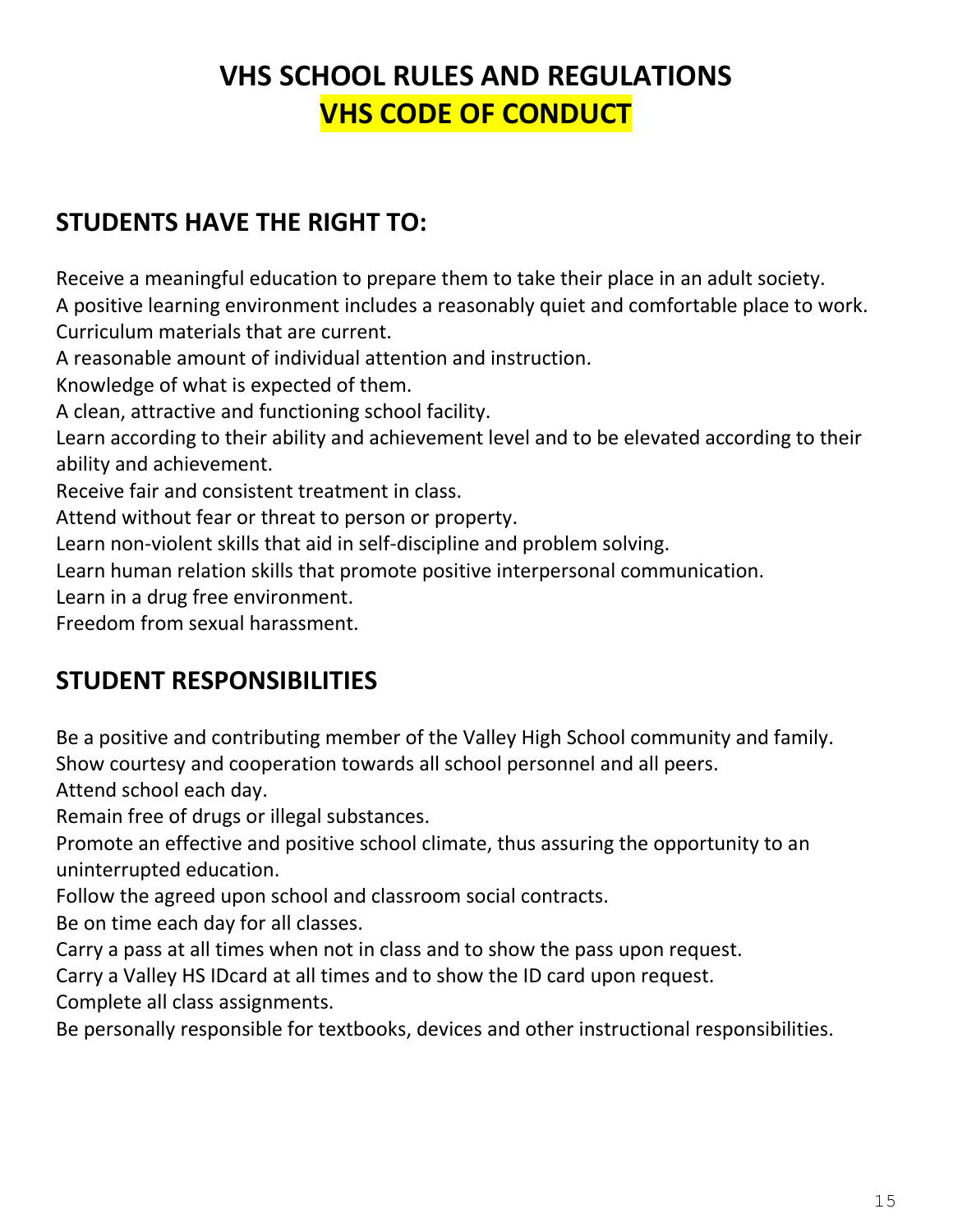# VHS SCHOOL RULES AND REGULATIONS

# VHS CODE OF CONDUCT

## STUDENTS HAVE THE RIGHT TO:

Receive a meaningful education to prepare them to take their place in an adult society.
A positive learning environment includes a reasonably quiet and comfortable place to work.
Curriculum materials that are current.
A reasonable amount of individual attention and instruction.
Knowledge of what is expected of them.
A clean, attractive and functioning school facility.
Learn according to their ability and achievement level and to be elevated according to their ability and achievement.
Receive fair and consistent treatment in class.
Attend without fear or threat to person or property.
Learn non-violent skills that aid in self-discipline and problem solving.
Learn human relation skills that promote positive interpersonal communication.
Learn in a drug free environment.
Freedom from sexual harassment.

## STUDENT RESPONSIBILITIES

Be a positive and contributing member of the Valley High School community and family.
Show courtesy and cooperation towards all school personnel and all peers.
Attend school each day.
Remain free of drugs or illegal substances.
Promote an effective and positive school climate, thus assuring the opportunity to an uninterrupted education.
Follow the agreed upon school and classroom social contracts.
Be on time each day for all classes.
Carry a pass at all times when not in class and to show the pass upon request.
Carry a Valley HS IDcard at all times and to show the ID card upon request.
Complete all class assignments.
Be personally responsible for textbooks, devices and other instructional responsibilities.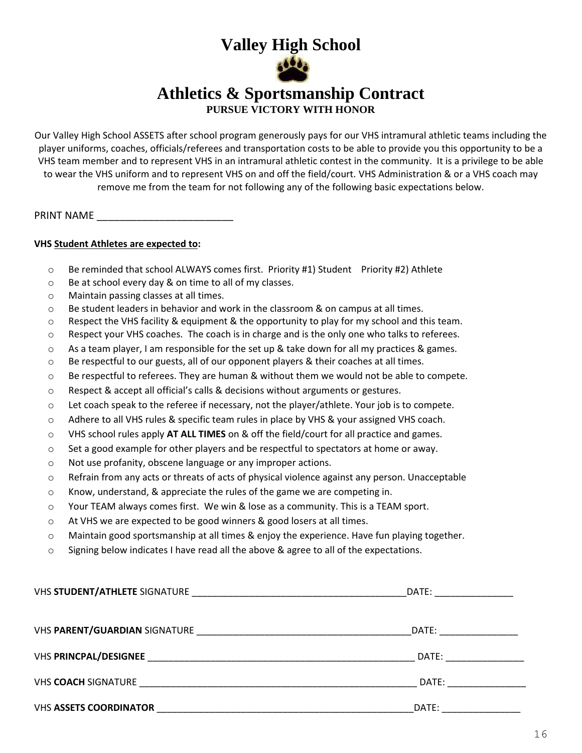# Valley High School

# Athletics & Sportsmanship Contract

**PURSUE VICTORY WITH HONOR**

Our Valley High School ASSETS after school program generously pays for our VHS intramural athletic teams including the player uniforms, coaches, officials/referees and transportation costs to be able to provide you this opportunity to be a VHS team member and to represent VHS in an intramural athletic contest in the community. It is a privilege to be able to wear the VHS uniform and to represent VHS on and off the field/court. VHS Administration & or a VHS coach may remove me from the team for not following any of the following basic expectations below.

PRINT NAME ________________________

**VHS <u>Student Athletes are expected to</u>:**

- Be reminded that school ALWAYS comes first. Priority #1) Student Priority #2) Athlete
- Be at school every day & on time to all of my classes.
- Maintain passing classes at all times.
- Be student leaders in behavior and work in the classroom & on campus at all times.
- Respect the VHS facility & equipment & the opportunity to play for my school and this team.
- Respect your VHS coaches. The coach is in charge and is the only one who talks to referees.
- As a team player, I am responsible for the set up & take down for all my practices & games.
- Be respectful to our guests, all of our opponent players & their coaches at all times.
- Be respectful to referees. They are human & without them we would not be able to compete.
- Respect & accept all official's calls & decisions without arguments or gestures.
- Let coach speak to the referee if necessary, not the player/athlete. Your job is to compete.
- Adhere to all VHS rules & specific team rules in place by VHS & your assigned VHS coach.
- VHS school rules apply **AT ALL TIMES** on & off the field/court for all practice and games.
- Set a good example for other players and be respectful to spectators at home or away.
- Not use profanity, obscene language or any improper actions.
- Refrain from any acts or threats of acts of physical violence against any person. Unacceptable
- Know, understand, & appreciate the rules of the game we are competing in.
- Your TEAM always comes first. We win & lose as a community. This is a TEAM sport.
- At VHS we are expected to be good winners & good losers at all times.
- Maintain good sportsmanship at all times & enjoy the experience. Have fun playing together.
- Signing below indicates I have read all the above & agree to all of the expectations.

VHS **STUDENT/ATHLETE** SIGNATURE ________________________________________DATE: _______________

VHS **PARENT/GUARDIAN** SIGNATURE ________________________________________DATE: _______________

VHS **PRINCPAL/DESIGNEE** ________________________________________________ DATE: _______________

VHS **COACH** SIGNATURE __________________________________________________ DATE: _______________

VHS **ASSETS COORDINATOR** ______________________________________________DATE: _______________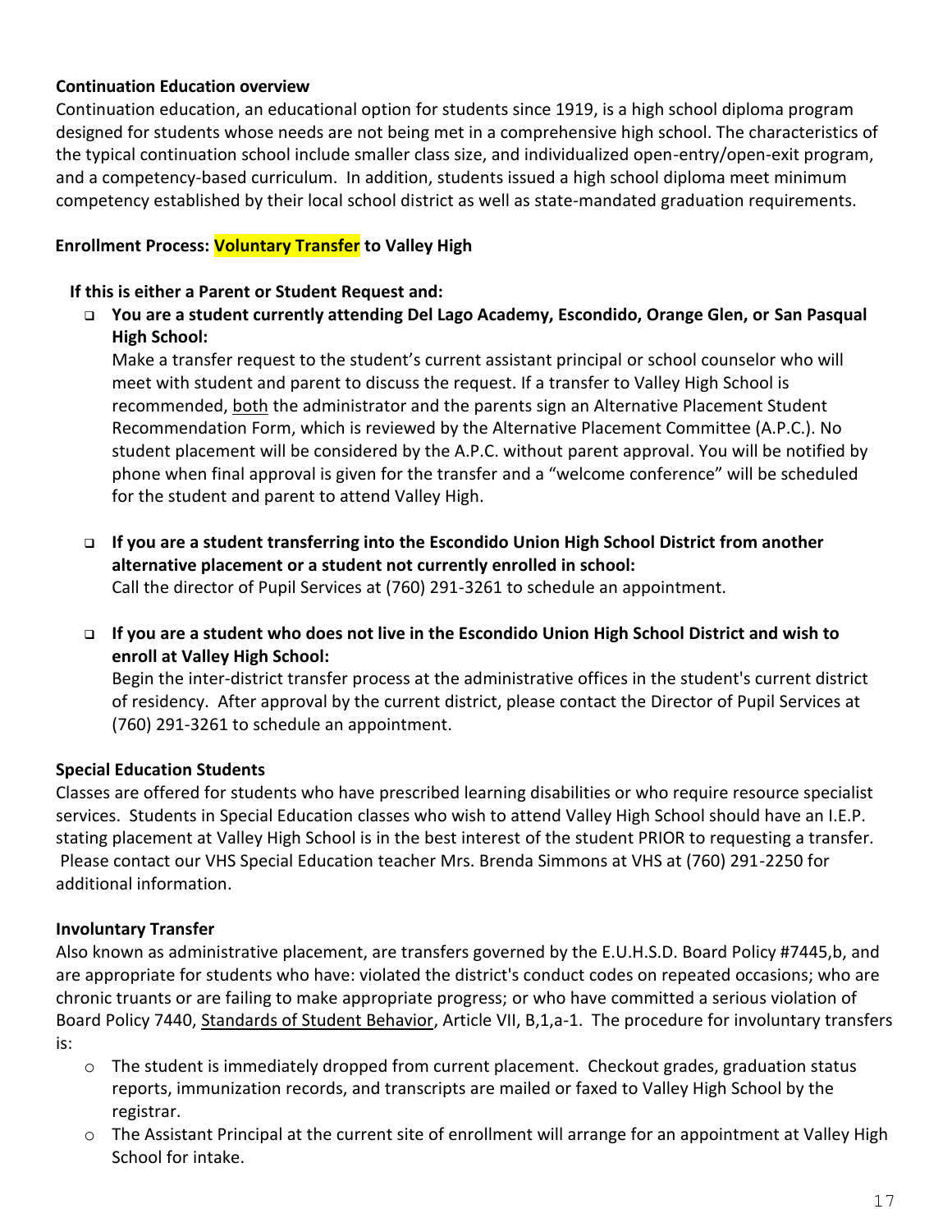### Continuation Education overview

Continuation education, an educational option for students since 1919, is a high school diploma program designed for students whose needs are not being met in a comprehensive high school. The characteristics of the typical continuation school include smaller class size, and individualized open-entry/open-exit program, and a competency-based curriculum. In addition, students issued a high school diploma meet minimum competency established by their local school district as well as state-mandated graduation requirements.

### Enrollment Process: Voluntary Transfer to Valley High

**If this is either a Parent or Student Request and:**

- **You are a student currently attending Del Lago Academy, Escondido, Orange Glen, or San Pasqual High School:**
  Make a transfer request to the student's current assistant principal or school counselor who will meet with student and parent to discuss the request. If a transfer to Valley High School is recommended, both the administrator and the parents sign an Alternative Placement Student Recommendation Form, which is reviewed by the Alternative Placement Committee (A.P.C.). No student placement will be considered by the A.P.C. without parent approval. You will be notified by phone when final approval is given for the transfer and a "welcome conference" will be scheduled for the student and parent to attend Valley High.

- **If you are a student transferring into the Escondido Union High School District from another alternative placement or a student not currently enrolled in school:**
  Call the director of Pupil Services at (760) 291-3261 to schedule an appointment.

- **If you are a student who does not live in the Escondido Union High School District and wish to enroll at Valley High School:**
  Begin the inter-district transfer process at the administrative offices in the student's current district of residency. After approval by the current district, please contact the Director of Pupil Services at (760) 291-3261 to schedule an appointment.

### Special Education Students

Classes are offered for students who have prescribed learning disabilities or who require resource specialist services. Students in Special Education classes who wish to attend Valley High School should have an I.E.P. stating placement at Valley High School is in the best interest of the student PRIOR to requesting a transfer. Please contact our VHS Special Education teacher Mrs. Brenda Simmons at VHS at (760) 291-2250 for additional information.

### Involuntary Transfer

Also known as administrative placement, are transfers governed by the E.U.H.S.D. Board Policy #7445,b, and are appropriate for students who have: violated the district's conduct codes on repeated occasions; who are chronic truants or are failing to make appropriate progress; or who have committed a serious violation of Board Policy 7440, Standards of Student Behavior, Article VII, B,1,a-1. The procedure for involuntary transfers is:

- The student is immediately dropped from current placement. Checkout grades, graduation status reports, immunization records, and transcripts are mailed or faxed to Valley High School by the registrar.
- The Assistant Principal at the current site of enrollment will arrange for an appointment at Valley High School for intake.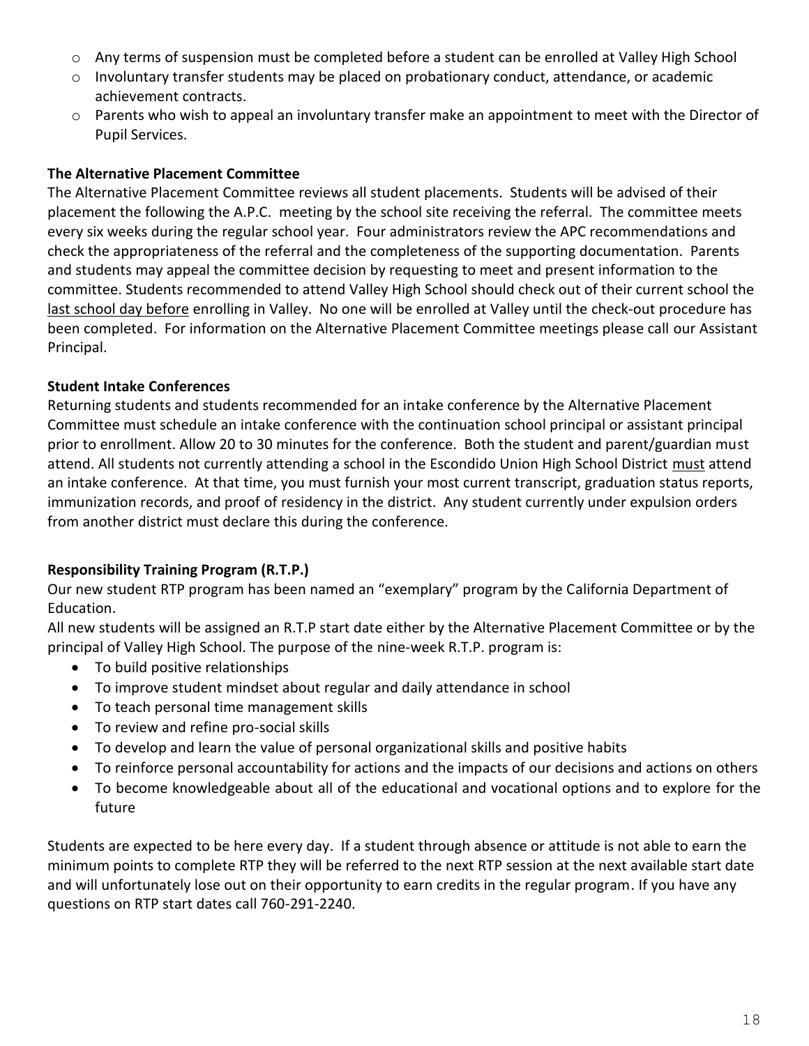- Any terms of suspension must be completed before a student can be enrolled at Valley High School
- Involuntary transfer students may be placed on probationary conduct, attendance, or academic achievement contracts.
- Parents who wish to appeal an involuntary transfer make an appointment to meet with the Director of Pupil Services.

**The Alternative Placement Committee**

The Alternative Placement Committee reviews all student placements. Students will be advised of their placement the following the A.P.C. meeting by the school site receiving the referral. The committee meets every six weeks during the regular school year. Four administrators review the APC recommendations and check the appropriateness of the referral and the completeness of the supporting documentation. Parents and students may appeal the committee decision by requesting to meet and present information to the committee. Students recommended to attend Valley High School should check out of their current school the last school day before enrolling in Valley. No one will be enrolled at Valley until the check-out procedure has been completed. For information on the Alternative Placement Committee meetings please call our Assistant Principal.

**Student Intake Conferences**

Returning students and students recommended for an intake conference by the Alternative Placement Committee must schedule an intake conference with the continuation school principal or assistant principal prior to enrollment. Allow 20 to 30 minutes for the conference. Both the student and parent/guardian must attend. All students not currently attending a school in the Escondido Union High School District must attend an intake conference. At that time, you must furnish your most current transcript, graduation status reports, immunization records, and proof of residency in the district. Any student currently under expulsion orders from another district must declare this during the conference.

**Responsibility Training Program (R.T.P.)**

Our new student RTP program has been named an "exemplary" program by the California Department of Education.

All new students will be assigned an R.T.P start date either by the Alternative Placement Committee or by the principal of Valley High School. The purpose of the nine-week R.T.P. program is:

- To build positive relationships
- To improve student mindset about regular and daily attendance in school
- To teach personal time management skills
- To review and refine pro-social skills
- To develop and learn the value of personal organizational skills and positive habits
- To reinforce personal accountability for actions and the impacts of our decisions and actions on others
- To become knowledgeable about all of the educational and vocational options and to explore for the future

Students are expected to be here every day. If a student through absence or attitude is not able to earn the minimum points to complete RTP they will be referred to the next RTP session at the next available start date and will unfortunately lose out on their opportunity to earn credits in the regular program. If you have any questions on RTP start dates call 760-291-2240.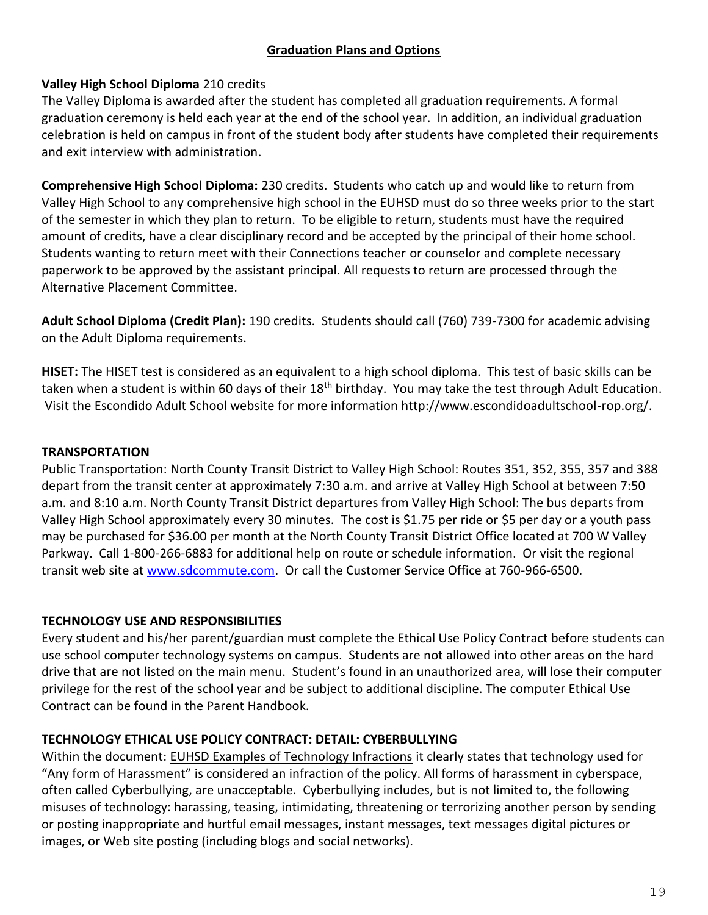## Graduation Plans and Options

**Valley High School Diploma** 210 credits
The Valley Diploma is awarded after the student has completed all graduation requirements. A formal graduation ceremony is held each year at the end of the school year. In addition, an individual graduation celebration is held on campus in front of the student body after students have completed their requirements and exit interview with administration.

**Comprehensive High School Diploma:** 230 credits. Students who catch up and would like to return from Valley High School to any comprehensive high school in the EUHSD must do so three weeks prior to the start of the semester in which they plan to return. To be eligible to return, students must have the required amount of credits, have a clear disciplinary record and be accepted by the principal of their home school. Students wanting to return meet with their Connections teacher or counselor and complete necessary paperwork to be approved by the assistant principal. All requests to return are processed through the Alternative Placement Committee.

**Adult School Diploma (Credit Plan):** 190 credits. Students should call (760) 739-7300 for academic advising on the Adult Diploma requirements.

**HISET:** The HISET test is considered as an equivalent to a high school diploma. This test of basic skills can be taken when a student is within 60 days of their 18th birthday. You may take the test through Adult Education. Visit the Escondido Adult School website for more information http://www.escondidoadultschool-rop.org/.

### TRANSPORTATION

Public Transportation: North County Transit District to Valley High School: Routes 351, 352, 355, 357 and 388 depart from the transit center at approximately 7:30 a.m. and arrive at Valley High School at between 7:50 a.m. and 8:10 a.m. North County Transit District departures from Valley High School: The bus departs from Valley High School approximately every 30 minutes. The cost is $1.75 per ride or $5 per day or a youth pass may be purchased for $36.00 per month at the North County Transit District Office located at 700 W Valley Parkway. Call 1-800-266-6883 for additional help on route or schedule information. Or visit the regional transit web site at www.sdcommute.com. Or call the Customer Service Office at 760-966-6500.

### TECHNOLOGY USE AND RESPONSIBILITIES

Every student and his/her parent/guardian must complete the Ethical Use Policy Contract before students can use school computer technology systems on campus. Students are not allowed into other areas on the hard drive that are not listed on the main menu. Student's found in an unauthorized area, will lose their computer privilege for the rest of the school year and be subject to additional discipline. The computer Ethical Use Contract can be found in the Parent Handbook.

### TECHNOLOGY ETHICAL USE POLICY CONTRACT: DETAIL: CYBERBULLYING

Within the document: EUHSD Examples of Technology Infractions it clearly states that technology used for "Any form of Harassment" is considered an infraction of the policy. All forms of harassment in cyberspace, often called Cyberbullying, are unacceptable. Cyberbullying includes, but is not limited to, the following misuses of technology: harassing, teasing, intimidating, threatening or terrorizing another person by sending or posting inappropriate and hurtful email messages, instant messages, text messages digital pictures or images, or Web site posting (including blogs and social networks).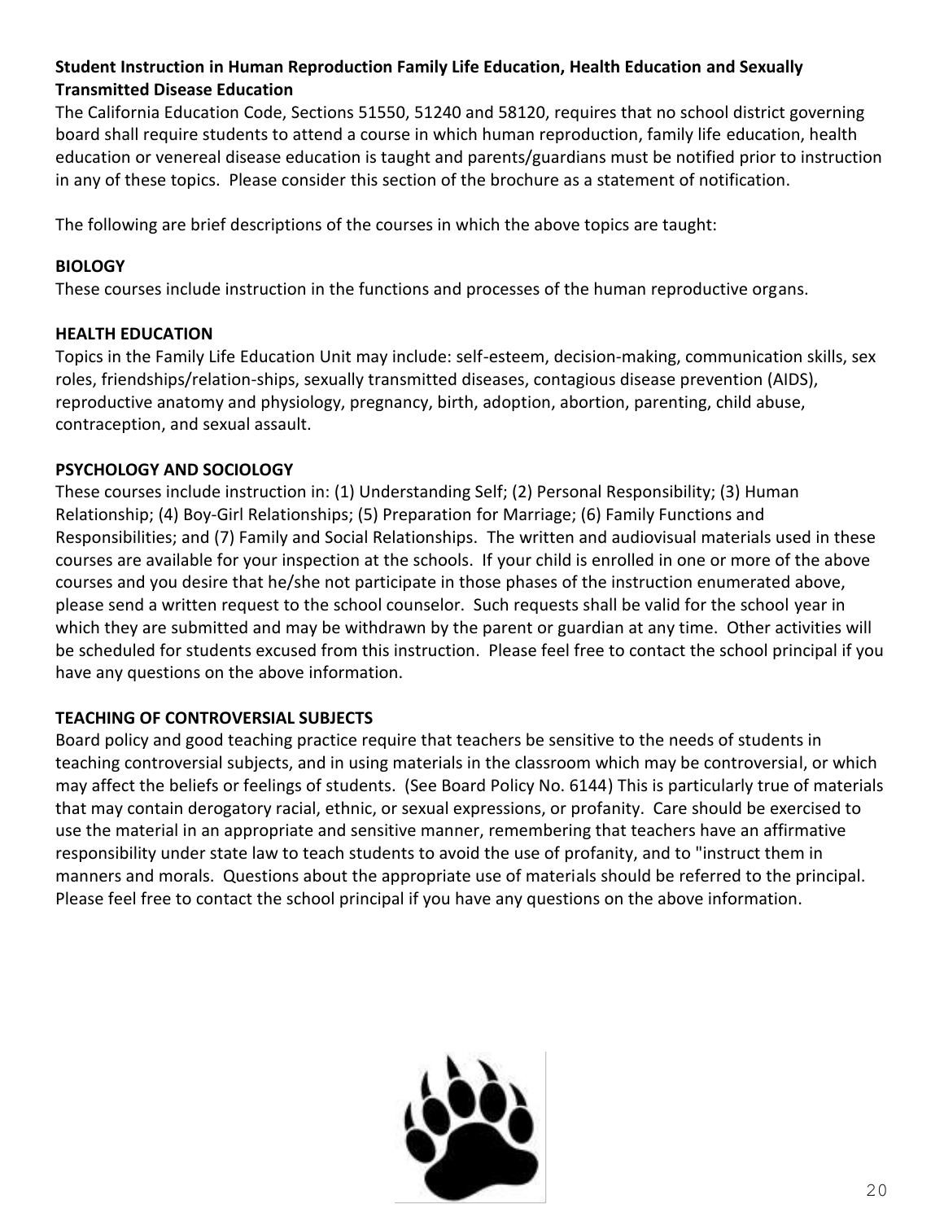**Student Instruction in Human Reproduction Family Life Education, Health Education and Sexually Transmitted Disease Education**

The California Education Code, Sections 51550, 51240 and 58120, requires that no school district governing board shall require students to attend a course in which human reproduction, family life education, health education or venereal disease education is taught and parents/guardians must be notified prior to instruction in any of these topics. Please consider this section of the brochure as a statement of notification.

The following are brief descriptions of the courses in which the above topics are taught:

**BIOLOGY**

These courses include instruction in the functions and processes of the human reproductive organs.

**HEALTH EDUCATION**

Topics in the Family Life Education Unit may include: self-esteem, decision-making, communication skills, sex roles, friendships/relation-ships, sexually transmitted diseases, contagious disease prevention (AIDS), reproductive anatomy and physiology, pregnancy, birth, adoption, abortion, parenting, child abuse, contraception, and sexual assault.

**PSYCHOLOGY AND SOCIOLOGY**

These courses include instruction in: (1) Understanding Self; (2) Personal Responsibility; (3) Human Relationship; (4) Boy-Girl Relationships; (5) Preparation for Marriage; (6) Family Functions and Responsibilities; and (7) Family and Social Relationships. The written and audiovisual materials used in these courses are available for your inspection at the schools. If your child is enrolled in one or more of the above courses and you desire that he/she not participate in those phases of the instruction enumerated above, please send a written request to the school counselor. Such requests shall be valid for the school year in which they are submitted and may be withdrawn by the parent or guardian at any time. Other activities will be scheduled for students excused from this instruction. Please feel free to contact the school principal if you have any questions on the above information.

**TEACHING OF CONTROVERSIAL SUBJECTS**

Board policy and good teaching practice require that teachers be sensitive to the needs of students in teaching controversial subjects, and in using materials in the classroom which may be controversial, or which may affect the beliefs or feelings of students. (See Board Policy No. 6144) This is particularly true of materials that may contain derogatory racial, ethnic, or sexual expressions, or profanity. Care should be exercised to use the material in an appropriate and sensitive manner, remembering that teachers have an affirmative responsibility under state law to teach students to avoid the use of profanity, and to "instruct them in manners and morals. Questions about the appropriate use of materials should be referred to the principal. Please feel free to contact the school principal if you have any questions on the above information.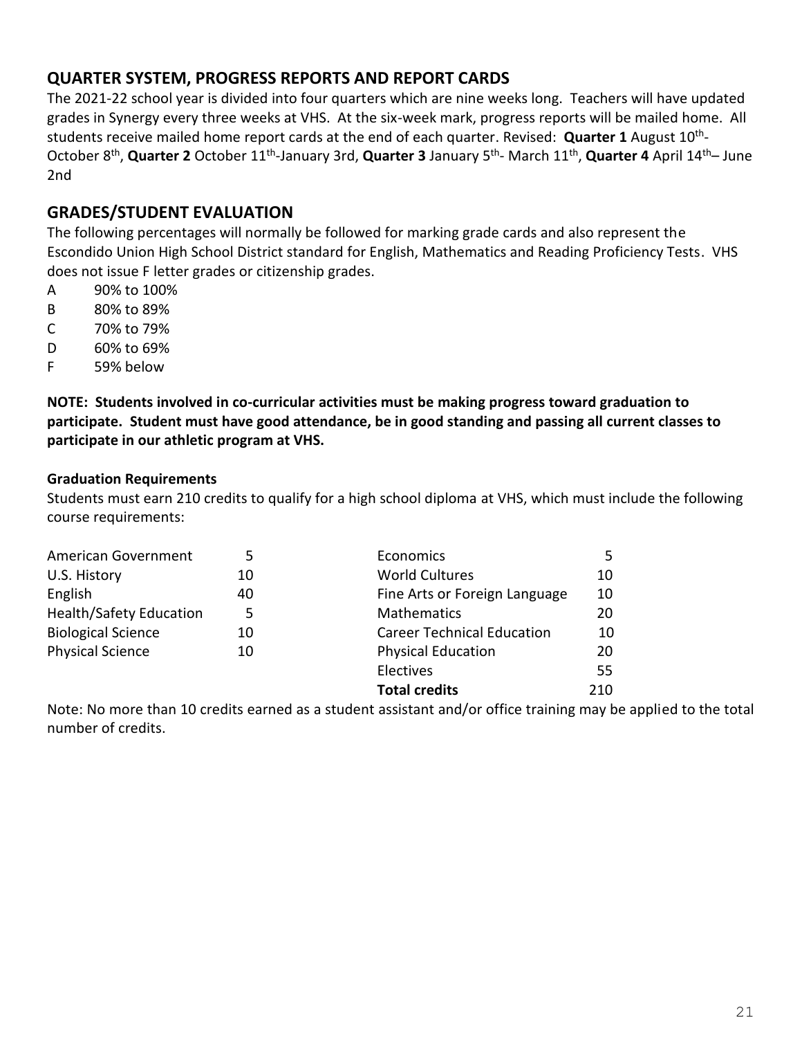## QUARTER SYSTEM, PROGRESS REPORTS AND REPORT CARDS

The 2021-22 school year is divided into four quarters which are nine weeks long. Teachers will have updated grades in Synergy every three weeks at VHS. At the six-week mark, progress reports will be mailed home. All students receive mailed home report cards at the end of each quarter. Revised: **Quarter 1** August 10th- October 8th, **Quarter 2** October 11th-January 3rd, **Quarter 3** January 5th- March 11th, **Quarter 4** April 14th– June 2nd

## GRADES/STUDENT EVALUATION

The following percentages will normally be followed for marking grade cards and also represent the Escondido Union High School District standard for English, Mathematics and Reading Proficiency Tests. VHS does not issue F letter grades or citizenship grades.

A 90% to 100%
B 80% to 89%
C 70% to 79%
D 60% to 69%
F 59% below

**NOTE: Students involved in co-curricular activities must be making progress toward graduation to participate. Student must have good attendance, be in good standing and passing all current classes to participate in our athletic program at VHS.**

### Graduation Requirements

Students must earn 210 credits to qualify for a high school diploma at VHS, which must include the following course requirements:

| Course | Credits | Course | Credits |
|---|---|---|---|
| American Government | 5 | Economics | 5 |
| U.S. History | 10 | World Cultures | 10 |
| English | 40 | Fine Arts or Foreign Language | 10 |
| Health/Safety Education | 5 | Mathematics | 20 |
| Biological Science | 10 | Career Technical Education | 10 |
| Physical Science | 10 | Physical Education | 20 |
| | | Electives | 55 |
| | | **Total credits** | 210 |

Note: No more than 10 credits earned as a student assistant and/or office training may be applied to the total number of credits.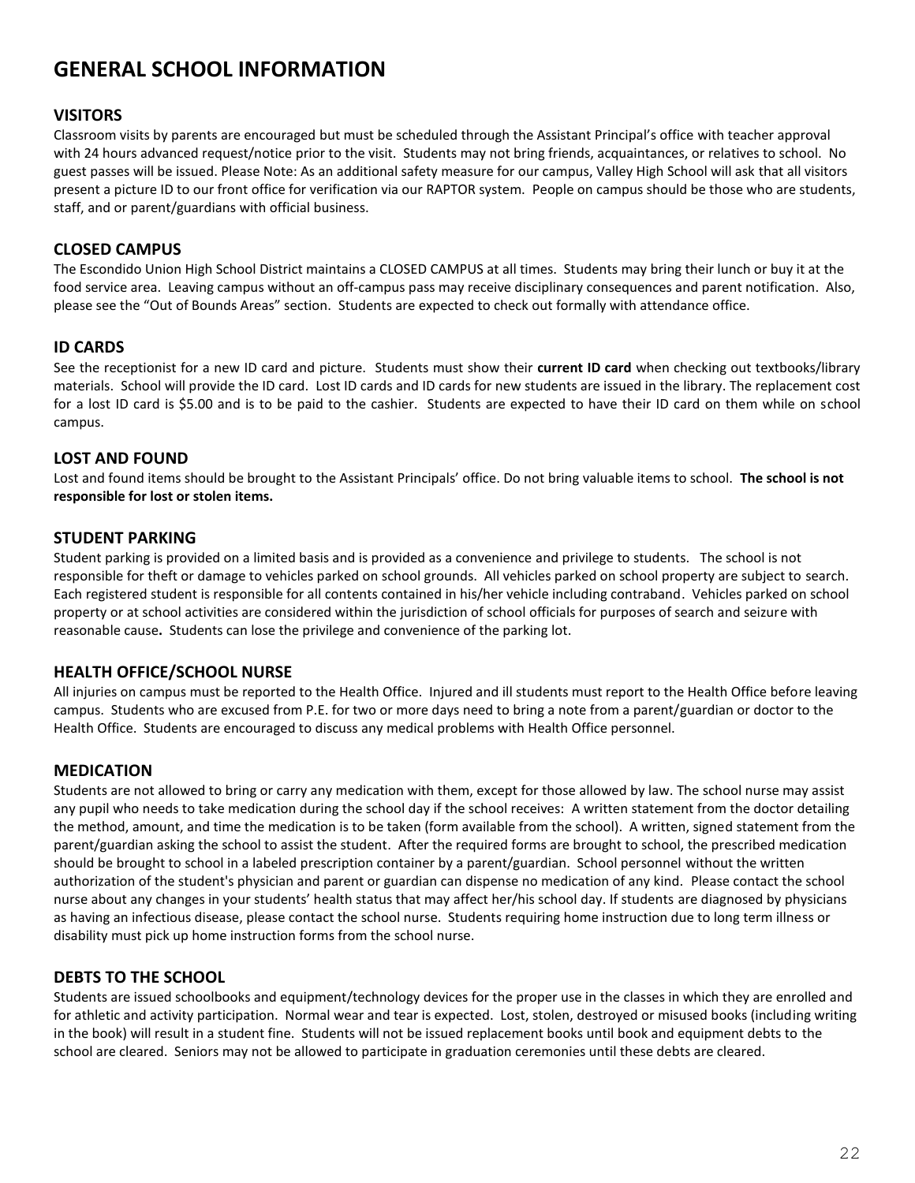# GENERAL SCHOOL INFORMATION

## VISITORS

Classroom visits by parents are encouraged but must be scheduled through the Assistant Principal's office with teacher approval with 24 hours advanced request/notice prior to the visit. Students may not bring friends, acquaintances, or relatives to school. No guest passes will be issued. Please Note: As an additional safety measure for our campus, Valley High School will ask that all visitors present a picture ID to our front office for verification via our RAPTOR system. People on campus should be those who are students, staff, and or parent/guardians with official business.

## CLOSED CAMPUS

The Escondido Union High School District maintains a CLOSED CAMPUS at all times. Students may bring their lunch or buy it at the food service area. Leaving campus without an off-campus pass may receive disciplinary consequences and parent notification. Also, please see the "Out of Bounds Areas" section. Students are expected to check out formally with attendance office.

## ID CARDS

See the receptionist for a new ID card and picture. Students must show their **current ID card** when checking out textbooks/library materials. School will provide the ID card. Lost ID cards and ID cards for new students are issued in the library. The replacement cost for a lost ID card is $5.00 and is to be paid to the cashier. Students are expected to have their ID card on them while on school campus.

## LOST AND FOUND

Lost and found items should be brought to the Assistant Principals' office. Do not bring valuable items to school. **The school is not responsible for lost or stolen items.**

## STUDENT PARKING

Student parking is provided on a limited basis and is provided as a convenience and privilege to students. The school is not responsible for theft or damage to vehicles parked on school grounds. All vehicles parked on school property are subject to search. Each registered student is responsible for all contents contained in his/her vehicle including contraband. Vehicles parked on school property or at school activities are considered within the jurisdiction of school officials for purposes of search and seizure with reasonable cause**.** Students can lose the privilege and convenience of the parking lot.

## HEALTH OFFICE/SCHOOL NURSE

All injuries on campus must be reported to the Health Office. Injured and ill students must report to the Health Office before leaving campus. Students who are excused from P.E. for two or more days need to bring a note from a parent/guardian or doctor to the Health Office. Students are encouraged to discuss any medical problems with Health Office personnel.

## MEDICATION

Students are not allowed to bring or carry any medication with them, except for those allowed by law. The school nurse may assist any pupil who needs to take medication during the school day if the school receives: A written statement from the doctor detailing the method, amount, and time the medication is to be taken (form available from the school). A written, signed statement from the parent/guardian asking the school to assist the student. After the required forms are brought to school, the prescribed medication should be brought to school in a labeled prescription container by a parent/guardian. School personnel without the written authorization of the student's physician and parent or guardian can dispense no medication of any kind. Please contact the school nurse about any changes in your students' health status that may affect her/his school day. If students are diagnosed by physicians as having an infectious disease, please contact the school nurse. Students requiring home instruction due to long term illness or disability must pick up home instruction forms from the school nurse.

## DEBTS TO THE SCHOOL

Students are issued schoolbooks and equipment/technology devices for the proper use in the classes in which they are enrolled and for athletic and activity participation. Normal wear and tear is expected. Lost, stolen, destroyed or misused books (including writing in the book) will result in a student fine. Students will not be issued replacement books until book and equipment debts to the school are cleared. Seniors may not be allowed to participate in graduation ceremonies until these debts are cleared.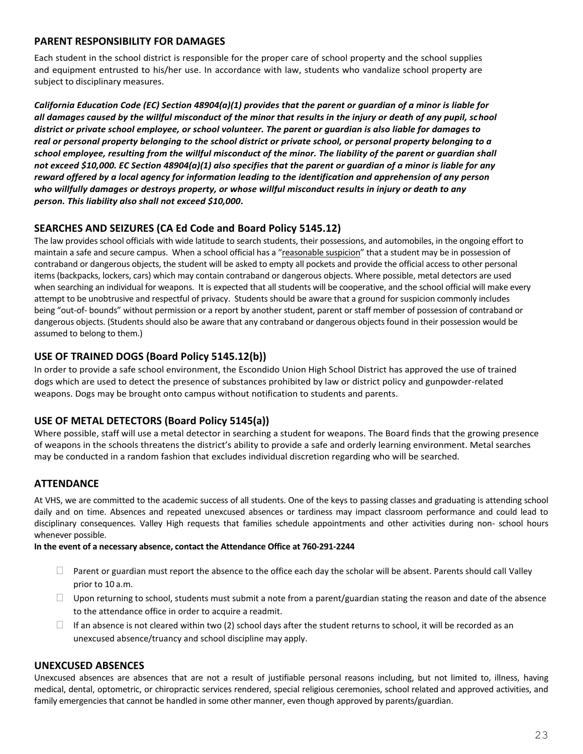## PARENT RESPONSIBILITY FOR DAMAGES

Each student in the school district is responsible for the proper care of school property and the school supplies and equipment entrusted to his/her use. In accordance with law, students who vandalize school property are subject to disciplinary measures.

***California Education Code (EC) Section 48904(a)(1) provides that the parent or guardian of a minor is liable for all damages caused by the willful misconduct of the minor that results in the injury or death of any pupil, school district or private school employee, or school volunteer. The parent or guardian is also liable for damages to real or personal property belonging to the school district or private school, or personal property belonging to a school employee, resulting from the willful misconduct of the minor. The liability of the parent or guardian shall not exceed $10,000. EC Section 48904(a)(1) also specifies that the parent or guardian of a minor is liable for any reward offered by a local agency for information leading to the identification and apprehension of any person who willfully damages or destroys property, or whose willful misconduct results in injury or death to any person. This liability also shall not exceed $10,000.***

## SEARCHES AND SEIZURES (CA Ed Code and Board Policy 5145.12)

The law provides school officials with wide latitude to search students, their possessions, and automobiles, in the ongoing effort to maintain a safe and secure campus. When a school official has a "reasonable suspicion" that a student may be in possession of contraband or dangerous objects, the student will be asked to empty all pockets and provide the official access to other personal items (backpacks, lockers, cars) which may contain contraband or dangerous objects. Where possible, metal detectors are used when searching an individual for weapons. It is expected that all students will be cooperative, and the school official will make every attempt to be unobtrusive and respectful of privacy. Students should be aware that a ground for suspicion commonly includes being "out-of- bounds" without permission or a report by another student, parent or staff member of possession of contraband or dangerous objects. (Students should also be aware that any contraband or dangerous objects found in their possession would be assumed to belong to them.)

## USE OF TRAINED DOGS (Board Policy 5145.12(b))

In order to provide a safe school environment, the Escondido Union High School District has approved the use of trained dogs which are used to detect the presence of substances prohibited by law or district policy and gunpowder-related weapons. Dogs may be brought onto campus without notification to students and parents.

## USE OF METAL DETECTORS (Board Policy 5145(a))

Where possible, staff will use a metal detector in searching a student for weapons. The Board finds that the growing presence of weapons in the schools threatens the district's ability to provide a safe and orderly learning environment. Metal searches may be conducted in a random fashion that excludes individual discretion regarding who will be searched.

## ATTENDANCE

At VHS, we are committed to the academic success of all students. One of the keys to passing classes and graduating is attending school daily and on time. Absences and repeated unexcused absences or tardiness may impact classroom performance and could lead to disciplinary consequences. Valley High requests that families schedule appointments and other activities during non- school hours whenever possible.

**In the event of a necessary absence, contact the Attendance Office at 760-291-2244**

- Parent or guardian must report the absence to the office each day the scholar will be absent. Parents should call Valley prior to 10 a.m.
- Upon returning to school, students must submit a note from a parent/guardian stating the reason and date of the absence to the attendance office in order to acquire a readmit.
- If an absence is not cleared within two (2) school days after the student returns to school, it will be recorded as an unexcused absence/truancy and school discipline may apply.

## UNEXCUSED ABSENCES

Unexcused absences are absences that are not a result of justifiable personal reasons including, but not limited to, illness, having medical, dental, optometric, or chiropractic services rendered, special religious ceremonies, school related and approved activities, and family emergencies that cannot be handled in some other manner, even though approved by parents/guardian.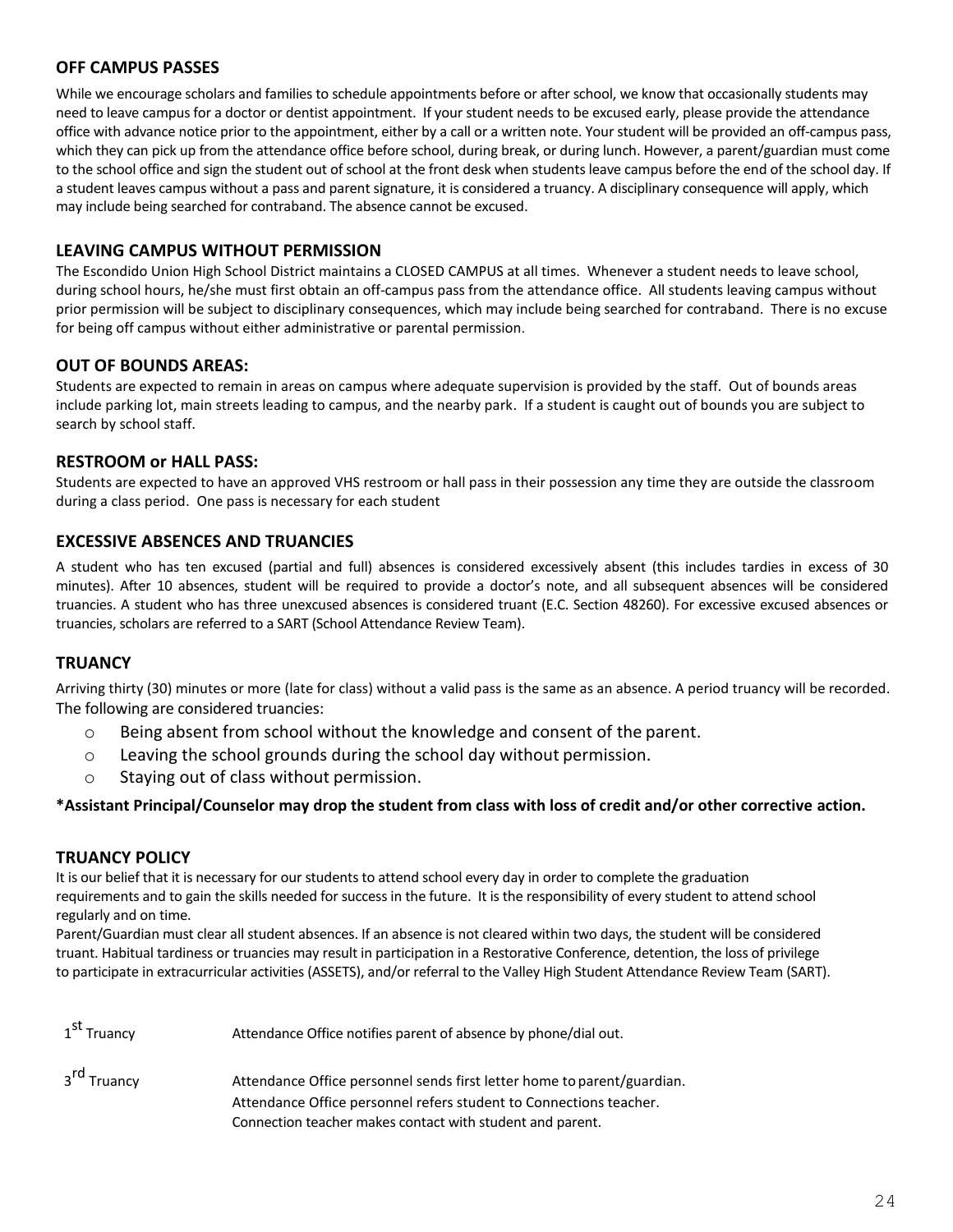## OFF CAMPUS PASSES

While we encourage scholars and families to schedule appointments before or after school, we know that occasionally students may need to leave campus for a doctor or dentist appointment. If your student needs to be excused early, please provide the attendance office with advance notice prior to the appointment, either by a call or a written note. Your student will be provided an off-campus pass, which they can pick up from the attendance office before school, during break, or during lunch. However, a parent/guardian must come to the school office and sign the student out of school at the front desk when students leave campus before the end of the school day. If a student leaves campus without a pass and parent signature, it is considered a truancy. A disciplinary consequence will apply, which may include being searched for contraband. The absence cannot be excused.

## LEAVING CAMPUS WITHOUT PERMISSION

The Escondido Union High School District maintains a CLOSED CAMPUS at all times. Whenever a student needs to leave school, during school hours, he/she must first obtain an off-campus pass from the attendance office. All students leaving campus without prior permission will be subject to disciplinary consequences, which may include being searched for contraband. There is no excuse for being off campus without either administrative or parental permission.

## OUT OF BOUNDS AREAS:

Students are expected to remain in areas on campus where adequate supervision is provided by the staff. Out of bounds areas include parking lot, main streets leading to campus, and the nearby park. If a student is caught out of bounds you are subject to search by school staff.

## RESTROOM or HALL PASS:

Students are expected to have an approved VHS restroom or hall pass in their possession any time they are outside the classroom during a class period. One pass is necessary for each student

## EXCESSIVE ABSENCES AND TRUANCIES

A student who has ten excused (partial and full) absences is considered excessively absent (this includes tardies in excess of 30 minutes). After 10 absences, student will be required to provide a doctor's note, and all subsequent absences will be considered truancies. A student who has three unexcused absences is considered truant (E.C. Section 48260). For excessive excused absences or truancies, scholars are referred to a SART (School Attendance Review Team).

## TRUANCY

Arriving thirty (30) minutes or more (late for class) without a valid pass is the same as an absence. A period truancy will be recorded. The following are considered truancies:

- Being absent from school without the knowledge and consent of the parent.
- Leaving the school grounds during the school day without permission.
- Staying out of class without permission.

**\*Assistant Principal/Counselor may drop the student from class with loss of credit and/or other corrective action.**

## TRUANCY POLICY

It is our belief that it is necessary for our students to attend school every day in order to complete the graduation requirements and to gain the skills needed for success in the future. It is the responsibility of every student to attend school regularly and on time.

Parent/Guardian must clear all student absences. If an absence is not cleared within two days, the student will be considered truant. Habitual tardiness or truancies may result in participation in a Restorative Conference, detention, the loss of privilege to participate in extracurricular activities (ASSETS), and/or referral to the Valley High Student Attendance Review Team (SART).

| | |
|---|---|
| 1st Truancy | Attendance Office notifies parent of absence by phone/dial out. |
| 3rd Truancy | Attendance Office personnel sends first letter home to parent/guardian.<br>Attendance Office personnel refers student to Connections teacher.<br>Connection teacher makes contact with student and parent. |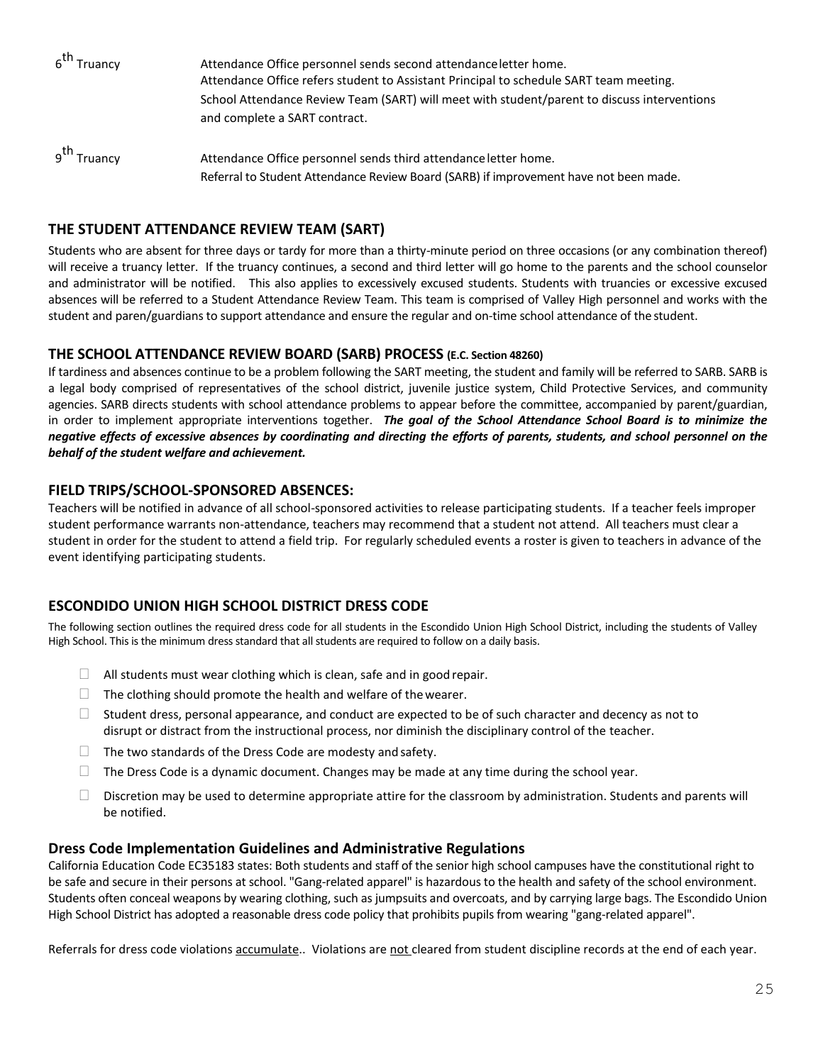| | |
|---|---|
| 6th Truancy | Attendance Office personnel sends second attendance letter home.<br>Attendance Office refers student to Assistant Principal to schedule SART team meeting.<br>School Attendance Review Team (SART) will meet with student/parent to discuss interventions and complete a SART contract. |
| 9th Truancy | Attendance Office personnel sends third attendance letter home.<br>Referral to Student Attendance Review Board (SARB) if improvement have not been made. |

## THE STUDENT ATTENDANCE REVIEW TEAM (SART)

Students who are absent for three days or tardy for more than a thirty-minute period on three occasions (or any combination thereof) will receive a truancy letter. If the truancy continues, a second and third letter will go home to the parents and the school counselor and administrator will be notified. This also applies to excessively excused students. Students with truancies or excessive excused absences will be referred to a Student Attendance Review Team. This team is comprised of Valley High personnel and works with the student and paren/guardians to support attendance and ensure the regular and on-time school attendance of the student.

## THE SCHOOL ATTENDANCE REVIEW BOARD (SARB) PROCESS (E.C. Section 48260)

If tardiness and absences continue to be a problem following the SART meeting, the student and family will be referred to SARB. SARB is a legal body comprised of representatives of the school district, juvenile justice system, Child Protective Services, and community agencies. SARB directs students with school attendance problems to appear before the committee, accompanied by parent/guardian, in order to implement appropriate interventions together. ***The goal of the School Attendance School Board is to minimize the negative effects of excessive absences by coordinating and directing the efforts of parents, students, and school personnel on the behalf of the student welfare and achievement.***

## FIELD TRIPS/SCHOOL-SPONSORED ABSENCES:

Teachers will be notified in advance of all school-sponsored activities to release participating students. If a teacher feels improper student performance warrants non-attendance, teachers may recommend that a student not attend. All teachers must clear a student in order for the student to attend a field trip. For regularly scheduled events a roster is given to teachers in advance of the event identifying participating students.

## ESCONDIDO UNION HIGH SCHOOL DISTRICT DRESS CODE

The following section outlines the required dress code for all students in the Escondido Union High School District, including the students of Valley High School. This is the minimum dress standard that all students are required to follow on a daily basis.

- All students must wear clothing which is clean, safe and in good repair.
- The clothing should promote the health and welfare of the wearer.
- Student dress, personal appearance, and conduct are expected to be of such character and decency as not to disrupt or distract from the instructional process, nor diminish the disciplinary control of the teacher.
- The two standards of the Dress Code are modesty and safety.
- The Dress Code is a dynamic document. Changes may be made at any time during the school year.
- Discretion may be used to determine appropriate attire for the classroom by administration. Students and parents will be notified.

### Dress Code Implementation Guidelines and Administrative Regulations

California Education Code EC35183 states: Both students and staff of the senior high school campuses have the constitutional right to be safe and secure in their persons at school. "Gang-related apparel" is hazardous to the health and safety of the school environment. Students often conceal weapons by wearing clothing, such as jumpsuits and overcoats, and by carrying large bags. The Escondido Union High School District has adopted a reasonable dress code policy that prohibits pupils from wearing "gang-related apparel".

Referrals for dress code violations <u>accumulate</u>.. Violations are <u>not</u> cleared from student discipline records at the end of each year.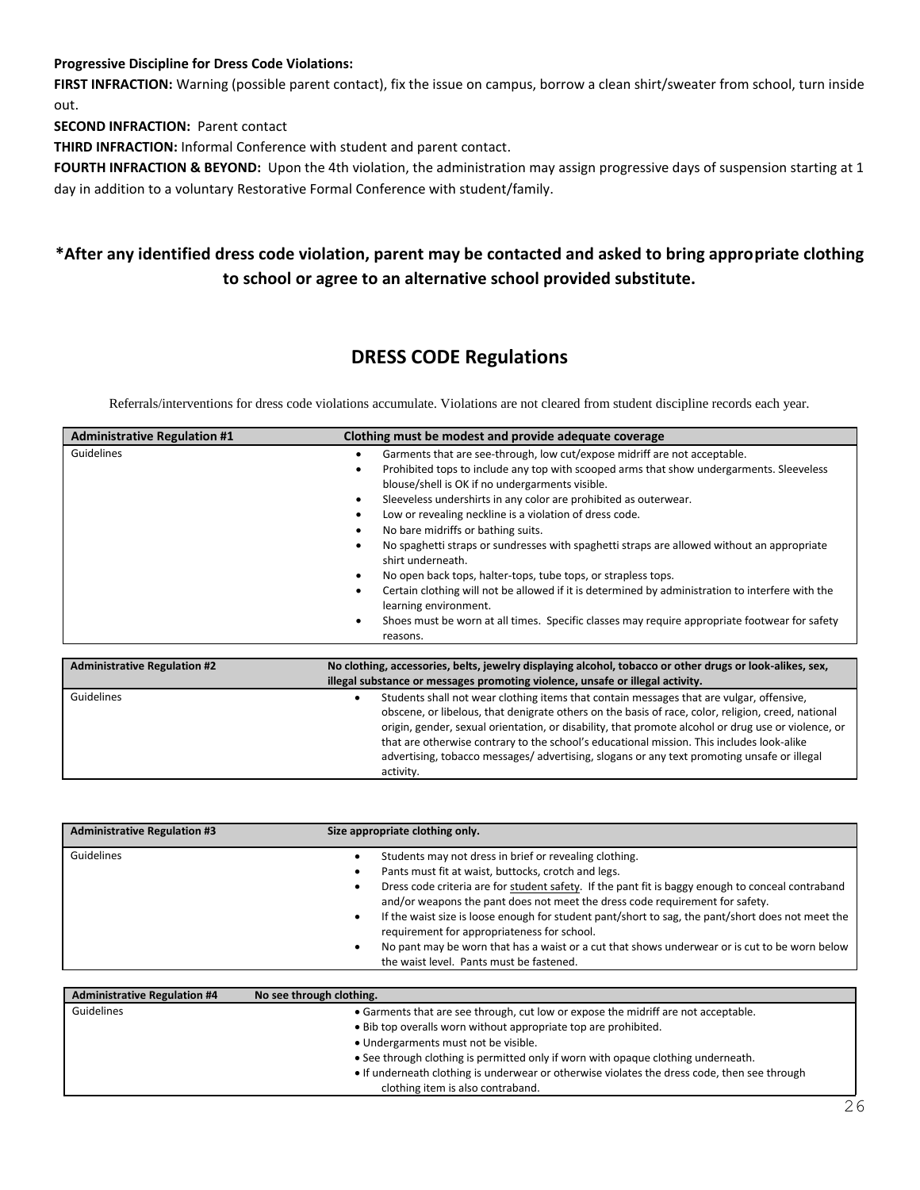**Progressive Discipline for Dress Code Violations:**

**FIRST INFRACTION:** Warning (possible parent contact), fix the issue on campus, borrow a clean shirt/sweater from school, turn inside out.

**SECOND INFRACTION:** Parent contact

**THIRD INFRACTION:** Informal Conference with student and parent contact.

**FOURTH INFRACTION & BEYOND:** Upon the 4th violation, the administration may assign progressive days of suspension starting at 1 day in addition to a voluntary Restorative Formal Conference with student/family.

**\*After any identified dress code violation, parent may be contacted and asked to bring appropriate clothing to school or agree to an alternative school provided substitute.**

## DRESS CODE Regulations

Referrals/interventions for dress code violations accumulate. Violations are not cleared from student discipline records each year.

| Administrative Regulation #1 | Clothing must be modest and provide adequate coverage |
|---|---|
| Guidelines | • Garments that are see-through, low cut/expose midriff are not acceptable.<br>• Prohibited tops to include any top with scooped arms that show undergarments. Sleeveless blouse/shell is OK if no undergarments visible.<br>• Sleeveless undershirts in any color are prohibited as outerwear.<br>• Low or revealing neckline is a violation of dress code.<br>• No bare midriffs or bathing suits.<br>• No spaghetti straps or sundresses with spaghetti straps are allowed without an appropriate shirt underneath.<br>• No open back tops, halter-tops, tube tops, or strapless tops.<br>• Certain clothing will not be allowed if it is determined by administration to interfere with the learning environment.<br>• Shoes must be worn at all times. Specific classes may require appropriate footwear for safety reasons. |

| Administrative Regulation #2 | No clothing, accessories, belts, jewelry displaying alcohol, tobacco or other drugs or look-alikes, sex, illegal substance or messages promoting violence, unsafe or illegal activity. |
|---|---|
| Guidelines | • Students shall not wear clothing items that contain messages that are vulgar, offensive, obscene, or libelous, that denigrate others on the basis of race, color, religion, creed, national origin, gender, sexual orientation, or disability, that promote alcohol or drug use or violence, or that are otherwise contrary to the school's educational mission. This includes look-alike advertising, tobacco messages/ advertising, slogans or any text promoting unsafe or illegal activity. |

| Administrative Regulation #3 | Size appropriate clothing only. |
|---|---|
| Guidelines | • Students may not dress in brief or revealing clothing.<br>• Pants must fit at waist, buttocks, crotch and legs.<br>• Dress code criteria are for student safety. If the pant fit is baggy enough to conceal contraband and/or weapons the pant does not meet the dress code requirement for safety.<br>• If the waist size is loose enough for student pant/short to sag, the pant/short does not meet the requirement for appropriateness for school.<br>• No pant may be worn that has a waist or a cut that shows underwear or is cut to be worn below the waist level. Pants must be fastened. |

| Administrative Regulation #4 | No see through clothing. |
|---|---|
| Guidelines | • Garments that are see through, cut low or expose the midriff are not acceptable.<br>• Bib top overalls worn without appropriate top are prohibited.<br>• Undergarments must not be visible.<br>• See through clothing is permitted only if worn with opaque clothing underneath.<br>• If underneath clothing is underwear or otherwise violates the dress code, then see through clothing item is also contraband. |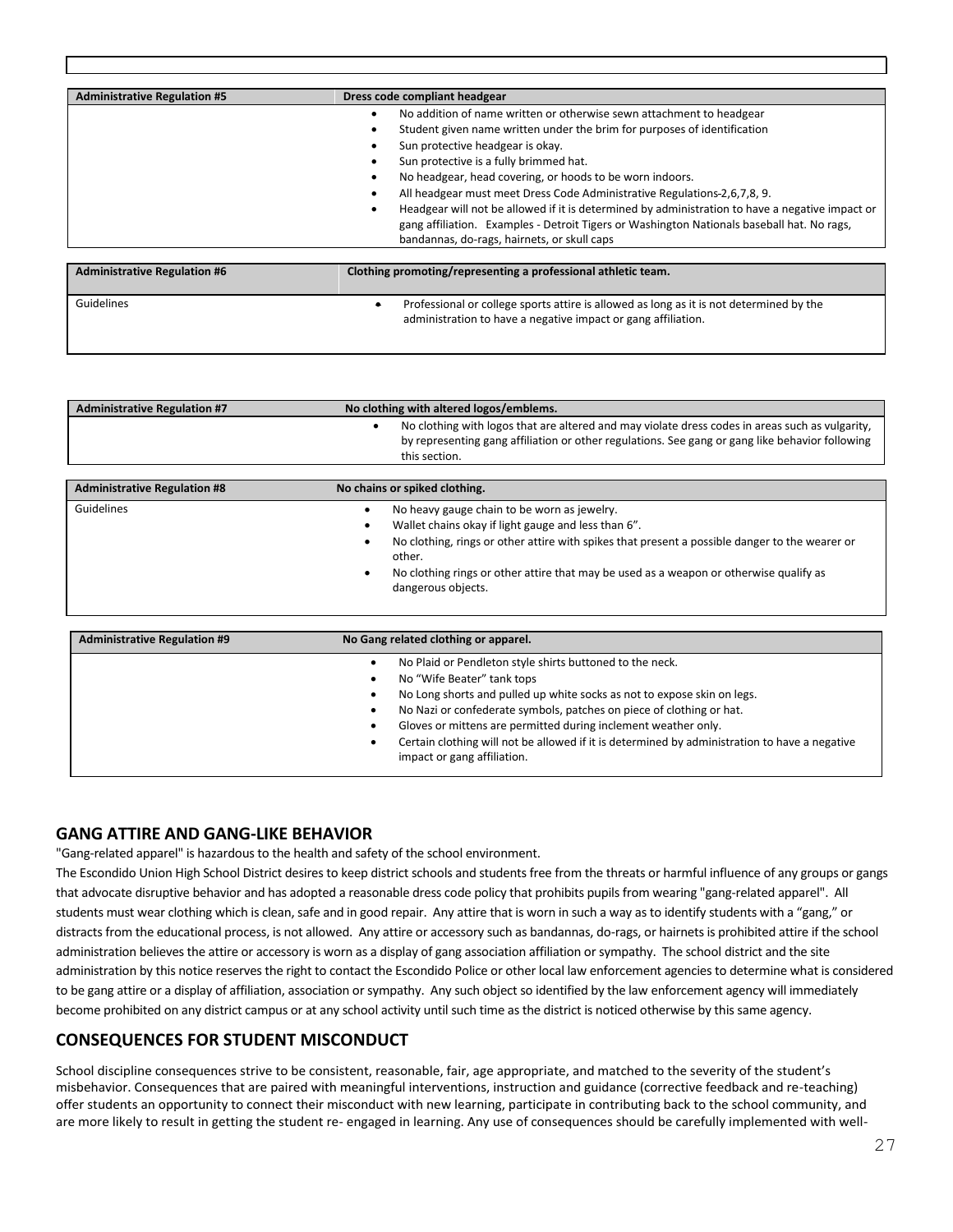| Administrative Regulation #5 | Dress code compliant headgear |
|---|---|
| | • No addition of name written or otherwise sewn attachment to headgear<br>• Student given name written under the brim for purposes of identification<br>• Sun protective headgear is okay.<br>• Sun protective is a fully brimmed hat.<br>• No headgear, head covering, or hoods to be worn indoors.<br>• All headgear must meet Dress Code Administrative Regulations-2,6,7,8, 9.<br>• Headgear will not be allowed if it is determined by administration to have a negative impact or gang affiliation. Examples - Detroit Tigers or Washington Nationals baseball hat. No rags, bandannas, do-rags, hairnets, or skull caps |

| Administrative Regulation #6 | Clothing promoting/representing a professional athletic team. |
|---|---|
| Guidelines | • Professional or college sports attire is allowed as long as it is not determined by the administration to have a negative impact or gang affiliation. |

| Administrative Regulation #7 | No clothing with altered logos/emblems. |
|---|---|
| | • No clothing with logos that are altered and may violate dress codes in areas such as vulgarity, by representing gang affiliation or other regulations. See gang or gang like behavior following this section. |

| Administrative Regulation #8 | No chains or spiked clothing. |
|---|---|
| Guidelines | • No heavy gauge chain to be worn as jewelry.<br>• Wallet chains okay if light gauge and less than 6".<br>• No clothing, rings or other attire with spikes that present a possible danger to the wearer or other.<br>• No clothing rings or other attire that may be used as a weapon or otherwise qualify as dangerous objects. |

| Administrative Regulation #9 | No Gang related clothing or apparel. |
|---|---|
| | • No Plaid or Pendleton style shirts buttoned to the neck.<br>• No "Wife Beater" tank tops<br>• No Long shorts and pulled up white socks as not to expose skin on legs.<br>• No Nazi or confederate symbols, patches on piece of clothing or hat.<br>• Gloves or mittens are permitted during inclement weather only.<br>• Certain clothing will not be allowed if it is determined by administration to have a negative impact or gang affiliation. |

## GANG ATTIRE AND GANG-LIKE BEHAVIOR

"Gang-related apparel" is hazardous to the health and safety of the school environment.

The Escondido Union High School District desires to keep district schools and students free from the threats or harmful influence of any groups or gangs that advocate disruptive behavior and has adopted a reasonable dress code policy that prohibits pupils from wearing "gang-related apparel". All students must wear clothing which is clean, safe and in good repair. Any attire that is worn in such a way as to identify students with a "gang," or distracts from the educational process, is not allowed. Any attire or accessory such as bandannas, do-rags, or hairnets is prohibited attire if the school administration believes the attire or accessory is worn as a display of gang association affiliation or sympathy. The school district and the site administration by this notice reserves the right to contact the Escondido Police or other local law enforcement agencies to determine what is considered to be gang attire or a display of affiliation, association or sympathy. Any such object so identified by the law enforcement agency will immediately become prohibited on any district campus or at any school activity until such time as the district is noticed otherwise by this same agency.

## CONSEQUENCES FOR STUDENT MISCONDUCT

School discipline consequences strive to be consistent, reasonable, fair, age appropriate, and matched to the severity of the student's misbehavior. Consequences that are paired with meaningful interventions, instruction and guidance (corrective feedback and re-teaching) offer students an opportunity to connect their misconduct with new learning, participate in contributing back to the school community, and are more likely to result in getting the student re- engaged in learning. Any use of consequences should be carefully implemented with well-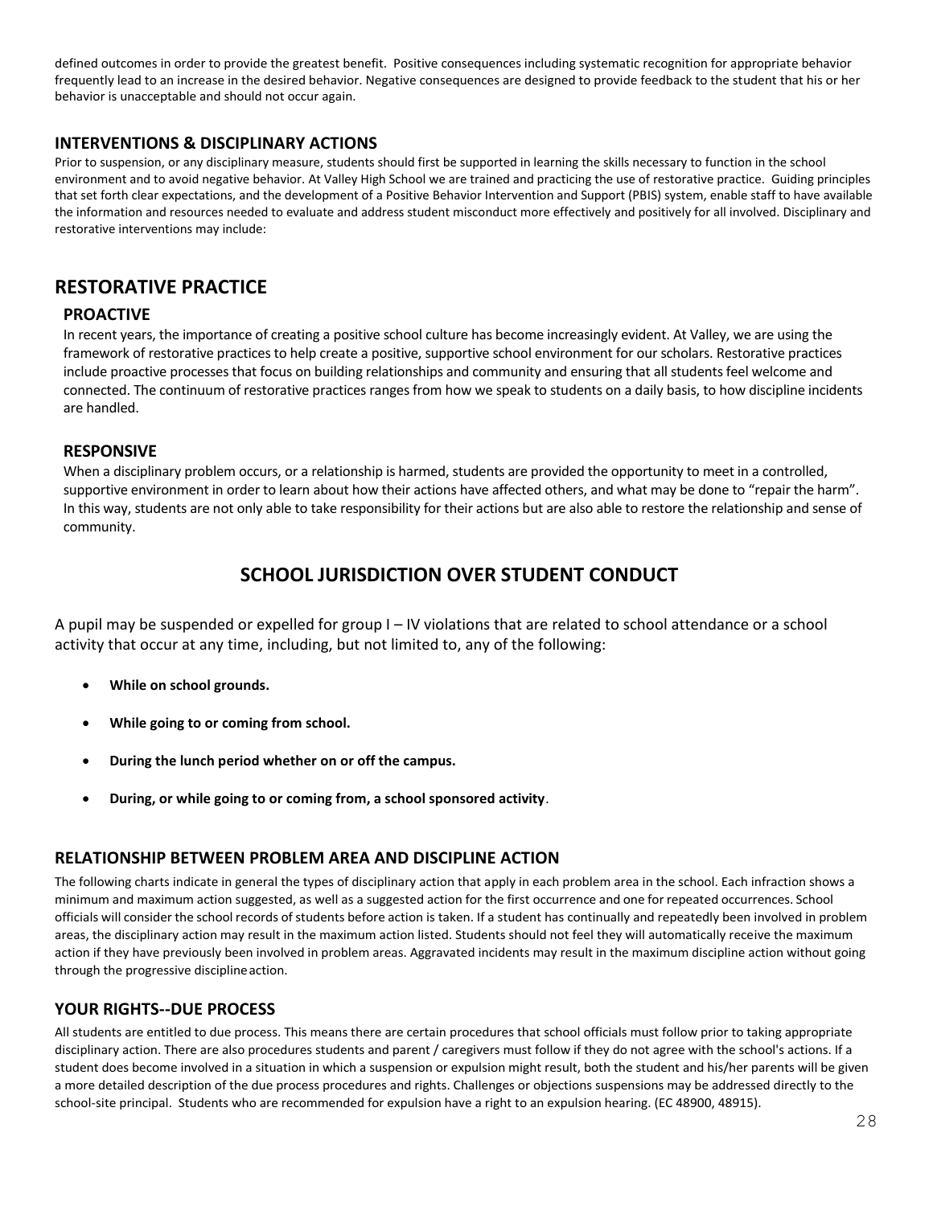defined outcomes in order to provide the greatest benefit. Positive consequences including systematic recognition for appropriate behavior frequently lead to an increase in the desired behavior. Negative consequences are designed to provide feedback to the student that his or her behavior is unacceptable and should not occur again.

### INTERVENTIONS & DISCIPLINARY ACTIONS

Prior to suspension, or any disciplinary measure, students should first be supported in learning the skills necessary to function in the school environment and to avoid negative behavior. At Valley High School we are trained and practicing the use of restorative practice. Guiding principles that set forth clear expectations, and the development of a Positive Behavior Intervention and Support (PBIS) system, enable staff to have available the information and resources needed to evaluate and address student misconduct more effectively and positively for all involved. Disciplinary and restorative interventions may include:

## RESTORATIVE PRACTICE

### PROACTIVE

In recent years, the importance of creating a positive school culture has become increasingly evident. At Valley, we are using the framework of restorative practices to help create a positive, supportive school environment for our scholars. Restorative practices include proactive processes that focus on building relationships and community and ensuring that all students feel welcome and connected. The continuum of restorative practices ranges from how we speak to students on a daily basis, to how discipline incidents are handled.

### RESPONSIVE

When a disciplinary problem occurs, or a relationship is harmed, students are provided the opportunity to meet in a controlled, supportive environment in order to learn about how their actions have affected others, and what may be done to "repair the harm". In this way, students are not only able to take responsibility for their actions but are also able to restore the relationship and sense of community.

## SCHOOL JURISDICTION OVER STUDENT CONDUCT

A pupil may be suspended or expelled for group I – IV violations that are related to school attendance or a school activity that occur at any time, including, but not limited to, any of the following:

- **While on school grounds.**
- **While going to or coming from school.**
- **During the lunch period whether on or off the campus.**
- **During, or while going to or coming from, a school sponsored activity**.

### RELATIONSHIP BETWEEN PROBLEM AREA AND DISCIPLINE ACTION

The following charts indicate in general the types of disciplinary action that apply in each problem area in the school. Each infraction shows a minimum and maximum action suggested, as well as a suggested action for the first occurrence and one for repeated occurrences. School officials will consider the school records of students before action is taken. If a student has continually and repeatedly been involved in problem areas, the disciplinary action may result in the maximum action listed. Students should not feel they will automatically receive the maximum action if they have previously been involved in problem areas. Aggravated incidents may result in the maximum discipline action without going through the progressive discipline action.

### YOUR RIGHTS--DUE PROCESS

All students are entitled to due process. This means there are certain procedures that school officials must follow prior to taking appropriate disciplinary action. There are also procedures students and parent / caregivers must follow if they do not agree with the school's actions. If a student does become involved in a situation in which a suspension or expulsion might result, both the student and his/her parents will be given a more detailed description of the due process procedures and rights. Challenges or objections suspensions may be addressed directly to the school-site principal. Students who are recommended for expulsion have a right to an expulsion hearing. (EC 48900, 48915).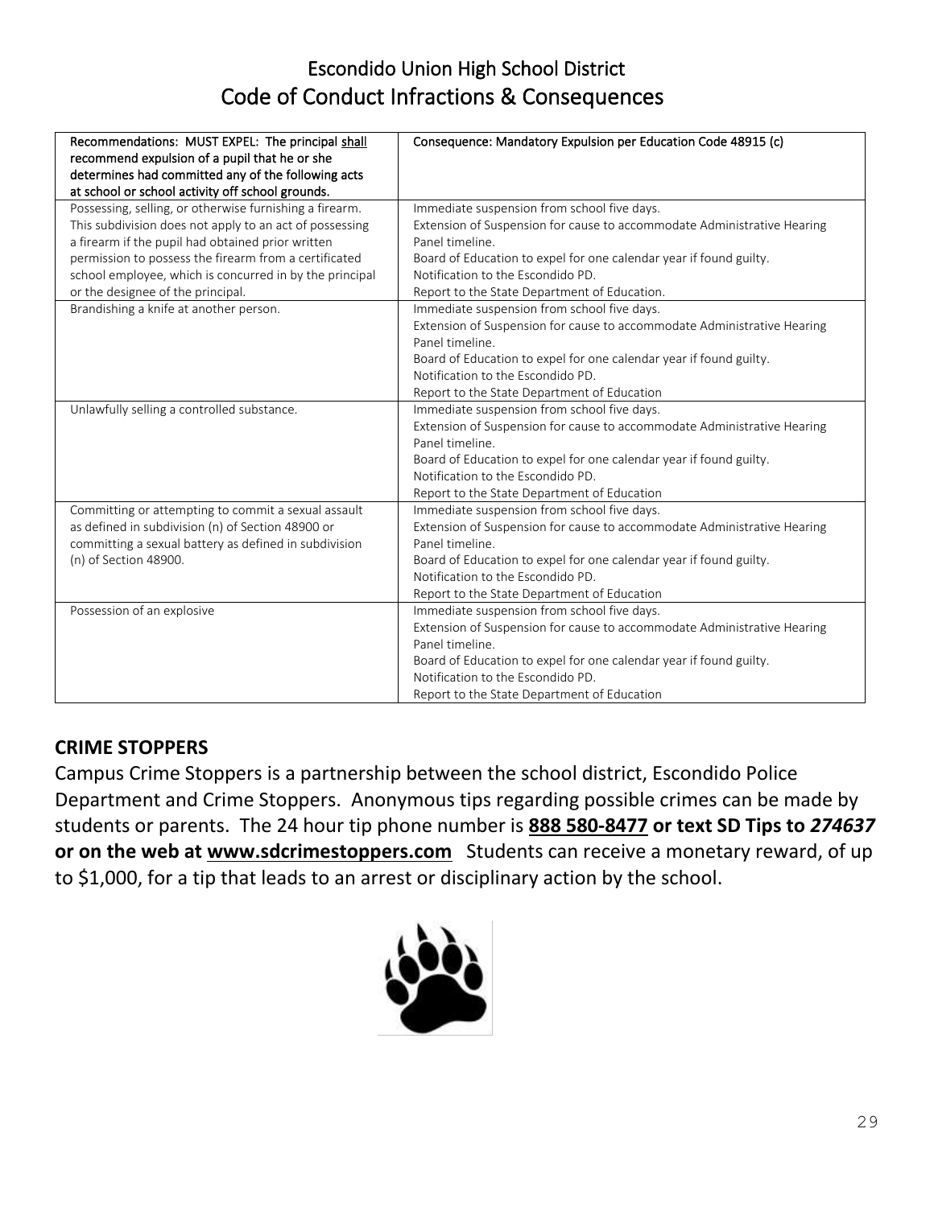# Escondido Union High School District
## Code of Conduct Infractions & Consequences

| Recommendations: MUST EXPEL: The principal shall recommend expulsion of a pupil that he or she determines had committed any of the following acts at school or school activity off school grounds. | Consequence: Mandatory Expulsion per Education Code 48915 (c) |
|---|---|
| Possessing, selling, or otherwise furnishing a firearm. This subdivision does not apply to an act of possessing a firearm if the pupil had obtained prior written permission to possess the firearm from a certificated school employee, which is concurred in by the principal or the designee of the principal. | Immediate suspension from school five days.<br>Extension of Suspension for cause to accommodate Administrative Hearing Panel timeline.<br>Board of Education to expel for one calendar year if found guilty.<br>Notification to the Escondido PD.<br>Report to the State Department of Education. |
| Brandishing a knife at another person. | Immediate suspension from school five days.<br>Extension of Suspension for cause to accommodate Administrative Hearing Panel timeline.<br>Board of Education to expel for one calendar year if found guilty.<br>Notification to the Escondido PD.<br>Report to the State Department of Education |
| Unlawfully selling a controlled substance. | Immediate suspension from school five days.<br>Extension of Suspension for cause to accommodate Administrative Hearing Panel timeline.<br>Board of Education to expel for one calendar year if found guilty.<br>Notification to the Escondido PD.<br>Report to the State Department of Education |
| Committing or attempting to commit a sexual assault as defined in subdivision (n) of Section 48900 or committing a sexual battery as defined in subdivision (n) of Section 48900. | Immediate suspension from school five days.<br>Extension of Suspension for cause to accommodate Administrative Hearing Panel timeline.<br>Board of Education to expel for one calendar year if found guilty.<br>Notification to the Escondido PD.<br>Report to the State Department of Education |
| Possession of an explosive | Immediate suspension from school five days.<br>Extension of Suspension for cause to accommodate Administrative Hearing Panel timeline.<br>Board of Education to expel for one calendar year if found guilty.<br>Notification to the Escondido PD.<br>Report to the State Department of Education |

**CRIME STOPPERS**

Campus Crime Stoppers is a partnership between the school district, Escondido Police Department and Crime Stoppers. Anonymous tips regarding possible crimes can be made by students or parents. The 24 hour tip phone number is **888 580-8477 or text SD Tips to *274637* or on the web at www.sdcrimestoppers.com** Students can receive a monetary reward, of up to $1,000, for a tip that leads to an arrest or disciplinary action by the school.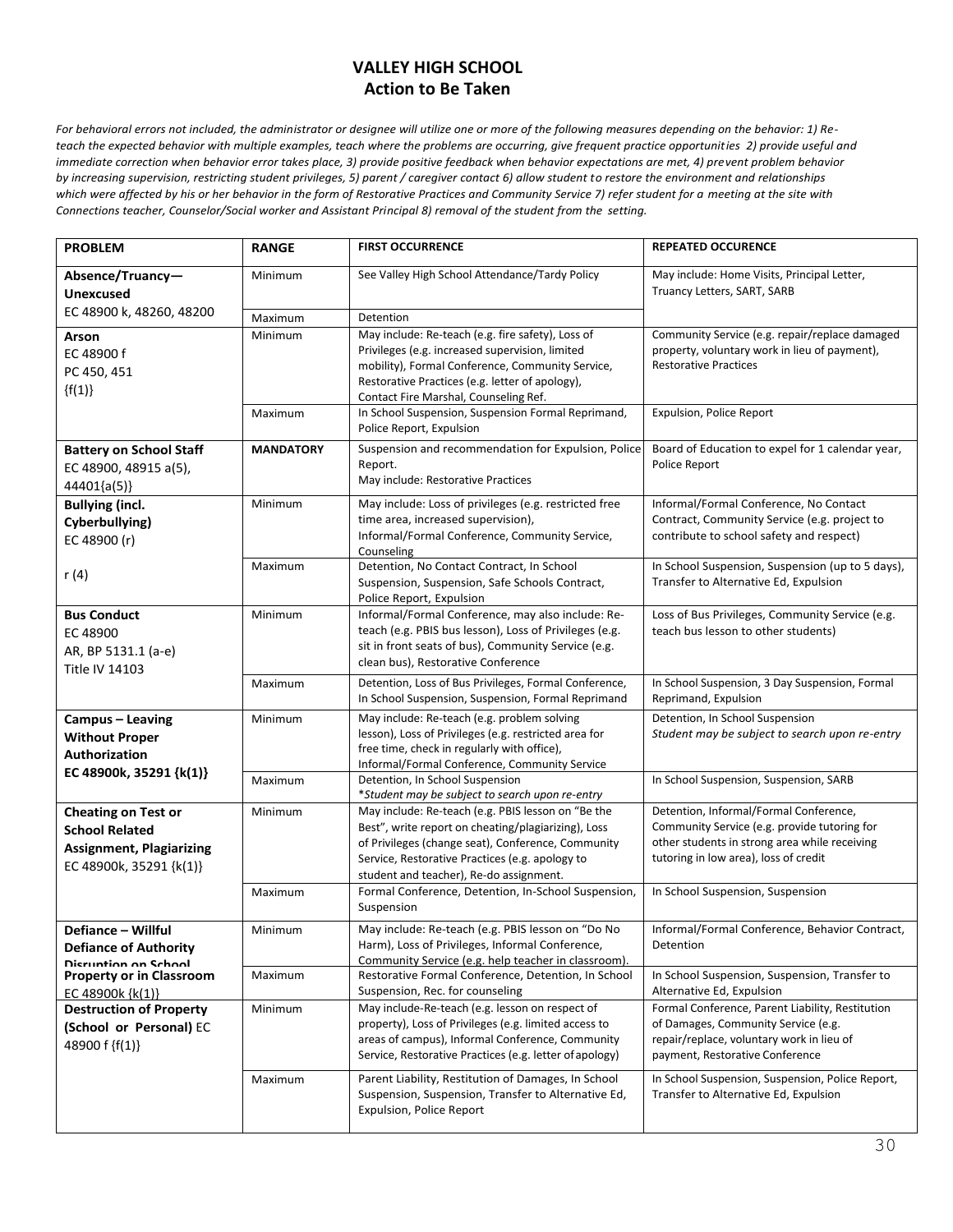# VALLEY HIGH SCHOOL
## Action to Be Taken

*For behavioral errors not included, the administrator or designee will utilize one or more of the following measures depending on the behavior: 1) Re-teach the expected behavior with multiple examples, teach where the problems are occurring, give frequent practice opportunities 2) provide useful and immediate correction when behavior error takes place, 3) provide positive feedback when behavior expectations are met, 4) prevent problem behavior by increasing supervision, restricting student privileges, 5) parent / caregiver contact 6) allow student to restore the environment and relationships which were affected by his or her behavior in the form of Restorative Practices and Community Service 7) refer student for a meeting at the site with Connections teacher, Counselor/Social worker and Assistant Principal 8) removal of the student from the setting.*

| PROBLEM | RANGE | FIRST OCCURRENCE | REPEATED OCCURENCE |
|---|---|---|---|
| **Absence/Truancy—Unexcused** EC 48900 k, 48260, 48200 | Minimum | See Valley High School Attendance/Tardy Policy | May include: Home Visits, Principal Letter, Truancy Letters, SART, SARB |
| | Maximum | Detention | |
| **Arson** EC 48900 f PC 450, 451 {f(1)} | Minimum | May include: Re-teach (e.g. fire safety), Loss of Privileges (e.g. increased supervision, limited mobility), Formal Conference, Community Service, Restorative Practices (e.g. letter of apology), Contact Fire Marshal, Counseling Ref. | Community Service (e.g. repair/replace damaged property, voluntary work in lieu of payment), Restorative Practices |
| | Maximum | In School Suspension, Suspension Formal Reprimand, Police Report, Expulsion | Expulsion, Police Report |
| **Battery on School Staff** EC 48900, 48915 a(5), 44401{a(5)} | **MANDATORY** | Suspension and recommendation for Expulsion, Police Report. May include: Restorative Practices | Board of Education to expel for 1 calendar year, Police Report |
| **Bullying (incl. Cyberbullying)** EC 48900 (r) | Minimum | May include: Loss of privileges (e.g. restricted free time area, increased supervision), Informal/Formal Conference, Community Service, Counseling | Informal/Formal Conference, No Contact Contract, Community Service (e.g. project to contribute to school safety and respect) |
| r (4) | Maximum | Detention, No Contact Contract, In School Suspension, Suspension, Safe Schools Contract, Police Report, Expulsion | In School Suspension, Suspension (up to 5 days), Transfer to Alternative Ed, Expulsion |
| **Bus Conduct** EC 48900 AR, BP 5131.1 (a-e) Title IV 14103 | Minimum | Informal/Formal Conference, may also include: Re-teach (e.g. PBIS bus lesson), Loss of Privileges (e.g. sit in front seats of bus), Community Service (e.g. clean bus), Restorative Conference | Loss of Bus Privileges, Community Service (e.g. teach bus lesson to other students) |
| | Maximum | Detention, Loss of Bus Privileges, Formal Conference, In School Suspension, Suspension, Formal Reprimand | In School Suspension, 3 Day Suspension, Formal Reprimand, Expulsion |
| **Campus – Leaving Without Proper Authorization EC 48900k, 35291 {k(1)}** | Minimum | May include: Re-teach (e.g. problem solving lesson), Loss of Privileges (e.g. restricted area for free time, check in regularly with office), Informal/Formal Conference, Community Service | Detention, In School Suspension *Student may be subject to search upon re-entry* |
| | Maximum | Detention, In School Suspension *\*Student may be subject to search upon re-entry* | In School Suspension, Suspension, SARB |
| **Cheating on Test or School Related Assignment, Plagiarizing** EC 48900k, 35291 {k(1)} | Minimum | May include: Re-teach (e.g. PBIS lesson on "Be the Best", write report on cheating/plagiarizing), Loss of Privileges (change seat), Conference, Community Service, Restorative Practices (e.g. apology to student and teacher), Re-do assignment. | Detention, Informal/Formal Conference, Community Service (e.g. provide tutoring for other students in strong area while receiving tutoring in low area), loss of credit |
| | Maximum | Formal Conference, Detention, In-School Suspension, Suspension | In School Suspension, Suspension |
| **Defiance – Willful Defiance of Authority Disruption on School Property or in Classroom** EC 48900k {k(1)} | Minimum | May include: Re-teach (e.g. PBIS lesson on "Do No Harm), Loss of Privileges, Informal Conference, Community Service (e.g. help teacher in classroom). | Informal/Formal Conference, Behavior Contract, Detention |
| | Maximum | Restorative Formal Conference, Detention, In School Suspension, Rec. for counseling | In School Suspension, Suspension, Transfer to Alternative Ed, Expulsion |
| **Destruction of Property (School or Personal)** EC 48900 f {f(1)} | Minimum | May include-Re-teach (e.g. lesson on respect of property), Loss of Privileges (e.g. limited access to areas of campus), Informal Conference, Community Service, Restorative Practices (e.g. letter of apology) | Formal Conference, Parent Liability, Restitution of Damages, Community Service (e.g. repair/replace, voluntary work in lieu of payment, Restorative Conference |
| | Maximum | Parent Liability, Restitution of Damages, In School Suspension, Suspension, Transfer to Alternative Ed, Expulsion, Police Report | In School Suspension, Suspension, Police Report, Transfer to Alternative Ed, Expulsion |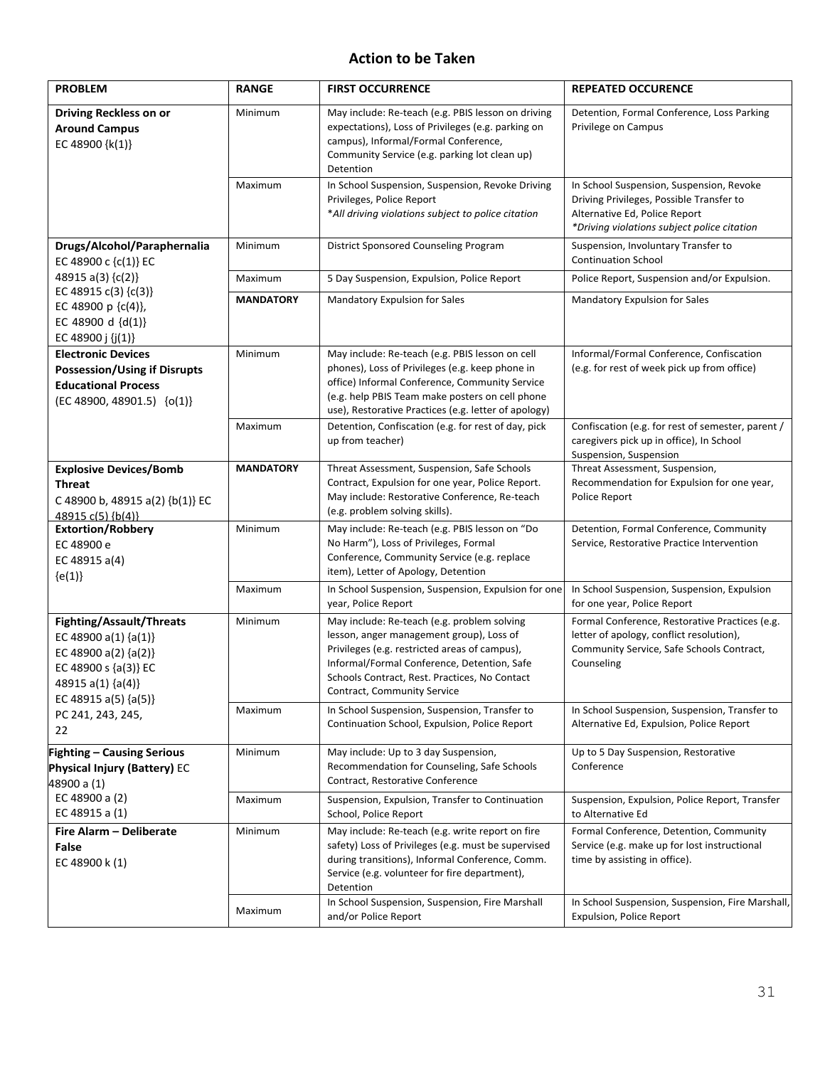## Action to be Taken

| PROBLEM | RANGE | FIRST OCCURRENCE | REPEATED OCCURENCE |
|---|---|---|---|
| **Driving Reckless on or Around Campus** EC 48900 {k(1)} | Minimum | May include: Re-teach (e.g. PBIS lesson on driving expectations), Loss of Privileges (e.g. parking on campus), Informal/Formal Conference, Community Service (e.g. parking lot clean up) Detention | Detention, Formal Conference, Loss Parking Privilege on Campus |
| | Maximum | In School Suspension, Suspension, Revoke Driving Privileges, Police Report *\*All driving violations subject to police citation* | In School Suspension, Suspension, Revoke Driving Privileges, Possible Transfer to Alternative Ed, Police Report *\*Driving violations subject police citation* |
| **Drugs/Alcohol/Paraphernalia** EC 48900 c {c(1)} EC 48915 a(3) {c(2)} EC 48915 c(3) {c(3)} EC 48900 p {c(4)}, EC 48900 d {d(1)} EC 48900 j {j(1)} | Minimum | District Sponsored Counseling Program | Suspension, Involuntary Transfer to Continuation School |
| | Maximum | 5 Day Suspension, Expulsion, Police Report | Police Report, Suspension and/or Expulsion. |
| | **MANDATORY** | Mandatory Expulsion for Sales | Mandatory Expulsion for Sales |
| **Electronic Devices Possession/Using if Disrupts Educational Process** (EC 48900, 48901.5) {o(1)} | Minimum | May include: Re-teach (e.g. PBIS lesson on cell phones), Loss of Privileges (e.g. keep phone in office) Informal Conference, Community Service (e.g. help PBIS Team make posters on cell phone use), Restorative Practices (e.g. letter of apology) | Informal/Formal Conference, Confiscation (e.g. for rest of week pick up from office) |
| | Maximum | Detention, Confiscation (e.g. for rest of day, pick up from teacher) | Confiscation (e.g. for rest of semester, parent / caregivers pick up in office), In School Suspension, Suspension |
| **Explosive Devices/Bomb Threat** C 48900 b, 48915 a(2) {b(1)} EC 48915 c(5) {b(4)} | **MANDATORY** | Threat Assessment, Suspension, Safe Schools Contract, Expulsion for one year, Police Report. May include: Restorative Conference, Re-teach (e.g. problem solving skills). | Threat Assessment, Suspension, Recommendation for Expulsion for one year, Police Report |
| **Extortion/Robbery** EC 48900 e EC 48915 a(4) {e(1)} | Minimum | May include: Re-teach (e.g. PBIS lesson on "Do No Harm"), Loss of Privileges, Formal Conference, Community Service (e.g. replace item), Letter of Apology, Detention | Detention, Formal Conference, Community Service, Restorative Practice Intervention |
| | Maximum | In School Suspension, Suspension, Expulsion for one year, Police Report | In School Suspension, Suspension, Expulsion for one year, Police Report |
| **Fighting/Assault/Threats** EC 48900 a(1) {a(1)} EC 48900 a(2) {a(2)} EC 48900 s {a(3)} EC 48915 a(1) {a(4)} EC 48915 a(5) {a(5)} PC 241, 243, 245, 22 | Minimum | May include: Re-teach (e.g. problem solving lesson, anger management group), Loss of Privileges (e.g. restricted areas of campus), Informal/Formal Conference, Detention, Safe Schools Contract, Rest. Practices, No Contact Contract, Community Service | Formal Conference, Restorative Practices (e.g. letter of apology, conflict resolution), Community Service, Safe Schools Contract, Counseling |
| | Maximum | In School Suspension, Suspension, Transfer to Continuation School, Expulsion, Police Report | In School Suspension, Suspension, Transfer to Alternative Ed, Expulsion, Police Report |
| **Fighting – Causing Serious Physical Injury (Battery)** EC 48900 a (1) EC 48900 a (2) EC 48915 a (1) | Minimum | May include: Up to 3 day Suspension, Recommendation for Counseling, Safe Schools Contract, Restorative Conference | Up to 5 Day Suspension, Restorative Conference |
| | Maximum | Suspension, Expulsion, Transfer to Continuation School, Police Report | Suspension, Expulsion, Police Report, Transfer to Alternative Ed |
| **Fire Alarm – Deliberate False** EC 48900 k (1) | Minimum | May include: Re-teach (e.g. write report on fire safety) Loss of Privileges (e.g. must be supervised during transitions), Informal Conference, Comm. Service (e.g. volunteer for fire department), Detention | Formal Conference, Detention, Community Service (e.g. make up for lost instructional time by assisting in office). |
| | Maximum | In School Suspension, Suspension, Fire Marshall and/or Police Report | In School Suspension, Suspension, Fire Marshall, Expulsion, Police Report |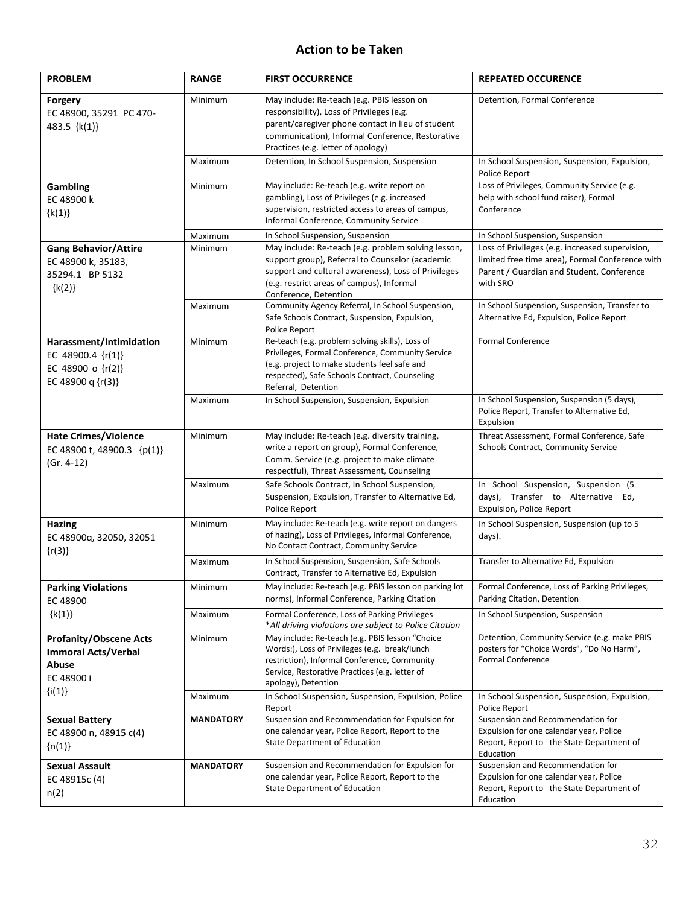## Action to be Taken

| PROBLEM | RANGE | FIRST OCCURRENCE | REPEATED OCCURENCE |
|---|---|---|---|
| **Forgery** EC 48900, 35291 PC 470-483.5 {k(1)} | Minimum | May include: Re-teach (e.g. PBIS lesson on responsibility), Loss of Privileges (e.g. parent/caregiver phone contact in lieu of student communication), Informal Conference, Restorative Practices (e.g. letter of apology) | Detention, Formal Conference |
| | Maximum | Detention, In School Suspension, Suspension | In School Suspension, Suspension, Expulsion, Police Report |
| **Gambling** EC 48900 k {k(1)} | Minimum | May include: Re-teach (e.g. write report on gambling), Loss of Privileges (e.g. increased supervision, restricted access to areas of campus, Informal Conference, Community Service | Loss of Privileges, Community Service (e.g. help with school fund raiser), Formal Conference |
| | Maximum | In School Suspension, Suspension | In School Suspension, Suspension |
| **Gang Behavior/Attire** EC 48900 k, 35183, 35294.1 BP 5132 {k(2)} | Minimum | May include: Re-teach (e.g. problem solving lesson, support group), Referral to Counselor (academic support and cultural awareness), Loss of Privileges (e.g. restrict areas of campus), Informal Conference, Detention | Loss of Privileges (e.g. increased supervision, limited free time area), Formal Conference with Parent / Guardian and Student, Conference with SRO |
| | Maximum | Community Agency Referral, In School Suspension, Safe Schools Contract, Suspension, Expulsion, Police Report | In School Suspension, Suspension, Transfer to Alternative Ed, Expulsion, Police Report |
| **Harassment/Intimidation** EC 48900.4 {r(1)} EC 48900 o {r(2)} EC 48900 q {r(3)} | Minimum | Re-teach (e.g. problem solving skills), Loss of Privileges, Formal Conference, Community Service (e.g. project to make students feel safe and respected), Safe Schools Contract, Counseling Referral, Detention | Formal Conference |
| | Maximum | In School Suspension, Suspension, Expulsion | In School Suspension, Suspension (5 days), Police Report, Transfer to Alternative Ed, Expulsion |
| **Hate Crimes/Violence** EC 48900 t, 48900.3 {p(1)} (Gr. 4-12) | Minimum | May include: Re-teach (e.g. diversity training, write a report on group), Formal Conference, Comm. Service (e.g. project to make climate respectful), Threat Assessment, Counseling | Threat Assessment, Formal Conference, Safe Schools Contract, Community Service |
| | Maximum | Safe Schools Contract, In School Suspension, Suspension, Expulsion, Transfer to Alternative Ed, Police Report | In School Suspension, Suspension (5 days), Transfer to Alternative Ed, Expulsion, Police Report |
| **Hazing** EC 48900q, 32050, 32051 {r(3)} | Minimum | May include: Re-teach (e.g. write report on dangers of hazing), Loss of Privileges, Informal Conference, No Contact Contract, Community Service | In School Suspension, Suspension (up to 5 days). |
| | Maximum | In School Suspension, Suspension, Safe Schools Contract, Transfer to Alternative Ed, Expulsion | Transfer to Alternative Ed, Expulsion |
| **Parking Violations** EC 48900 {k(1)} | Minimum | May include: Re-teach (e.g. PBIS lesson on parking lot norms), Informal Conference, Parking Citation | Formal Conference, Loss of Parking Privileges, Parking Citation, Detention |
| | Maximum | Formal Conference, Loss of Parking Privileges *\*All driving violations are subject to Police Citation* | In School Suspension, Suspension |
| **Profanity/Obscene Acts Immoral Acts/Verbal Abuse** EC 48900 i {i(1)} | Minimum | May include: Re-teach (e.g. PBIS lesson "Choice Words:), Loss of Privileges (e.g. break/lunch restriction), Informal Conference, Community Service, Restorative Practices (e.g. letter of apology), Detention | Detention, Community Service (e.g. make PBIS posters for "Choice Words", "Do No Harm", Formal Conference |
| | Maximum | In School Suspension, Suspension, Expulsion, Police Report | In School Suspension, Suspension, Expulsion, Police Report |
| **Sexual Battery** EC 48900 n, 48915 c(4) {n(1)} | **MANDATORY** | Suspension and Recommendation for Expulsion for one calendar year, Police Report, Report to the State Department of Education | Suspension and Recommendation for Expulsion for one calendar year, Police Report, Report to the State Department of Education |
| **Sexual Assault** EC 48915c (4) n(2) | **MANDATORY** | Suspension and Recommendation for Expulsion for one calendar year, Police Report, Report to the State Department of Education | Suspension and Recommendation for Expulsion for one calendar year, Police Report, Report to the State Department of Education |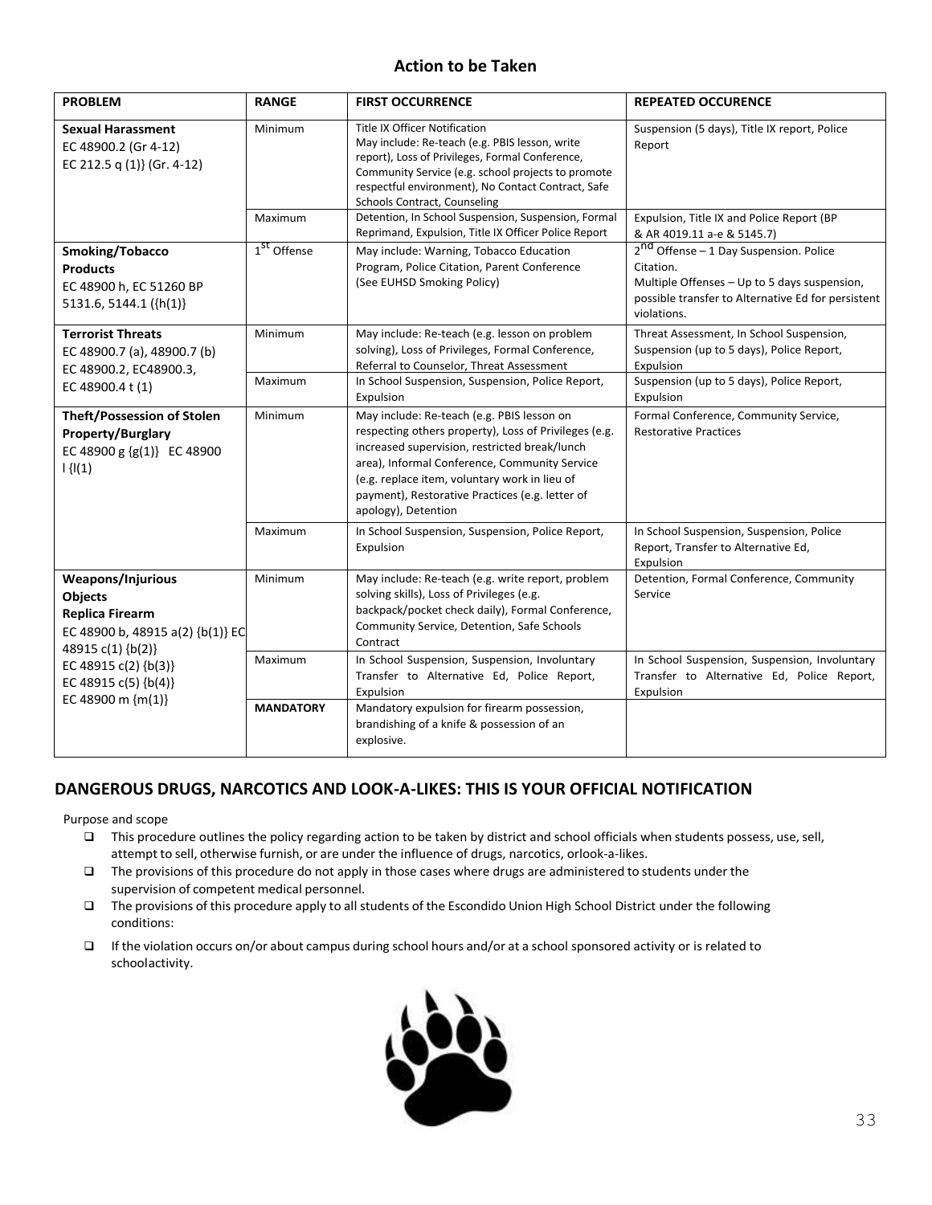## Action to be Taken

| PROBLEM | RANGE | FIRST OCCURRENCE | REPEATED OCCURENCE |
|---|---|---|---|
| **Sexual Harassment** EC 48900.2 (Gr 4-12) EC 212.5 q (1)} (Gr. 4-12) | Minimum | Title IX Officer Notification May include: Re-teach (e.g. PBIS lesson, write report), Loss of Privileges, Formal Conference, Community Service (e.g. school projects to promote respectful environment), No Contact Contract, Safe Schools Contract, Counseling | Suspension (5 days), Title IX report, Police Report |
| | Maximum | Detention, In School Suspension, Suspension, Formal Reprimand, Expulsion, Title IX Officer Police Report | Expulsion, Title IX and Police Report (BP & AR 4019.11 a-e & 5145.7) |
| **Smoking/Tobacco Products** EC 48900 h, EC 51260 BP 5131.6, 5144.1 ({h(1)} | 1st Offense | May include: Warning, Tobacco Education Program, Police Citation, Parent Conference (See EUHSD Smoking Policy) | 2nd Offense – 1 Day Suspension. Police Citation. Multiple Offenses – Up to 5 days suspension, possible transfer to Alternative Ed for persistent violations. |
| **Terrorist Threats** EC 48900.7 (a), 48900.7 (b) EC 48900.2, EC48900.3, EC 48900.4 t (1) | Minimum | May include: Re-teach (e.g. lesson on problem solving), Loss of Privileges, Formal Conference, Referral to Counselor, Threat Assessment | Threat Assessment, In School Suspension, Suspension (up to 5 days), Police Report, Expulsion |
| | Maximum | In School Suspension, Suspension, Police Report, Expulsion | Suspension (up to 5 days), Police Report, Expulsion |
| **Theft/Possession of Stolen Property/Burglary** EC 48900 g {g(1)} EC 48900 l {l(1) | Minimum | May include: Re-teach (e.g. PBIS lesson on respecting others property), Loss of Privileges (e.g. increased supervision, restricted break/lunch area), Informal Conference, Community Service (e.g. replace item, voluntary work in lieu of payment), Restorative Practices (e.g. letter of apology), Detention | Formal Conference, Community Service, Restorative Practices |
| | Maximum | In School Suspension, Suspension, Police Report, Expulsion | In School Suspension, Suspension, Police Report, Transfer to Alternative Ed, Expulsion |
| **Weapons/Injurious Objects Replica Firearm** EC 48900 b, 48915 a(2) {b(1)} EC 48915 c(1) {b(2)} EC 48915 c(2) {b(3)} EC 48915 c(5) {b(4)} EC 48900 m {m(1)} | Minimum | May include: Re-teach (e.g. write report, problem solving skills), Loss of Privileges (e.g. backpack/pocket check daily), Formal Conference, Community Service, Detention, Safe Schools Contract | Detention, Formal Conference, Community Service |
| | Maximum | In School Suspension, Suspension, Involuntary Transfer to Alternative Ed, Police Report, Expulsion | In School Suspension, Suspension, Involuntary Transfer to Alternative Ed, Police Report, Expulsion |
| | **MANDATORY** | Mandatory expulsion for firearm possession, brandishing of a knife & possession of an explosive. | |

## DANGEROUS DRUGS, NARCOTICS AND LOOK-A-LIKES: THIS IS YOUR OFFICIAL NOTIFICATION

Purpose and scope

- This procedure outlines the policy regarding action to be taken by district and school officials when students possess, use, sell, attempt to sell, otherwise furnish, or are under the influence of drugs, narcotics, orlook-a-likes.
- The provisions of this procedure do not apply in those cases where drugs are administered to students under the supervision of competent medical personnel.
- The provisions of this procedure apply to all students of the Escondido Union High School District under the following conditions:
- If the violation occurs on/or about campus during school hours and/or at a school sponsored activity or is related to schoolactivity.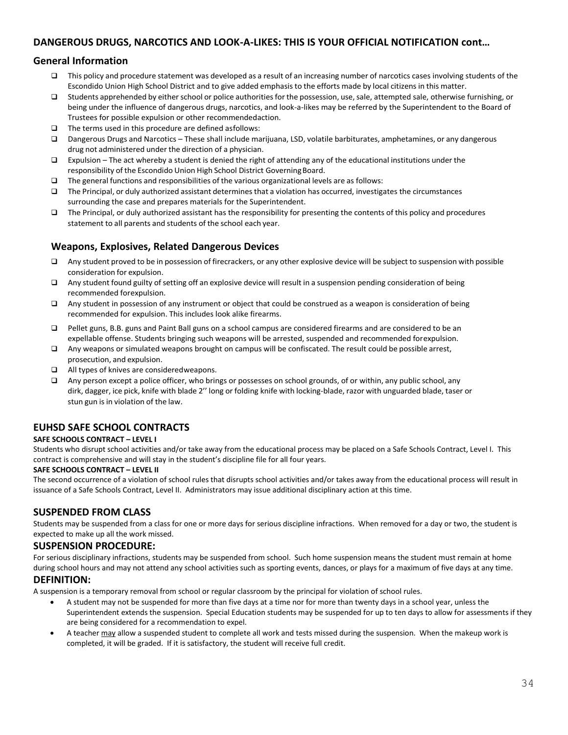## DANGEROUS DRUGS, NARCOTICS AND LOOK-A-LIKES: THIS IS YOUR OFFICIAL NOTIFICATION cont…

### General Information

- This policy and procedure statement was developed as a result of an increasing number of narcotics cases involving students of the Escondido Union High School District and to give added emphasis to the efforts made by local citizens in this matter.
- Students apprehended by either school or police authorities for the possession, use, sale, attempted sale, otherwise furnishing, or being under the influence of dangerous drugs, narcotics, and look-a-likes may be referred by the Superintendent to the Board of Trustees for possible expulsion or other recommendedaction.
- The terms used in this procedure are defined asfollows:
- Dangerous Drugs and Narcotics – These shall include marijuana, LSD, volatile barbiturates, amphetamines, or any dangerous drug not administered under the direction of a physician.
- Expulsion – The act whereby a student is denied the right of attending any of the educational institutions under the responsibility of the Escondido Union High School District Governing Board.
- The general functions and responsibilities of the various organizational levels are as follows:
- The Principal, or duly authorized assistant determines that a violation has occurred, investigates the circumstances surrounding the case and prepares materials for the Superintendent.
- The Principal, or duly authorized assistant has the responsibility for presenting the contents of this policy and procedures statement to all parents and students of the school each year.

### Weapons, Explosives, Related Dangerous Devices

- Any student proved to be in possession of firecrackers, or any other explosive device will be subject to suspension with possible consideration for expulsion.
- Any student found guilty of setting off an explosive device will result in a suspension pending consideration of being recommended forexpulsion.
- Any student in possession of any instrument or object that could be construed as a weapon is consideration of being recommended for expulsion. This includes look alike firearms.
- Pellet guns, B.B. guns and Paint Ball guns on a school campus are considered firearms and are considered to be an expellable offense. Students bringing such weapons will be arrested, suspended and recommended forexpulsion.
- Any weapons or simulated weapons brought on campus will be confiscated. The result could be possible arrest, prosecution, and expulsion.
- All types of knives are consideredweapons.
- Any person except a police officer, who brings or possesses on school grounds, of or within, any public school, any dirk, dagger, ice pick, knife with blade 2'' long or folding knife with locking-blade, razor with unguarded blade, taser or stun gun is in violation of the law.

## EUHSD SAFE SCHOOL CONTRACTS

**SAFE SCHOOLS CONTRACT – LEVEL I**

Students who disrupt school activities and/or take away from the educational process may be placed on a Safe Schools Contract, Level I. This contract is comprehensive and will stay in the student's discipline file for all four years.

**SAFE SCHOOLS CONTRACT – LEVEL II**

The second occurrence of a violation of school rules that disrupts school activities and/or takes away from the educational process will result in issuance of a Safe Schools Contract, Level II. Administrators may issue additional disciplinary action at this time.

## SUSPENDED FROM CLASS

Students may be suspended from a class for one or more days for serious discipline infractions. When removed for a day or two, the student is expected to make up all the work missed.

## SUSPENSION PROCEDURE:

For serious disciplinary infractions, students may be suspended from school. Such home suspension means the student must remain at home during school hours and may not attend any school activities such as sporting events, dances, or plays for a maximum of five days at any time.

## DEFINITION:

A suspension is a temporary removal from school or regular classroom by the principal for violation of school rules.

- A student may not be suspended for more than five days at a time nor for more than twenty days in a school year, unless the Superintendent extends the suspension. Special Education students may be suspended for up to ten days to allow for assessments if they are being considered for a recommendation to expel.
- A teacher <u>may</u> allow a suspended student to complete all work and tests missed during the suspension. When the makeup work is completed, it will be graded. If it is satisfactory, the student will receive full credit.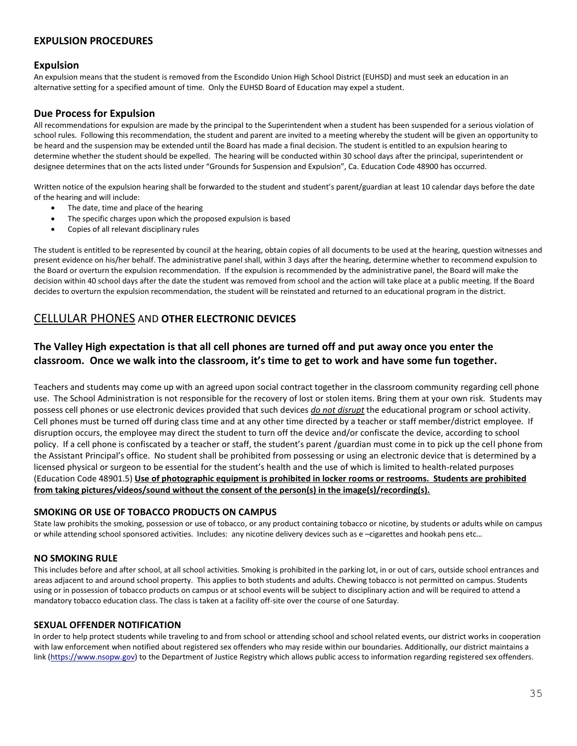## EXPULSION PROCEDURES

### Expulsion

An expulsion means that the student is removed from the Escondido Union High School District (EUHSD) and must seek an education in an alternative setting for a specified amount of time. Only the EUHSD Board of Education may expel a student.

### Due Process for Expulsion

All recommendations for expulsion are made by the principal to the Superintendent when a student has been suspended for a serious violation of school rules. Following this recommendation, the student and parent are invited to a meeting whereby the student will be given an opportunity to be heard and the suspension may be extended until the Board has made a final decision. The student is entitled to an expulsion hearing to determine whether the student should be expelled. The hearing will be conducted within 30 school days after the principal, superintendent or designee determines that on the acts listed under "Grounds for Suspension and Expulsion", Ca. Education Code 48900 has occurred.

Written notice of the expulsion hearing shall be forwarded to the student and student's parent/guardian at least 10 calendar days before the date of the hearing and will include:

- The date, time and place of the hearing
- The specific charges upon which the proposed expulsion is based
- Copies of all relevant disciplinary rules

The student is entitled to be represented by council at the hearing, obtain copies of all documents to be used at the hearing, question witnesses and present evidence on his/her behalf. The administrative panel shall, within 3 days after the hearing, determine whether to recommend expulsion to the Board or overturn the expulsion recommendation. If the expulsion is recommended by the administrative panel, the Board will make the decision within 40 school days after the date the student was removed from school and the action will take place at a public meeting. If the Board decides to overturn the expulsion recommendation, the student will be reinstated and returned to an educational program in the district.

## CELLULAR PHONES AND **OTHER ELECTRONIC DEVICES**

### The Valley High expectation is that all cell phones are turned off and put away once you enter the classroom. Once we walk into the classroom, it's time to get to work and have some fun together.

Teachers and students may come up with an agreed upon social contract together in the classroom community regarding cell phone use. The School Administration is not responsible for the recovery of lost or stolen items. Bring them at your own risk. Students may possess cell phones or use electronic devices provided that such devices ***do not disrupt*** the educational program or school activity. Cell phones must be turned off during class time and at any other time directed by a teacher or staff member/district employee. If disruption occurs, the employee may direct the student to turn off the device and/or confiscate the device, according to school policy. If a cell phone is confiscated by a teacher or staff, the student's parent /guardian must come in to pick up the cell phone from the Assistant Principal's office. No student shall be prohibited from possessing or using an electronic device that is determined by a licensed physical or surgeon to be essential for the student's health and the use of which is limited to health-related purposes (Education Code 48901.5) **Use of photographic equipment is prohibited in locker rooms or restrooms. Students are prohibited from taking pictures/videos/sound without the consent of the person(s) in the image(s)/recording(s).**

#### SMOKING OR USE OF TOBACCO PRODUCTS ON CAMPUS

State law prohibits the smoking, possession or use of tobacco, or any product containing tobacco or nicotine, by students or adults while on campus or while attending school sponsored activities. Includes: any nicotine delivery devices such as e –cigarettes and hookah pens etc…

#### NO SMOKING RULE

This includes before and after school, at all school activities. Smoking is prohibited in the parking lot, in or out of cars, outside school entrances and areas adjacent to and around school property. This applies to both students and adults. Chewing tobacco is not permitted on campus. Students using or in possession of tobacco products on campus or at school events will be subject to disciplinary action and will be required to attend a mandatory tobacco education class. The class is taken at a facility off-site over the course of one Saturday.

#### SEXUAL OFFENDER NOTIFICATION

In order to help protect students while traveling to and from school or attending school and school related events, our district works in cooperation with law enforcement when notified about registered sex offenders who may reside within our boundaries. Additionally, our district maintains a link (https://www.nsopw.gov) to the Department of Justice Registry which allows public access to information regarding registered sex offenders.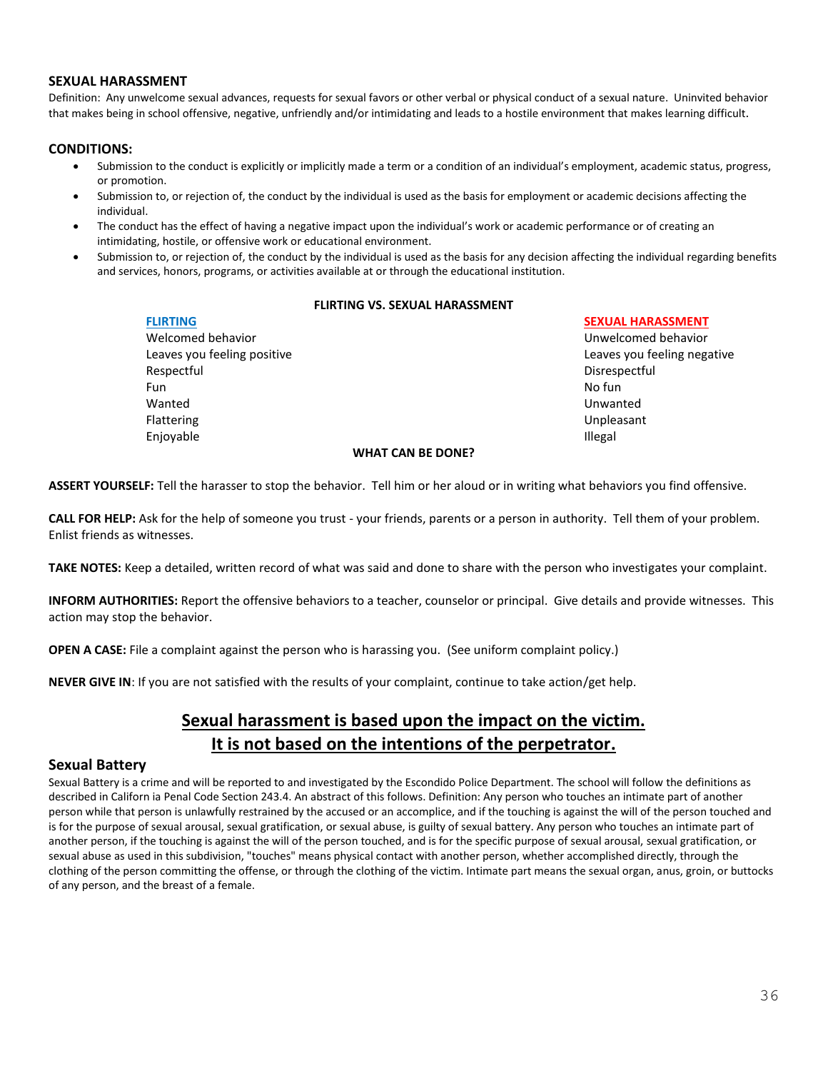## SEXUAL HARASSMENT

Definition: Any unwelcome sexual advances, requests for sexual favors or other verbal or physical conduct of a sexual nature. Uninvited behavior that makes being in school offensive, negative, unfriendly and/or intimidating and leads to a hostile environment that makes learning difficult.

## CONDITIONS:

- Submission to the conduct is explicitly or implicitly made a term or a condition of an individual's employment, academic status, progress, or promotion.
- Submission to, or rejection of, the conduct by the individual is used as the basis for employment or academic decisions affecting the individual.
- The conduct has the effect of having a negative impact upon the individual's work or academic performance or of creating an intimidating, hostile, or offensive work or educational environment.
- Submission to, or rejection of, the conduct by the individual is used as the basis for any decision affecting the individual regarding benefits and services, honors, programs, or activities available at or through the educational institution.

**FLIRTING VS. SEXUAL HARASSMENT**

| FLIRTING | SEXUAL HARASSMENT |
|---|---|
| Welcomed behavior | Unwelcomed behavior |
| Leaves you feeling positive | Leaves you feeling negative |
| Respectful | Disrespectful |
| Fun | No fun |
| Wanted | Unwanted |
| Flattering | Unpleasant |
| Enjoyable | Illegal |

**WHAT CAN BE DONE?**

**ASSERT YOURSELF:** Tell the harasser to stop the behavior. Tell him or her aloud or in writing what behaviors you find offensive.

**CALL FOR HELP:** Ask for the help of someone you trust - your friends, parents or a person in authority. Tell them of your problem. Enlist friends as witnesses.

**TAKE NOTES:** Keep a detailed, written record of what was said and done to share with the person who investigates your complaint.

**INFORM AUTHORITIES:** Report the offensive behaviors to a teacher, counselor or principal. Give details and provide witnesses. This action may stop the behavior.

**OPEN A CASE:** File a complaint against the person who is harassing you. (See uniform complaint policy.)

**NEVER GIVE IN**: If you are not satisfied with the results of your complaint, continue to take action/get help.

**Sexual harassment is based upon the impact on the victim.**
**It is not based on the intentions of the perpetrator.**

## Sexual Battery

Sexual Battery is a crime and will be reported to and investigated by the Escondido Police Department. The school will follow the definitions as described in Californ ia Penal Code Section 243.4. An abstract of this follows. Definition: Any person who touches an intimate part of another person while that person is unlawfully restrained by the accused or an accomplice, and if the touching is against the will of the person touched and is for the purpose of sexual arousal, sexual gratification, or sexual abuse, is guilty of sexual battery. Any person who touches an intimate part of another person, if the touching is against the will of the person touched, and is for the specific purpose of sexual arousal, sexual gratification, or sexual abuse as used in this subdivision, "touches" means physical contact with another person, whether accomplished directly, through the clothing of the person committing the offense, or through the clothing of the victim. Intimate part means the sexual organ, anus, groin, or buttocks of any person, and the breast of a female.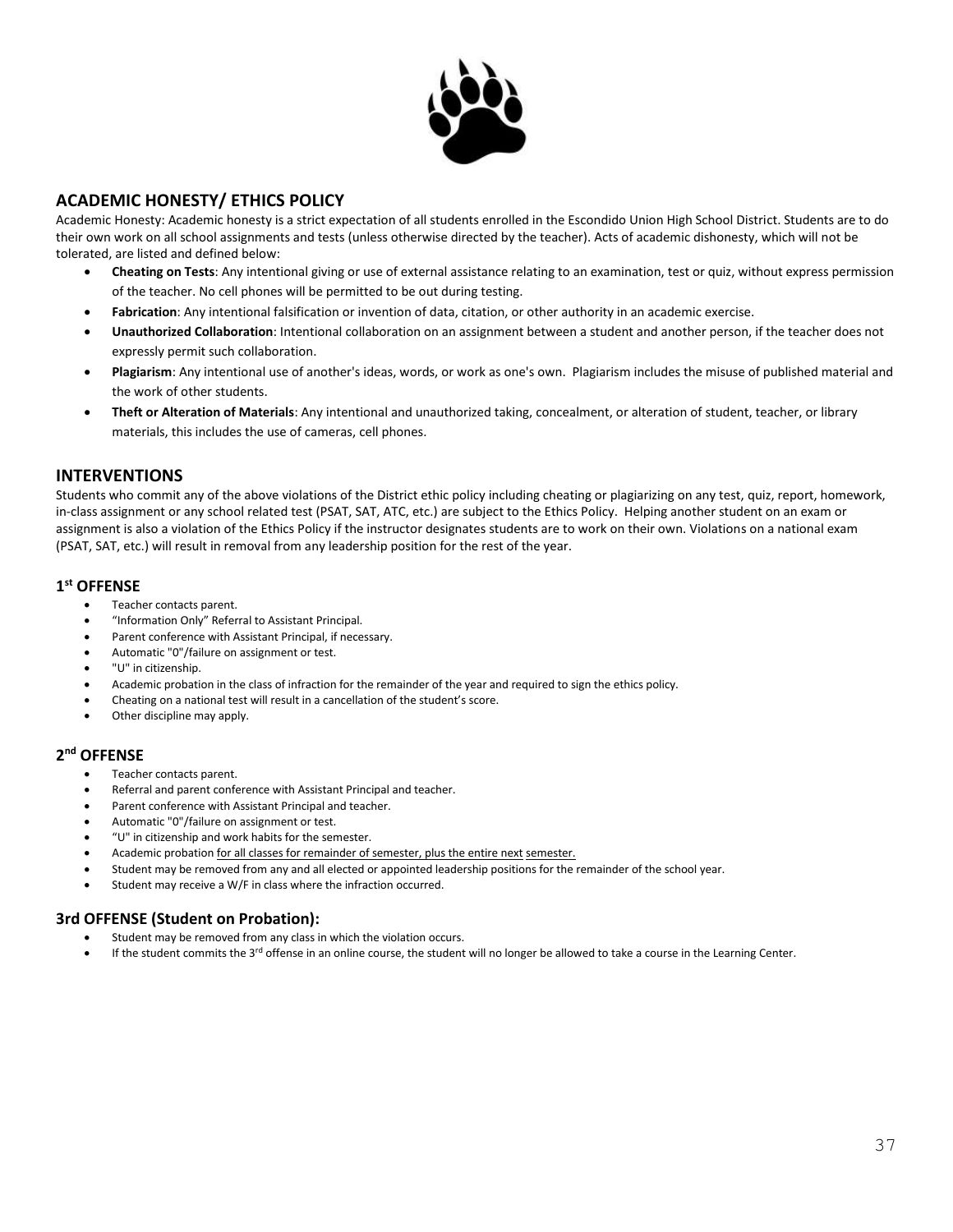## ACADEMIC HONESTY/ ETHICS POLICY

Academic Honesty: Academic honesty is a strict expectation of all students enrolled in the Escondido Union High School District. Students are to do their own work on all school assignments and tests (unless otherwise directed by the teacher). Acts of academic dishonesty, which will not be tolerated, are listed and defined below:

- **Cheating on Tests**: Any intentional giving or use of external assistance relating to an examination, test or quiz, without express permission of the teacher. No cell phones will be permitted to be out during testing.
- **Fabrication**: Any intentional falsification or invention of data, citation, or other authority in an academic exercise.
- **Unauthorized Collaboration**: Intentional collaboration on an assignment between a student and another person, if the teacher does not expressly permit such collaboration.
- **Plagiarism**: Any intentional use of another's ideas, words, or work as one's own. Plagiarism includes the misuse of published material and the work of other students.
- **Theft or Alteration of Materials**: Any intentional and unauthorized taking, concealment, or alteration of student, teacher, or library materials, this includes the use of cameras, cell phones.

## INTERVENTIONS

Students who commit any of the above violations of the District ethic policy including cheating or plagiarizing on any test, quiz, report, homework, in-class assignment or any school related test (PSAT, SAT, ATC, etc.) are subject to the Ethics Policy. Helping another student on an exam or assignment is also a violation of the Ethics Policy if the instructor designates students are to work on their own. Violations on a national exam (PSAT, SAT, etc.) will result in removal from any leadership position for the rest of the year.

### 1st OFFENSE

- Teacher contacts parent.
- "Information Only" Referral to Assistant Principal.
- Parent conference with Assistant Principal, if necessary.
- Automatic "0"/failure on assignment or test.
- "U" in citizenship.
- Academic probation in the class of infraction for the remainder of the year and required to sign the ethics policy.
- Cheating on a national test will result in a cancellation of the student's score.
- Other discipline may apply.

### 2nd OFFENSE

- Teacher contacts parent.
- Referral and parent conference with Assistant Principal and teacher.
- Parent conference with Assistant Principal and teacher.
- Automatic "0"/failure on assignment or test.
- "U" in citizenship and work habits for the semester.
- Academic probation for all classes for remainder of semester, plus the entire next semester.
- Student may be removed from any and all elected or appointed leadership positions for the remainder of the school year.
- Student may receive a W/F in class where the infraction occurred.

### 3rd OFFENSE (Student on Probation):

- Student may be removed from any class in which the violation occurs.
- If the student commits the 3rd offense in an online course, the student will no longer be allowed to take a course in the Learning Center.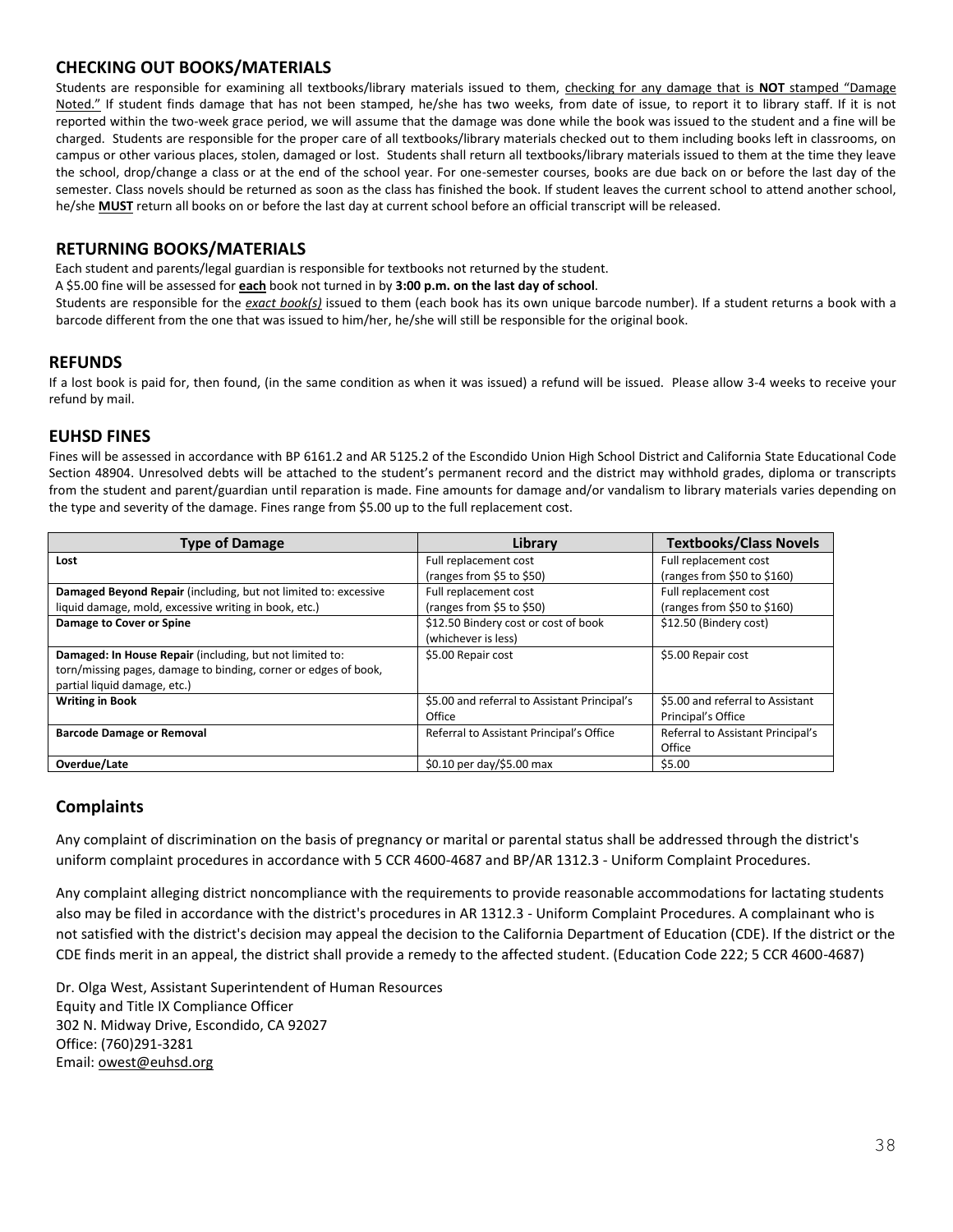## CHECKING OUT BOOKS/MATERIALS

Students are responsible for examining all textbooks/library materials issued to them, checking for any damage that is **NOT** stamped "Damage Noted." If student finds damage that has not been stamped, he/she has two weeks, from date of issue, to report it to library staff. If it is not reported within the two-week grace period, we will assume that the damage was done while the book was issued to the student and a fine will be charged. Students are responsible for the proper care of all textbooks/library materials checked out to them including books left in classrooms, on campus or other various places, stolen, damaged or lost. Students shall return all textbooks/library materials issued to them at the time they leave the school, drop/change a class or at the end of the school year. For one-semester courses, books are due back on or before the last day of the semester. Class novels should be returned as soon as the class has finished the book. If student leaves the current school to attend another school, he/she **MUST** return all books on or before the last day at current school before an official transcript will be released.

## RETURNING BOOKS/MATERIALS

Each student and parents/legal guardian is responsible for textbooks not returned by the student.

A $5.00 fine will be assessed for **each** book not turned in by **3:00 p.m. on the last day of school**.

Students are responsible for the ***exact book(s)*** issued to them (each book has its own unique barcode number). If a student returns a book with a barcode different from the one that was issued to him/her, he/she will still be responsible for the original book.

## REFUNDS

If a lost book is paid for, then found, (in the same condition as when it was issued) a refund will be issued. Please allow 3-4 weeks to receive your refund by mail.

## EUHSD FINES

Fines will be assessed in accordance with BP 6161.2 and AR 5125.2 of the Escondido Union High School District and California State Educational Code Section 48904. Unresolved debts will be attached to the student's permanent record and the district may withhold grades, diploma or transcripts from the student and parent/guardian until reparation is made. Fine amounts for damage and/or vandalism to library materials varies depending on the type and severity of the damage. Fines range from $5.00 up to the full replacement cost.

| Type of Damage | Library | Textbooks/Class Novels |
|---|---|---|
| **Lost** | Full replacement cost (ranges from $5 to $50) | Full replacement cost (ranges from $50 to $160) |
| **Damaged Beyond Repair** (including, but not limited to: excessive liquid damage, mold, excessive writing in book, etc.) | Full replacement cost (ranges from $5 to $50) | Full replacement cost (ranges from $50 to $160) |
| **Damage to Cover or Spine** | $12.50 Bindery cost or cost of book (whichever is less) | $12.50 (Bindery cost) |
| **Damaged: In House Repair** (including, but not limited to: torn/missing pages, damage to binding, corner or edges of book, partial liquid damage, etc.) | $5.00 Repair cost | $5.00 Repair cost |
| **Writing in Book** | $5.00 and referral to Assistant Principal's Office | $5.00 and referral to Assistant Principal's Office |
| **Barcode Damage or Removal** | Referral to Assistant Principal's Office | Referral to Assistant Principal's Office |
| **Overdue/Late** | $0.10 per day/$5.00 max | $5.00 |

## Complaints

Any complaint of discrimination on the basis of pregnancy or marital or parental status shall be addressed through the district's uniform complaint procedures in accordance with 5 CCR 4600-4687 and BP/AR 1312.3 - Uniform Complaint Procedures.

Any complaint alleging district noncompliance with the requirements to provide reasonable accommodations for lactating students also may be filed in accordance with the district's procedures in AR 1312.3 - Uniform Complaint Procedures. A complainant who is not satisfied with the district's decision may appeal the decision to the California Department of Education (CDE). If the district or the CDE finds merit in an appeal, the district shall provide a remedy to the affected student. (Education Code 222; 5 CCR 4600-4687)

Dr. Olga West, Assistant Superintendent of Human Resources
Equity and Title IX Compliance Officer
302 N. Midway Drive, Escondido, CA 92027
Office: (760)291-3281
Email: owest@euhsd.org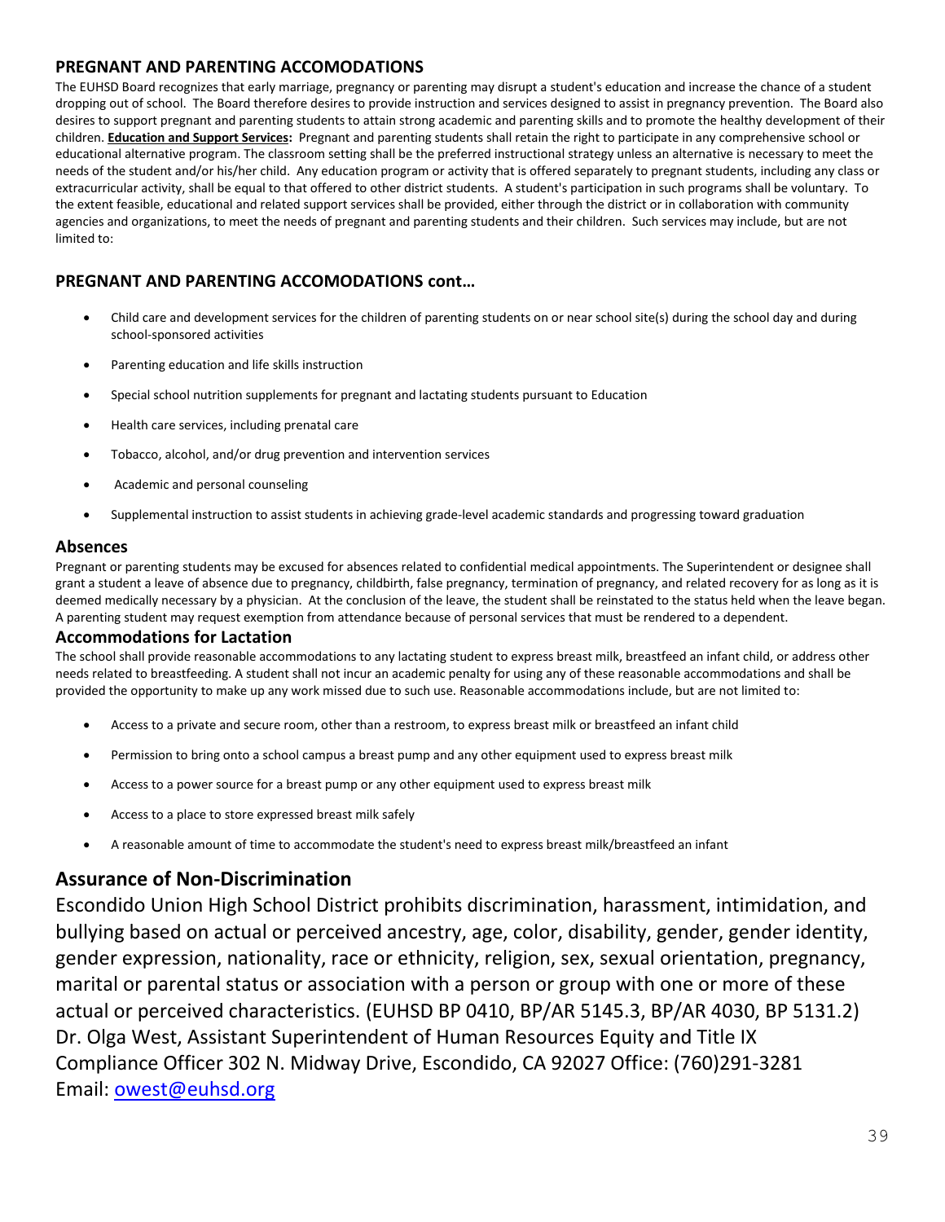## PREGNANT AND PARENTING ACCOMODATIONS

The EUHSD Board recognizes that early marriage, pregnancy or parenting may disrupt a student's education and increase the chance of a student dropping out of school. The Board therefore desires to provide instruction and services designed to assist in pregnancy prevention. The Board also desires to support pregnant and parenting students to attain strong academic and parenting skills and to promote the healthy development of their children. **Education and Support Services:** Pregnant and parenting students shall retain the right to participate in any comprehensive school or educational alternative program. The classroom setting shall be the preferred instructional strategy unless an alternative is necessary to meet the needs of the student and/or his/her child. Any education program or activity that is offered separately to pregnant students, including any class or extracurricular activity, shall be equal to that offered to other district students. A student's participation in such programs shall be voluntary. To the extent feasible, educational and related support services shall be provided, either through the district or in collaboration with community agencies and organizations, to meet the needs of pregnant and parenting students and their children. Such services may include, but are not limited to:

## PREGNANT AND PARENTING ACCOMODATIONS cont…

- Child care and development services for the children of parenting students on or near school site(s) during the school day and during school-sponsored activities
- Parenting education and life skills instruction
- Special school nutrition supplements for pregnant and lactating students pursuant to Education
- Health care services, including prenatal care
- Tobacco, alcohol, and/or drug prevention and intervention services
- Academic and personal counseling
- Supplemental instruction to assist students in achieving grade-level academic standards and progressing toward graduation

### Absences

Pregnant or parenting students may be excused for absences related to confidential medical appointments. The Superintendent or designee shall grant a student a leave of absence due to pregnancy, childbirth, false pregnancy, termination of pregnancy, and related recovery for as long as it is deemed medically necessary by a physician. At the conclusion of the leave, the student shall be reinstated to the status held when the leave began. A parenting student may request exemption from attendance because of personal services that must be rendered to a dependent.

### Accommodations for Lactation

The school shall provide reasonable accommodations to any lactating student to express breast milk, breastfeed an infant child, or address other needs related to breastfeeding. A student shall not incur an academic penalty for using any of these reasonable accommodations and shall be provided the opportunity to make up any work missed due to such use. Reasonable accommodations include, but are not limited to:

- Access to a private and secure room, other than a restroom, to express breast milk or breastfeed an infant child
- Permission to bring onto a school campus a breast pump and any other equipment used to express breast milk
- Access to a power source for a breast pump or any other equipment used to express breast milk
- Access to a place to store expressed breast milk safely
- A reasonable amount of time to accommodate the student's need to express breast milk/breastfeed an infant

## Assurance of Non-Discrimination

Escondido Union High School District prohibits discrimination, harassment, intimidation, and bullying based on actual or perceived ancestry, age, color, disability, gender, gender identity, gender expression, nationality, race or ethnicity, religion, sex, sexual orientation, pregnancy, marital or parental status or association with a person or group with one or more of these actual or perceived characteristics. (EUHSD BP 0410, BP/AR 5145.3, BP/AR 4030, BP 5131.2) Dr. Olga West, Assistant Superintendent of Human Resources Equity and Title IX Compliance Officer 302 N. Midway Drive, Escondido, CA 92027 Office: (760)291-3281 Email: owest@euhsd.org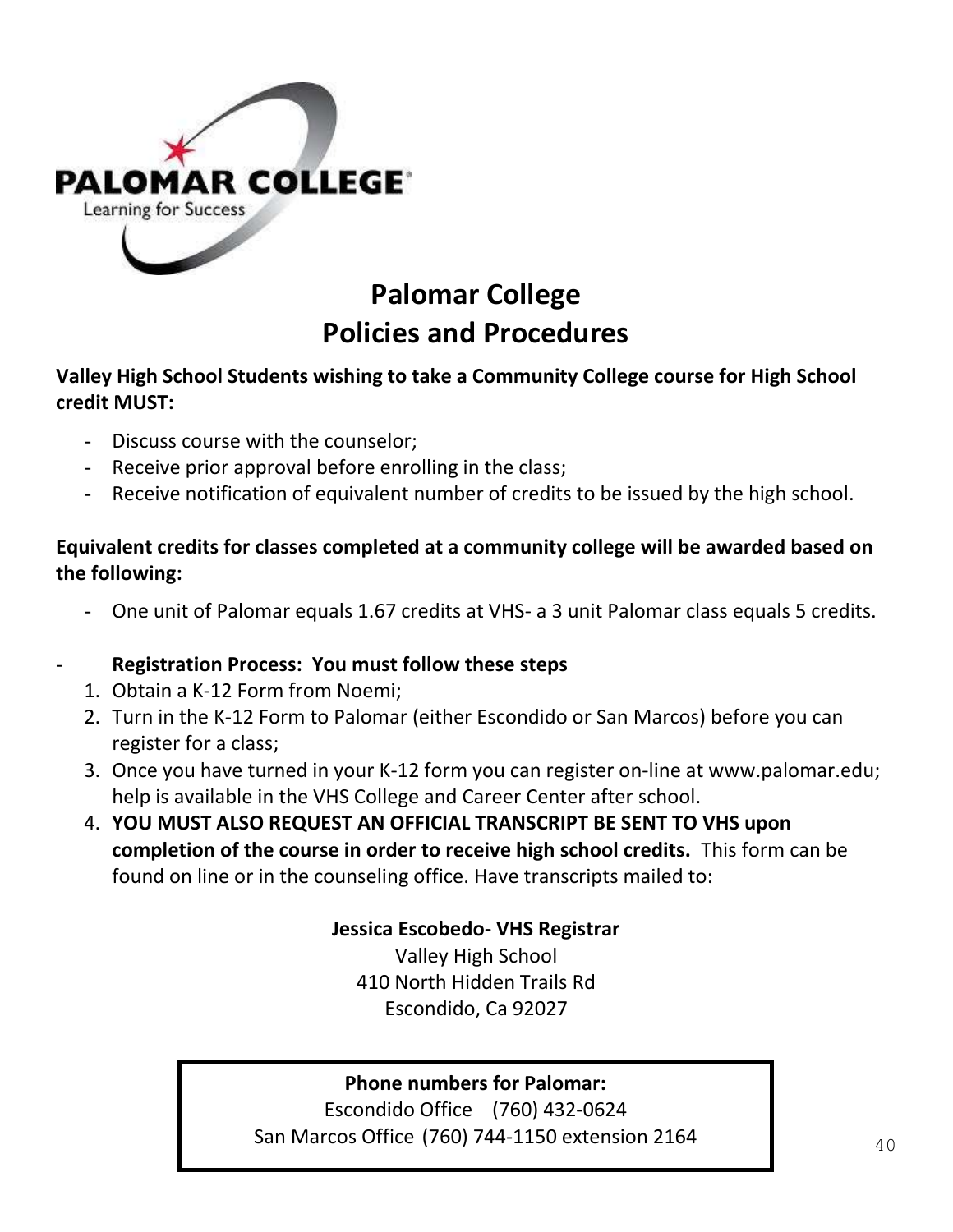PALOMAR COLLEGE
Learning for Success

# Palomar College
# Policies and Procedures

**Valley High School Students wishing to take a Community College course for High School credit MUST:**

- Discuss course with the counselor;
- Receive prior approval before enrolling in the class;
- Receive notification of equivalent number of credits to be issued by the high school.

**Equivalent credits for classes completed at a community college will be awarded based on the following:**

- One unit of Palomar equals 1.67 credits at VHS- a 3 unit Palomar class equals 5 credits.

- **Registration Process: You must follow these steps**

1. Obtain a K-12 Form from Noemi;
2. Turn in the K-12 Form to Palomar (either Escondido or San Marcos) before you can register for a class;
3. Once you have turned in your K-12 form you can register on-line at www.palomar.edu; help is available in the VHS College and Career Center after school.
4. **YOU MUST ALSO REQUEST AN OFFICIAL TRANSCRIPT BE SENT TO VHS upon completion of the course in order to receive high school credits.** This form can be found on line or in the counseling office. Have transcripts mailed to:

**Jessica Escobedo- VHS Registrar**
Valley High School
410 North Hidden Trails Rd
Escondido, Ca 92027

**Phone numbers for Palomar:**
Escondido Office (760) 432-0624
San Marcos Office (760) 744-1150 extension 2164